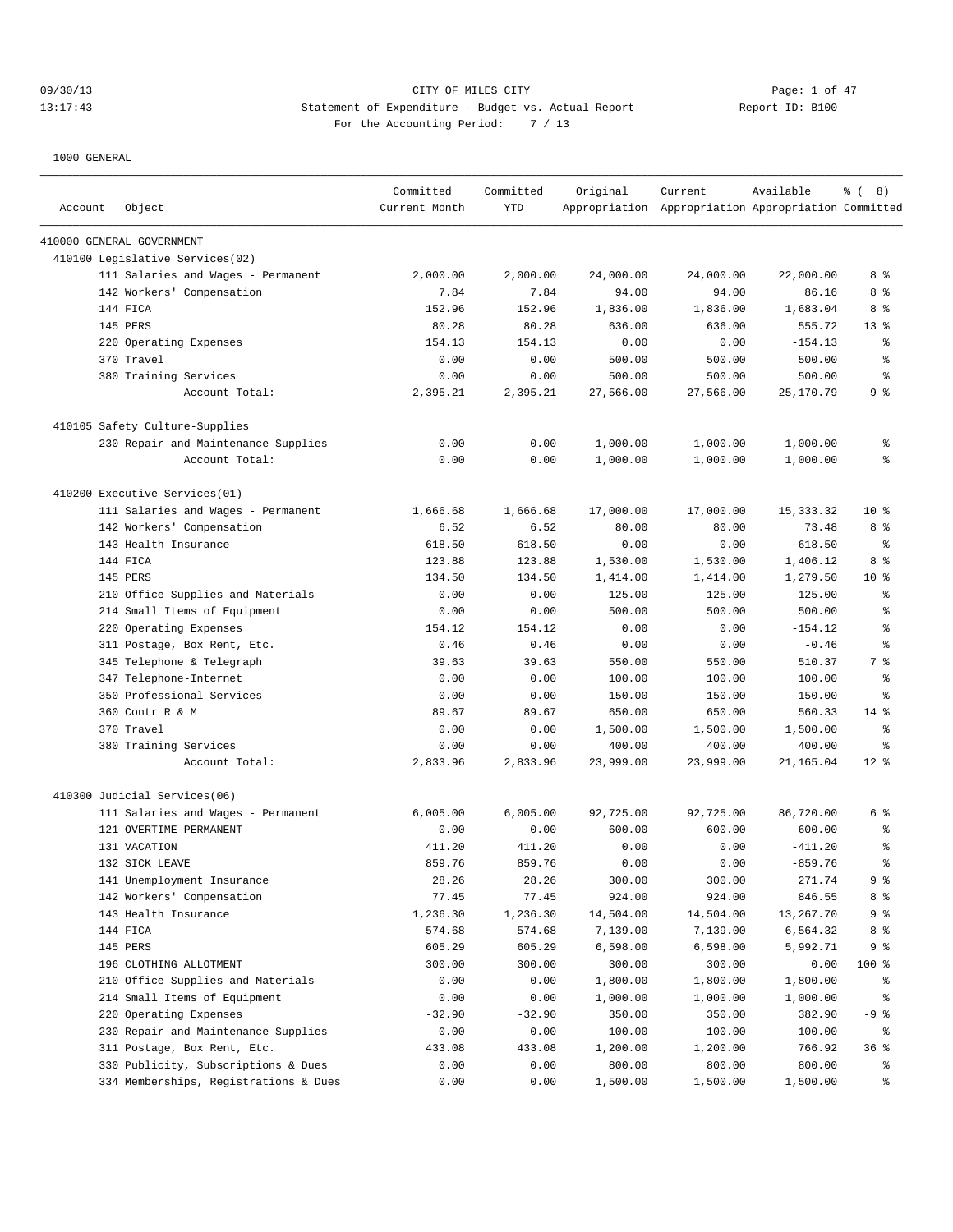09/30/13 CITY OF MILES CITY
13:17:43 Statement of Expenditure - Budget vs. Actual Report Report ID: B100
For the Accounting Period: 7 / 13

1000 GENERAL

| Account | Object | Committed Current Month | Committed YTD | Original Appropriation | Current Appropriation | Available Appropriation | % ( 8) Committed |
|---|---|---|---|---|---|---|---|
| 410000 GENERAL GOVERNMENT | | | | | | | |
| 410100 Legislative Services(02) | | | | | | | |
| | 111 Salaries and Wages - Permanent | 2,000.00 | 2,000.00 | 24,000.00 | 24,000.00 | 22,000.00 | 8 % |
| | 142 Workers' Compensation | 7.84 | 7.84 | 94.00 | 94.00 | 86.16 | 8 % |
| | 144 FICA | 152.96 | 152.96 | 1,836.00 | 1,836.00 | 1,683.04 | 8 % |
| | 145 PERS | 80.28 | 80.28 | 636.00 | 636.00 | 555.72 | 13 % |
| | 220 Operating Expenses | 154.13 | 154.13 | 0.00 | 0.00 | -154.13 | % |
| | 370 Travel | 0.00 | 0.00 | 500.00 | 500.00 | 500.00 | % |
| | 380 Training Services | 0.00 | 0.00 | 500.00 | 500.00 | 500.00 | % |
| | Account Total: | 2,395.21 | 2,395.21 | 27,566.00 | 27,566.00 | 25,170.79 | 9 % |
| 410105 Safety Culture-Supplies | | | | | | | |
| | 230 Repair and Maintenance Supplies | 0.00 | 0.00 | 1,000.00 | 1,000.00 | 1,000.00 | % |
| | Account Total: | 0.00 | 0.00 | 1,000.00 | 1,000.00 | 1,000.00 | % |
| 410200 Executive Services(01) | | | | | | | |
| | 111 Salaries and Wages - Permanent | 1,666.68 | 1,666.68 | 17,000.00 | 17,000.00 | 15,333.32 | 10 % |
| | 142 Workers' Compensation | 6.52 | 6.52 | 80.00 | 80.00 | 73.48 | 8 % |
| | 143 Health Insurance | 618.50 | 618.50 | 0.00 | 0.00 | -618.50 | % |
| | 144 FICA | 123.88 | 123.88 | 1,530.00 | 1,530.00 | 1,406.12 | 8 % |
| | 145 PERS | 134.50 | 134.50 | 1,414.00 | 1,414.00 | 1,279.50 | 10 % |
| | 210 Office Supplies and Materials | 0.00 | 0.00 | 125.00 | 125.00 | 125.00 | % |
| | 214 Small Items of Equipment | 0.00 | 0.00 | 500.00 | 500.00 | 500.00 | % |
| | 220 Operating Expenses | 154.12 | 154.12 | 0.00 | 0.00 | -154.12 | % |
| | 311 Postage, Box Rent, Etc. | 0.46 | 0.46 | 0.00 | 0.00 | -0.46 | % |
| | 345 Telephone & Telegraph | 39.63 | 39.63 | 550.00 | 550.00 | 510.37 | 7 % |
| | 347 Telephone-Internet | 0.00 | 0.00 | 100.00 | 100.00 | 100.00 | % |
| | 350 Professional Services | 0.00 | 0.00 | 150.00 | 150.00 | 150.00 | % |
| | 360 Contr R & M | 89.67 | 89.67 | 650.00 | 650.00 | 560.33 | 14 % |
| | 370 Travel | 0.00 | 0.00 | 1,500.00 | 1,500.00 | 1,500.00 | % |
| | 380 Training Services | 0.00 | 0.00 | 400.00 | 400.00 | 400.00 | % |
| | Account Total: | 2,833.96 | 2,833.96 | 23,999.00 | 23,999.00 | 21,165.04 | 12 % |
| 410300 Judicial Services(06) | | | | | | | |
| | 111 Salaries and Wages - Permanent | 6,005.00 | 6,005.00 | 92,725.00 | 92,725.00 | 86,720.00 | 6 % |
| | 121 OVERTIME-PERMANENT | 0.00 | 0.00 | 600.00 | 600.00 | 600.00 | % |
| | 131 VACATION | 411.20 | 411.20 | 0.00 | 0.00 | -411.20 | % |
| | 132 SICK LEAVE | 859.76 | 859.76 | 0.00 | 0.00 | -859.76 | % |
| | 141 Unemployment Insurance | 28.26 | 28.26 | 300.00 | 300.00 | 271.74 | 9 % |
| | 142 Workers' Compensation | 77.45 | 77.45 | 924.00 | 924.00 | 846.55 | 8 % |
| | 143 Health Insurance | 1,236.30 | 1,236.30 | 14,504.00 | 14,504.00 | 13,267.70 | 9 % |
| | 144 FICA | 574.68 | 574.68 | 7,139.00 | 7,139.00 | 6,564.32 | 8 % |
| | 145 PERS | 605.29 | 605.29 | 6,598.00 | 6,598.00 | 5,992.71 | 9 % |
| | 196 CLOTHING ALLOTMENT | 300.00 | 300.00 | 300.00 | 300.00 | 0.00 | 100 % |
| | 210 Office Supplies and Materials | 0.00 | 0.00 | 1,800.00 | 1,800.00 | 1,800.00 | % |
| | 214 Small Items of Equipment | 0.00 | 0.00 | 1,000.00 | 1,000.00 | 1,000.00 | % |
| | 220 Operating Expenses | -32.90 | -32.90 | 350.00 | 350.00 | 382.90 | -9 % |
| | 230 Repair and Maintenance Supplies | 0.00 | 0.00 | 100.00 | 100.00 | 100.00 | % |
| | 311 Postage, Box Rent, Etc. | 433.08 | 433.08 | 1,200.00 | 1,200.00 | 766.92 | 36 % |
| | 330 Publicity, Subscriptions & Dues | 0.00 | 0.00 | 800.00 | 800.00 | 800.00 | % |
| | 334 Memberships, Registrations & Dues | 0.00 | 0.00 | 1,500.00 | 1,500.00 | 1,500.00 | % |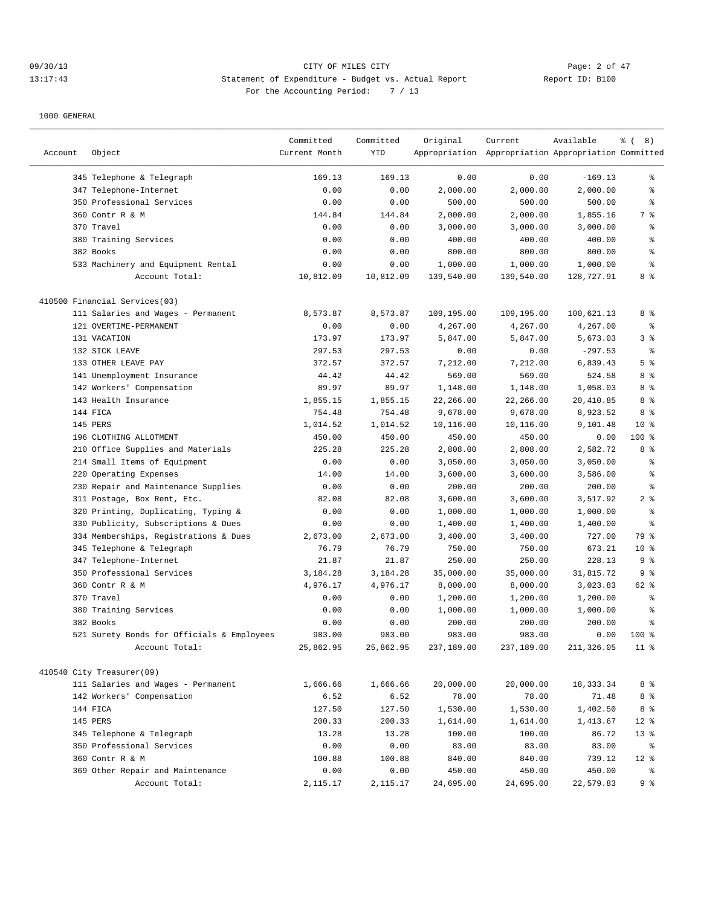CITY OF MILES CITY
Statement of Expenditure - Budget vs. Actual Report
For the Accounting Period: 7 / 13

09/30/13 13:17:43 Report ID: B100

1000 GENERAL

| Account | Object | Committed Current Month | Committed YTD | Original Appropriation | Current Appropriation | Available Appropriation | % ( 8) Committed |
|---|---|---|---|---|---|---|---|
| | 345 Telephone & Telegraph | 169.13 | 169.13 | 0.00 | 0.00 | -169.13 | % |
| | 347 Telephone-Internet | 0.00 | 0.00 | 2,000.00 | 2,000.00 | 2,000.00 | % |
| | 350 Professional Services | 0.00 | 0.00 | 500.00 | 500.00 | 500.00 | % |
| | 360 Contr R & M | 144.84 | 144.84 | 2,000.00 | 2,000.00 | 1,855.16 | 7 % |
| | 370 Travel | 0.00 | 0.00 | 3,000.00 | 3,000.00 | 3,000.00 | % |
| | 380 Training Services | 0.00 | 0.00 | 400.00 | 400.00 | 400.00 | % |
| | 382 Books | 0.00 | 0.00 | 800.00 | 800.00 | 800.00 | % |
| | 533 Machinery and Equipment Rental | 0.00 | 0.00 | 1,000.00 | 1,000.00 | 1,000.00 | % |
| | Account Total: | 10,812.09 | 10,812.09 | 139,540.00 | 139,540.00 | 128,727.91 | 8 % |
| 410500 Financial Services(03) | | | | | | | |
| | 111 Salaries and Wages - Permanent | 8,573.87 | 8,573.87 | 109,195.00 | 109,195.00 | 100,621.13 | 8 % |
| | 121 OVERTIME-PERMANENT | 0.00 | 0.00 | 4,267.00 | 4,267.00 | 4,267.00 | % |
| | 131 VACATION | 173.97 | 173.97 | 5,847.00 | 5,847.00 | 5,673.03 | 3 % |
| | 132 SICK LEAVE | 297.53 | 297.53 | 0.00 | 0.00 | -297.53 | % |
| | 133 OTHER LEAVE PAY | 372.57 | 372.57 | 7,212.00 | 7,212.00 | 6,839.43 | 5 % |
| | 141 Unemployment Insurance | 44.42 | 44.42 | 569.00 | 569.00 | 524.58 | 8 % |
| | 142 Workers' Compensation | 89.97 | 89.97 | 1,148.00 | 1,148.00 | 1,058.03 | 8 % |
| | 143 Health Insurance | 1,855.15 | 1,855.15 | 22,266.00 | 22,266.00 | 20,410.85 | 8 % |
| | 144 FICA | 754.48 | 754.48 | 9,678.00 | 9,678.00 | 8,923.52 | 8 % |
| | 145 PERS | 1,014.52 | 1,014.52 | 10,116.00 | 10,116.00 | 9,101.48 | 10 % |
| | 196 CLOTHING ALLOTMENT | 450.00 | 450.00 | 450.00 | 450.00 | 0.00 | 100 % |
| | 210 Office Supplies and Materials | 225.28 | 225.28 | 2,808.00 | 2,808.00 | 2,582.72 | 8 % |
| | 214 Small Items of Equipment | 0.00 | 0.00 | 3,050.00 | 3,050.00 | 3,050.00 | % |
| | 220 Operating Expenses | 14.00 | 14.00 | 3,600.00 | 3,600.00 | 3,586.00 | % |
| | 230 Repair and Maintenance Supplies | 0.00 | 0.00 | 200.00 | 200.00 | 200.00 | % |
| | 311 Postage, Box Rent, Etc. | 82.08 | 82.08 | 3,600.00 | 3,600.00 | 3,517.92 | 2 % |
| | 320 Printing, Duplicating, Typing & | 0.00 | 0.00 | 1,000.00 | 1,000.00 | 1,000.00 | % |
| | 330 Publicity, Subscriptions & Dues | 0.00 | 0.00 | 1,400.00 | 1,400.00 | 1,400.00 | % |
| | 334 Memberships, Registrations & Dues | 2,673.00 | 2,673.00 | 3,400.00 | 3,400.00 | 727.00 | 79 % |
| | 345 Telephone & Telegraph | 76.79 | 76.79 | 750.00 | 750.00 | 673.21 | 10 % |
| | 347 Telephone-Internet | 21.87 | 21.87 | 250.00 | 250.00 | 228.13 | 9 % |
| | 350 Professional Services | 3,184.28 | 3,184.28 | 35,000.00 | 35,000.00 | 31,815.72 | 9 % |
| | 360 Contr R & M | 4,976.17 | 4,976.17 | 8,000.00 | 8,000.00 | 3,023.83 | 62 % |
| | 370 Travel | 0.00 | 0.00 | 1,200.00 | 1,200.00 | 1,200.00 | % |
| | 380 Training Services | 0.00 | 0.00 | 1,000.00 | 1,000.00 | 1,000.00 | % |
| | 382 Books | 0.00 | 0.00 | 200.00 | 200.00 | 200.00 | % |
| | 521 Surety Bonds for Officials & Employees | 983.00 | 983.00 | 983.00 | 983.00 | 0.00 | 100 % |
| | Account Total: | 25,862.95 | 25,862.95 | 237,189.00 | 237,189.00 | 211,326.05 | 11 % |
| 410540 City Treasurer(09) | | | | | | | |
| | 111 Salaries and Wages - Permanent | 1,666.66 | 1,666.66 | 20,000.00 | 20,000.00 | 18,333.34 | 8 % |
| | 142 Workers' Compensation | 6.52 | 6.52 | 78.00 | 78.00 | 71.48 | 8 % |
| | 144 FICA | 127.50 | 127.50 | 1,530.00 | 1,530.00 | 1,402.50 | 8 % |
| | 145 PERS | 200.33 | 200.33 | 1,614.00 | 1,614.00 | 1,413.67 | 12 % |
| | 345 Telephone & Telegraph | 13.28 | 13.28 | 100.00 | 100.00 | 86.72 | 13 % |
| | 350 Professional Services | 0.00 | 0.00 | 83.00 | 83.00 | 83.00 | % |
| | 360 Contr R & M | 100.88 | 100.88 | 840.00 | 840.00 | 739.12 | 12 % |
| | 369 Other Repair and Maintenance | 0.00 | 0.00 | 450.00 | 450.00 | 450.00 | % |
| | Account Total: | 2,115.17 | 2,115.17 | 24,695.00 | 24,695.00 | 22,579.83 | 9 % |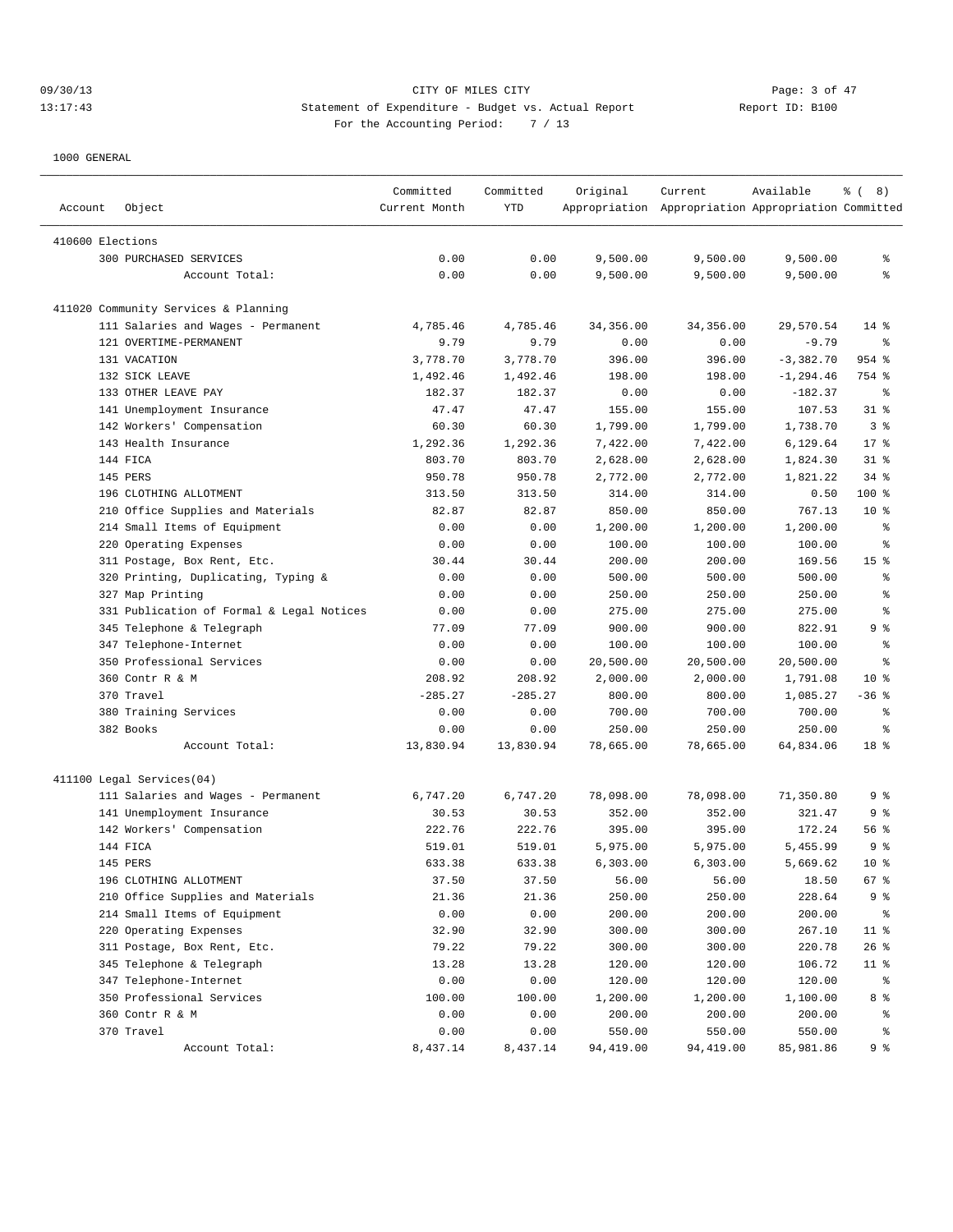CITY OF MILES CITY

Statement of Expenditure - Budget vs. Actual Report

For the Accounting Period: 7 / 13

09/30/13 13:17:43 Report ID: B100

1000 GENERAL

| Account | Object | Committed Current Month | Committed YTD | Original Appropriation | Current Appropriation | Available Appropriation | % ( 8) Committed |
|---|---|---|---|---|---|---|---|
| 410600 Elections | | | | | | | |
| | 300 PURCHASED SERVICES | 0.00 | 0.00 | 9,500.00 | 9,500.00 | 9,500.00 | % |
| | Account Total: | 0.00 | 0.00 | 9,500.00 | 9,500.00 | 9,500.00 | % |
| 411020 Community Services & Planning | | | | | | | |
| | 111 Salaries and Wages - Permanent | 4,785.46 | 4,785.46 | 34,356.00 | 34,356.00 | 29,570.54 | 14 % |
| | 121 OVERTIME-PERMANENT | 9.79 | 9.79 | 0.00 | 0.00 | -9.79 | % |
| | 131 VACATION | 3,778.70 | 3,778.70 | 396.00 | 396.00 | -3,382.70 | 954 % |
| | 132 SICK LEAVE | 1,492.46 | 1,492.46 | 198.00 | 198.00 | -1,294.46 | 754 % |
| | 133 OTHER LEAVE PAY | 182.37 | 182.37 | 0.00 | 0.00 | -182.37 | % |
| | 141 Unemployment Insurance | 47.47 | 47.47 | 155.00 | 155.00 | 107.53 | 31 % |
| | 142 Workers' Compensation | 60.30 | 60.30 | 1,799.00 | 1,799.00 | 1,738.70 | 3 % |
| | 143 Health Insurance | 1,292.36 | 1,292.36 | 7,422.00 | 7,422.00 | 6,129.64 | 17 % |
| | 144 FICA | 803.70 | 803.70 | 2,628.00 | 2,628.00 | 1,824.30 | 31 % |
| | 145 PERS | 950.78 | 950.78 | 2,772.00 | 2,772.00 | 1,821.22 | 34 % |
| | 196 CLOTHING ALLOTMENT | 313.50 | 313.50 | 314.00 | 314.00 | 0.50 | 100 % |
| | 210 Office Supplies and Materials | 82.87 | 82.87 | 850.00 | 850.00 | 767.13 | 10 % |
| | 214 Small Items of Equipment | 0.00 | 0.00 | 1,200.00 | 1,200.00 | 1,200.00 | % |
| | 220 Operating Expenses | 0.00 | 0.00 | 100.00 | 100.00 | 100.00 | % |
| | 311 Postage, Box Rent, Etc. | 30.44 | 30.44 | 200.00 | 200.00 | 169.56 | 15 % |
| | 320 Printing, Duplicating, Typing & | 0.00 | 0.00 | 500.00 | 500.00 | 500.00 | % |
| | 327 Map Printing | 0.00 | 0.00 | 250.00 | 250.00 | 250.00 | % |
| | 331 Publication of Formal & Legal Notices | 0.00 | 0.00 | 275.00 | 275.00 | 275.00 | % |
| | 345 Telephone & Telegraph | 77.09 | 77.09 | 900.00 | 900.00 | 822.91 | 9 % |
| | 347 Telephone-Internet | 0.00 | 0.00 | 100.00 | 100.00 | 100.00 | % |
| | 350 Professional Services | 0.00 | 0.00 | 20,500.00 | 20,500.00 | 20,500.00 | % |
| | 360 Contr R & M | 208.92 | 208.92 | 2,000.00 | 2,000.00 | 1,791.08 | 10 % |
| | 370 Travel | -285.27 | -285.27 | 800.00 | 800.00 | 1,085.27 | -36 % |
| | 380 Training Services | 0.00 | 0.00 | 700.00 | 700.00 | 700.00 | % |
| | 382 Books | 0.00 | 0.00 | 250.00 | 250.00 | 250.00 | % |
| | Account Total: | 13,830.94 | 13,830.94 | 78,665.00 | 78,665.00 | 64,834.06 | 18 % |
| 411100 Legal Services(04) | | | | | | | |
| | 111 Salaries and Wages - Permanent | 6,747.20 | 6,747.20 | 78,098.00 | 78,098.00 | 71,350.80 | 9 % |
| | 141 Unemployment Insurance | 30.53 | 30.53 | 352.00 | 352.00 | 321.47 | 9 % |
| | 142 Workers' Compensation | 222.76 | 222.76 | 395.00 | 395.00 | 172.24 | 56 % |
| | 144 FICA | 519.01 | 519.01 | 5,975.00 | 5,975.00 | 5,455.99 | 9 % |
| | 145 PERS | 633.38 | 633.38 | 6,303.00 | 6,303.00 | 5,669.62 | 10 % |
| | 196 CLOTHING ALLOTMENT | 37.50 | 37.50 | 56.00 | 56.00 | 18.50 | 67 % |
| | 210 Office Supplies and Materials | 21.36 | 21.36 | 250.00 | 250.00 | 228.64 | 9 % |
| | 214 Small Items of Equipment | 0.00 | 0.00 | 200.00 | 200.00 | 200.00 | % |
| | 220 Operating Expenses | 32.90 | 32.90 | 300.00 | 300.00 | 267.10 | 11 % |
| | 311 Postage, Box Rent, Etc. | 79.22 | 79.22 | 300.00 | 300.00 | 220.78 | 26 % |
| | 345 Telephone & Telegraph | 13.28 | 13.28 | 120.00 | 120.00 | 106.72 | 11 % |
| | 347 Telephone-Internet | 0.00 | 0.00 | 120.00 | 120.00 | 120.00 | % |
| | 350 Professional Services | 100.00 | 100.00 | 1,200.00 | 1,200.00 | 1,100.00 | 8 % |
| | 360 Contr R & M | 0.00 | 0.00 | 200.00 | 200.00 | 200.00 | % |
| | 370 Travel | 0.00 | 0.00 | 550.00 | 550.00 | 550.00 | % |
| | Account Total: | 8,437.14 | 8,437.14 | 94,419.00 | 94,419.00 | 85,981.86 | 9 % |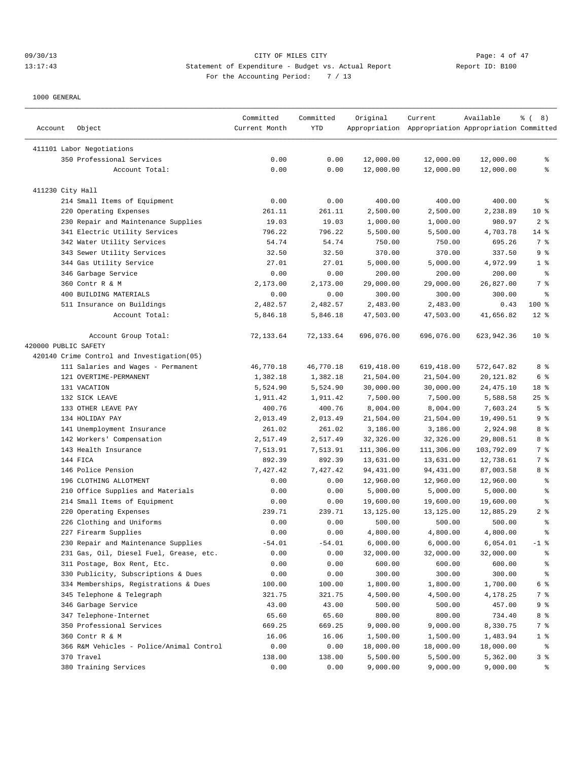CITY OF MILES CITY
Statement of Expenditure - Budget vs. Actual Report
For the Accounting Period: 7 / 13

1000 GENERAL

| Account | Object | Committed Current Month | Committed YTD | Original Appropriation | Current Appropriation | Available Appropriation | % ( 8) Committed |
|---|---|---|---|---|---|---|---|
| 411101 Labor Negotiations | | | | | | | |
| | 350 Professional Services | 0.00 | 0.00 | 12,000.00 | 12,000.00 | 12,000.00 | % |
| | Account Total: | 0.00 | 0.00 | 12,000.00 | 12,000.00 | 12,000.00 | % |
| 411230 City Hall | | | | | | | |
| | 214 Small Items of Equipment | 0.00 | 0.00 | 400.00 | 400.00 | 400.00 | % |
| | 220 Operating Expenses | 261.11 | 261.11 | 2,500.00 | 2,500.00 | 2,238.89 | 10 % |
| | 230 Repair and Maintenance Supplies | 19.03 | 19.03 | 1,000.00 | 1,000.00 | 980.97 | 2 % |
| | 341 Electric Utility Services | 796.22 | 796.22 | 5,500.00 | 5,500.00 | 4,703.78 | 14 % |
| | 342 Water Utility Services | 54.74 | 54.74 | 750.00 | 750.00 | 695.26 | 7 % |
| | 343 Sewer Utility Services | 32.50 | 32.50 | 370.00 | 370.00 | 337.50 | 9 % |
| | 344 Gas Utility Service | 27.01 | 27.01 | 5,000.00 | 5,000.00 | 4,972.99 | 1 % |
| | 346 Garbage Service | 0.00 | 0.00 | 200.00 | 200.00 | 200.00 | % |
| | 360 Contr R & M | 2,173.00 | 2,173.00 | 29,000.00 | 29,000.00 | 26,827.00 | 7 % |
| | 400 BUILDING MATERIALS | 0.00 | 0.00 | 300.00 | 300.00 | 300.00 | % |
| | 511 Insurance on Buildings | 2,482.57 | 2,482.57 | 2,483.00 | 2,483.00 | 0.43 | 100 % |
| | Account Total: | 5,846.18 | 5,846.18 | 47,503.00 | 47,503.00 | 41,656.82 | 12 % |
| | Account Group Total: | 72,133.64 | 72,133.64 | 696,076.00 | 696,076.00 | 623,942.36 | 10 % |
| 420000 PUBLIC SAFETY | | | | | | | |
| 420140 Crime Control and Investigation(05) | | | | | | | |
| | 111 Salaries and Wages - Permanent | 46,770.18 | 46,770.18 | 619,418.00 | 619,418.00 | 572,647.82 | 8 % |
| | 121 OVERTIME-PERMANENT | 1,382.18 | 1,382.18 | 21,504.00 | 21,504.00 | 20,121.82 | 6 % |
| | 131 VACATION | 5,524.90 | 5,524.90 | 30,000.00 | 30,000.00 | 24,475.10 | 18 % |
| | 132 SICK LEAVE | 1,911.42 | 1,911.42 | 7,500.00 | 7,500.00 | 5,588.58 | 25 % |
| | 133 OTHER LEAVE PAY | 400.76 | 400.76 | 8,004.00 | 8,004.00 | 7,603.24 | 5 % |
| | 134 HOLIDAY PAY | 2,013.49 | 2,013.49 | 21,504.00 | 21,504.00 | 19,490.51 | 9 % |
| | 141 Unemployment Insurance | 261.02 | 261.02 | 3,186.00 | 3,186.00 | 2,924.98 | 8 % |
| | 142 Workers' Compensation | 2,517.49 | 2,517.49 | 32,326.00 | 32,326.00 | 29,808.51 | 8 % |
| | 143 Health Insurance | 7,513.91 | 7,513.91 | 111,306.00 | 111,306.00 | 103,792.09 | 7 % |
| | 144 FICA | 892.39 | 892.39 | 13,631.00 | 13,631.00 | 12,738.61 | 7 % |
| | 146 Police Pension | 7,427.42 | 7,427.42 | 94,431.00 | 94,431.00 | 87,003.58 | 8 % |
| | 196 CLOTHING ALLOTMENT | 0.00 | 0.00 | 12,960.00 | 12,960.00 | 12,960.00 | % |
| | 210 Office Supplies and Materials | 0.00 | 0.00 | 5,000.00 | 5,000.00 | 5,000.00 | % |
| | 214 Small Items of Equipment | 0.00 | 0.00 | 19,600.00 | 19,600.00 | 19,600.00 | % |
| | 220 Operating Expenses | 239.71 | 239.71 | 13,125.00 | 13,125.00 | 12,885.29 | 2 % |
| | 226 Clothing and Uniforms | 0.00 | 0.00 | 500.00 | 500.00 | 500.00 | % |
| | 227 Firearm Supplies | 0.00 | 0.00 | 4,800.00 | 4,800.00 | 4,800.00 | % |
| | 230 Repair and Maintenance Supplies | -54.01 | -54.01 | 6,000.00 | 6,000.00 | 6,054.01 | -1 % |
| | 231 Gas, Oil, Diesel Fuel, Grease, etc. | 0.00 | 0.00 | 32,000.00 | 32,000.00 | 32,000.00 | % |
| | 311 Postage, Box Rent, Etc. | 0.00 | 0.00 | 600.00 | 600.00 | 600.00 | % |
| | 330 Publicity, Subscriptions & Dues | 0.00 | 0.00 | 300.00 | 300.00 | 300.00 | % |
| | 334 Memberships, Registrations & Dues | 100.00 | 100.00 | 1,800.00 | 1,800.00 | 1,700.00 | 6 % |
| | 345 Telephone & Telegraph | 321.75 | 321.75 | 4,500.00 | 4,500.00 | 4,178.25 | 7 % |
| | 346 Garbage Service | 43.00 | 43.00 | 500.00 | 500.00 | 457.00 | 9 % |
| | 347 Telephone-Internet | 65.60 | 65.60 | 800.00 | 800.00 | 734.40 | 8 % |
| | 350 Professional Services | 669.25 | 669.25 | 9,000.00 | 9,000.00 | 8,330.75 | 7 % |
| | 360 Contr R & M | 16.06 | 16.06 | 1,500.00 | 1,500.00 | 1,483.94 | 1 % |
| | 366 R&M Vehicles - Police/Animal Control | 0.00 | 0.00 | 18,000.00 | 18,000.00 | 18,000.00 | % |
| | 370 Travel | 138.00 | 138.00 | 5,500.00 | 5,500.00 | 5,362.00 | 3 % |
| | 380 Training Services | 0.00 | 0.00 | 9,000.00 | 9,000.00 | 9,000.00 | % |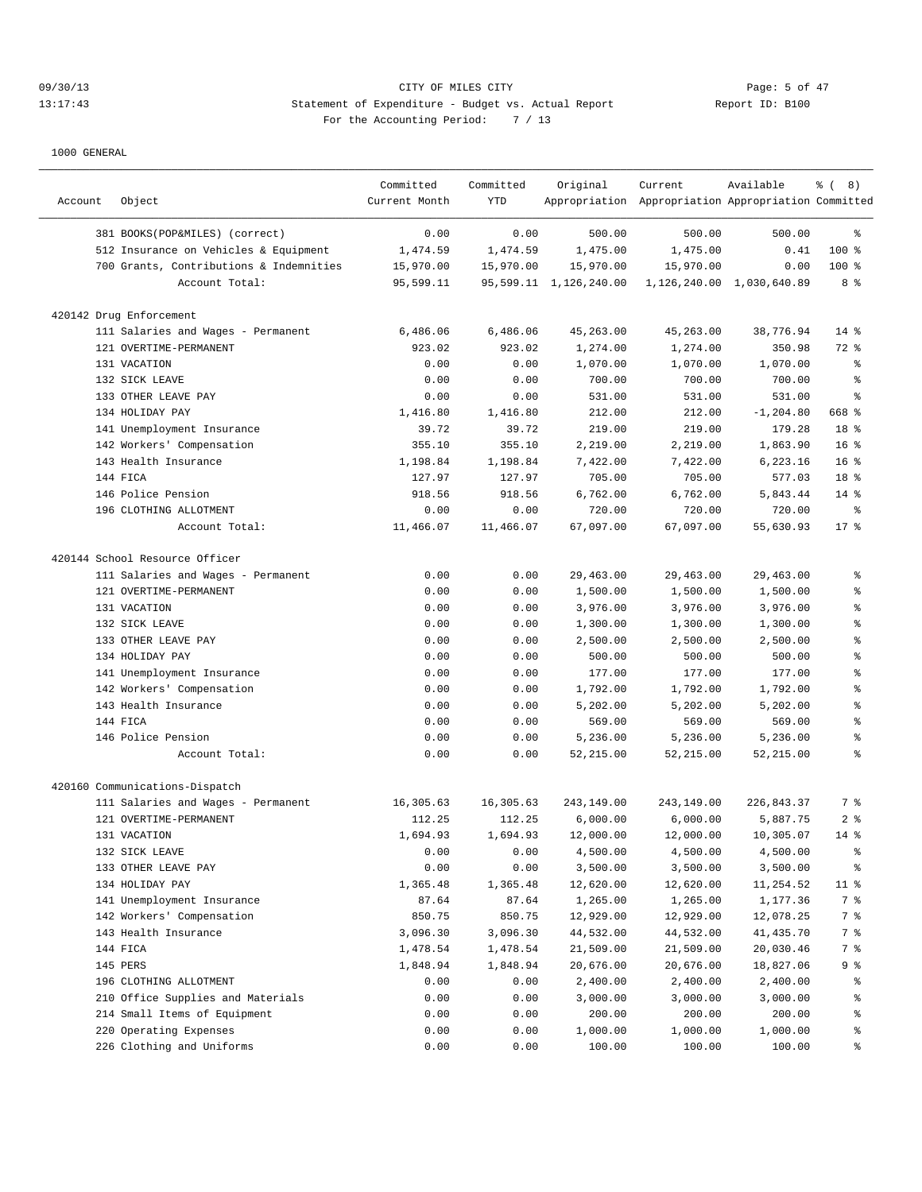1000 GENERAL

| Account | Object | Committed Current Month | Committed YTD | Original Appropriation | Current Appropriation | Available Appropriation | % ( 8) Committed |
|---|---|---|---|---|---|---|---|
| | 381 BOOKS(POP&MILES) (correct) | 0.00 | 0.00 | 500.00 | 500.00 | 500.00 | % |
| | 512 Insurance on Vehicles & Equipment | 1,474.59 | 1,474.59 | 1,475.00 | 1,475.00 | 0.41 | 100 % |
| | 700 Grants, Contributions & Indemnities | 15,970.00 | 15,970.00 | 15,970.00 | 15,970.00 | 0.00 | 100 % |
| | Account Total: | 95,599.11 | 95,599.11 | 1,126,240.00 | 1,126,240.00 | 1,030,640.89 | 8 % |
| 420142 Drug Enforcement | | | | | | | |
| | 111 Salaries and Wages - Permanent | 6,486.06 | 6,486.06 | 45,263.00 | 45,263.00 | 38,776.94 | 14 % |
| | 121 OVERTIME-PERMANENT | 923.02 | 923.02 | 1,274.00 | 1,274.00 | 350.98 | 72 % |
| | 131 VACATION | 0.00 | 0.00 | 1,070.00 | 1,070.00 | 1,070.00 | % |
| | 132 SICK LEAVE | 0.00 | 0.00 | 700.00 | 700.00 | 700.00 | % |
| | 133 OTHER LEAVE PAY | 0.00 | 0.00 | 531.00 | 531.00 | 531.00 | % |
| | 134 HOLIDAY PAY | 1,416.80 | 1,416.80 | 212.00 | 212.00 | -1,204.80 | 668 % |
| | 141 Unemployment Insurance | 39.72 | 39.72 | 219.00 | 219.00 | 179.28 | 18 % |
| | 142 Workers' Compensation | 355.10 | 355.10 | 2,219.00 | 2,219.00 | 1,863.90 | 16 % |
| | 143 Health Insurance | 1,198.84 | 1,198.84 | 7,422.00 | 7,422.00 | 6,223.16 | 16 % |
| | 144 FICA | 127.97 | 127.97 | 705.00 | 705.00 | 577.03 | 18 % |
| | 146 Police Pension | 918.56 | 918.56 | 6,762.00 | 6,762.00 | 5,843.44 | 14 % |
| | 196 CLOTHING ALLOTMENT | 0.00 | 0.00 | 720.00 | 720.00 | 720.00 | % |
| | Account Total: | 11,466.07 | 11,466.07 | 67,097.00 | 67,097.00 | 55,630.93 | 17 % |
| 420144 School Resource Officer | | | | | | | |
| | 111 Salaries and Wages - Permanent | 0.00 | 0.00 | 29,463.00 | 29,463.00 | 29,463.00 | % |
| | 121 OVERTIME-PERMANENT | 0.00 | 0.00 | 1,500.00 | 1,500.00 | 1,500.00 | % |
| | 131 VACATION | 0.00 | 0.00 | 3,976.00 | 3,976.00 | 3,976.00 | % |
| | 132 SICK LEAVE | 0.00 | 0.00 | 1,300.00 | 1,300.00 | 1,300.00 | % |
| | 133 OTHER LEAVE PAY | 0.00 | 0.00 | 2,500.00 | 2,500.00 | 2,500.00 | % |
| | 134 HOLIDAY PAY | 0.00 | 0.00 | 500.00 | 500.00 | 500.00 | % |
| | 141 Unemployment Insurance | 0.00 | 0.00 | 177.00 | 177.00 | 177.00 | % |
| | 142 Workers' Compensation | 0.00 | 0.00 | 1,792.00 | 1,792.00 | 1,792.00 | % |
| | 143 Health Insurance | 0.00 | 0.00 | 5,202.00 | 5,202.00 | 5,202.00 | % |
| | 144 FICA | 0.00 | 0.00 | 569.00 | 569.00 | 569.00 | % |
| | 146 Police Pension | 0.00 | 0.00 | 5,236.00 | 5,236.00 | 5,236.00 | % |
| | Account Total: | 0.00 | 0.00 | 52,215.00 | 52,215.00 | 52,215.00 | % |
| 420160 Communications-Dispatch | | | | | | | |
| | 111 Salaries and Wages - Permanent | 16,305.63 | 16,305.63 | 243,149.00 | 243,149.00 | 226,843.37 | 7 % |
| | 121 OVERTIME-PERMANENT | 112.25 | 112.25 | 6,000.00 | 6,000.00 | 5,887.75 | 2 % |
| | 131 VACATION | 1,694.93 | 1,694.93 | 12,000.00 | 12,000.00 | 10,305.07 | 14 % |
| | 132 SICK LEAVE | 0.00 | 0.00 | 4,500.00 | 4,500.00 | 4,500.00 | % |
| | 133 OTHER LEAVE PAY | 0.00 | 0.00 | 3,500.00 | 3,500.00 | 3,500.00 | % |
| | 134 HOLIDAY PAY | 1,365.48 | 1,365.48 | 12,620.00 | 12,620.00 | 11,254.52 | 11 % |
| | 141 Unemployment Insurance | 87.64 | 87.64 | 1,265.00 | 1,265.00 | 1,177.36 | 7 % |
| | 142 Workers' Compensation | 850.75 | 850.75 | 12,929.00 | 12,929.00 | 12,078.25 | 7 % |
| | 143 Health Insurance | 3,096.30 | 3,096.30 | 44,532.00 | 44,532.00 | 41,435.70 | 7 % |
| | 144 FICA | 1,478.54 | 1,478.54 | 21,509.00 | 21,509.00 | 20,030.46 | 7 % |
| | 145 PERS | 1,848.94 | 1,848.94 | 20,676.00 | 20,676.00 | 18,827.06 | 9 % |
| | 196 CLOTHING ALLOTMENT | 0.00 | 0.00 | 2,400.00 | 2,400.00 | 2,400.00 | % |
| | 210 Office Supplies and Materials | 0.00 | 0.00 | 3,000.00 | 3,000.00 | 3,000.00 | % |
| | 214 Small Items of Equipment | 0.00 | 0.00 | 200.00 | 200.00 | 200.00 | % |
| | 220 Operating Expenses | 0.00 | 0.00 | 1,000.00 | 1,000.00 | 1,000.00 | % |
| | 226 Clothing and Uniforms | 0.00 | 0.00 | 100.00 | 100.00 | 100.00 | % |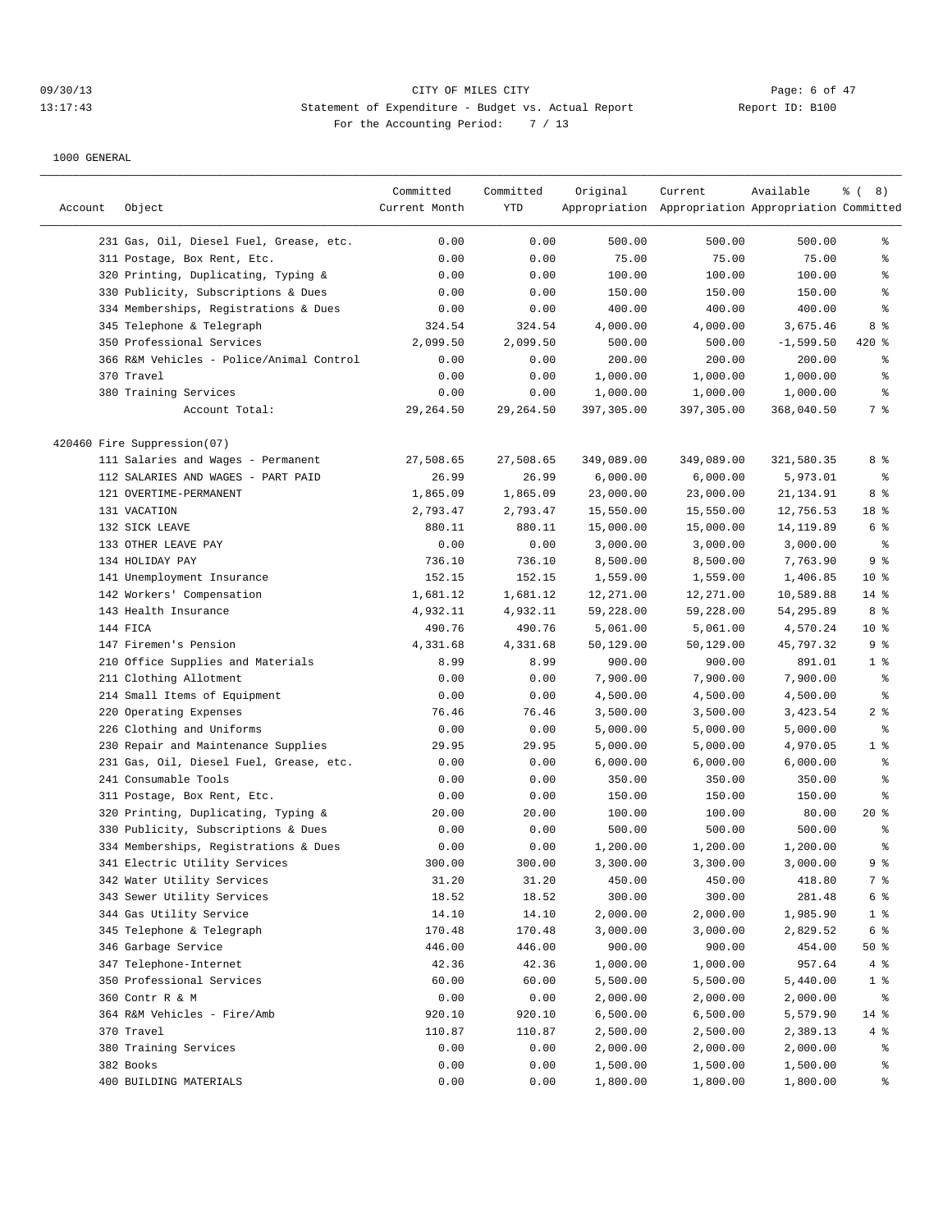09/30/13 CITY OF MILES CITY
13:17:43 Statement of Expenditure - Budget vs. Actual Report Report ID: B100
For the Accounting Period: 7 / 13

1000 GENERAL

| Account | Object | Committed Current Month | Committed YTD | Original Appropriation | Current Appropriation | Available Appropriation | % ( 8) Committed |
|---|---|---|---|---|---|---|---|
| | 231 Gas, Oil, Diesel Fuel, Grease, etc. | 0.00 | 0.00 | 500.00 | 500.00 | 500.00 | % |
| | 311 Postage, Box Rent, Etc. | 0.00 | 0.00 | 75.00 | 75.00 | 75.00 | % |
| | 320 Printing, Duplicating, Typing & | 0.00 | 0.00 | 100.00 | 100.00 | 100.00 | % |
| | 330 Publicity, Subscriptions & Dues | 0.00 | 0.00 | 150.00 | 150.00 | 150.00 | % |
| | 334 Memberships, Registrations & Dues | 0.00 | 0.00 | 400.00 | 400.00 | 400.00 | % |
| | 345 Telephone & Telegraph | 324.54 | 324.54 | 4,000.00 | 4,000.00 | 3,675.46 | 8 % |
| | 350 Professional Services | 2,099.50 | 2,099.50 | 500.00 | 500.00 | -1,599.50 | 420 % |
| | 366 R&M Vehicles - Police/Animal Control | 0.00 | 0.00 | 200.00 | 200.00 | 200.00 | % |
| | 370 Travel | 0.00 | 0.00 | 1,000.00 | 1,000.00 | 1,000.00 | % |
| | 380 Training Services | 0.00 | 0.00 | 1,000.00 | 1,000.00 | 1,000.00 | % |
| | Account Total: | 29,264.50 | 29,264.50 | 397,305.00 | 397,305.00 | 368,040.50 | 7 % |
| 420460 Fire Suppression(07) | | | | | | | |
| | 111 Salaries and Wages - Permanent | 27,508.65 | 27,508.65 | 349,089.00 | 349,089.00 | 321,580.35 | 8 % |
| | 112 SALARIES AND WAGES - PART PAID | 26.99 | 26.99 | 6,000.00 | 6,000.00 | 5,973.01 | % |
| | 121 OVERTIME-PERMANENT | 1,865.09 | 1,865.09 | 23,000.00 | 23,000.00 | 21,134.91 | 8 % |
| | 131 VACATION | 2,793.47 | 2,793.47 | 15,550.00 | 15,550.00 | 12,756.53 | 18 % |
| | 132 SICK LEAVE | 880.11 | 880.11 | 15,000.00 | 15,000.00 | 14,119.89 | 6 % |
| | 133 OTHER LEAVE PAY | 0.00 | 0.00 | 3,000.00 | 3,000.00 | 3,000.00 | % |
| | 134 HOLIDAY PAY | 736.10 | 736.10 | 8,500.00 | 8,500.00 | 7,763.90 | 9 % |
| | 141 Unemployment Insurance | 152.15 | 152.15 | 1,559.00 | 1,559.00 | 1,406.85 | 10 % |
| | 142 Workers' Compensation | 1,681.12 | 1,681.12 | 12,271.00 | 12,271.00 | 10,589.88 | 14 % |
| | 143 Health Insurance | 4,932.11 | 4,932.11 | 59,228.00 | 59,228.00 | 54,295.89 | 8 % |
| | 144 FICA | 490.76 | 490.76 | 5,061.00 | 5,061.00 | 4,570.24 | 10 % |
| | 147 Firemen's Pension | 4,331.68 | 4,331.68 | 50,129.00 | 50,129.00 | 45,797.32 | 9 % |
| | 210 Office Supplies and Materials | 8.99 | 8.99 | 900.00 | 900.00 | 891.01 | 1 % |
| | 211 Clothing Allotment | 0.00 | 0.00 | 7,900.00 | 7,900.00 | 7,900.00 | % |
| | 214 Small Items of Equipment | 0.00 | 0.00 | 4,500.00 | 4,500.00 | 4,500.00 | % |
| | 220 Operating Expenses | 76.46 | 76.46 | 3,500.00 | 3,500.00 | 3,423.54 | 2 % |
| | 226 Clothing and Uniforms | 0.00 | 0.00 | 5,000.00 | 5,000.00 | 5,000.00 | % |
| | 230 Repair and Maintenance Supplies | 29.95 | 29.95 | 5,000.00 | 5,000.00 | 4,970.05 | 1 % |
| | 231 Gas, Oil, Diesel Fuel, Grease, etc. | 0.00 | 0.00 | 6,000.00 | 6,000.00 | 6,000.00 | % |
| | 241 Consumable Tools | 0.00 | 0.00 | 350.00 | 350.00 | 350.00 | % |
| | 311 Postage, Box Rent, Etc. | 0.00 | 0.00 | 150.00 | 150.00 | 150.00 | % |
| | 320 Printing, Duplicating, Typing & | 20.00 | 20.00 | 100.00 | 100.00 | 80.00 | 20 % |
| | 330 Publicity, Subscriptions & Dues | 0.00 | 0.00 | 500.00 | 500.00 | 500.00 | % |
| | 334 Memberships, Registrations & Dues | 0.00 | 0.00 | 1,200.00 | 1,200.00 | 1,200.00 | % |
| | 341 Electric Utility Services | 300.00 | 300.00 | 3,300.00 | 3,300.00 | 3,000.00 | 9 % |
| | 342 Water Utility Services | 31.20 | 31.20 | 450.00 | 450.00 | 418.80 | 7 % |
| | 343 Sewer Utility Services | 18.52 | 18.52 | 300.00 | 300.00 | 281.48 | 6 % |
| | 344 Gas Utility Service | 14.10 | 14.10 | 2,000.00 | 2,000.00 | 1,985.90 | 1 % |
| | 345 Telephone & Telegraph | 170.48 | 170.48 | 3,000.00 | 3,000.00 | 2,829.52 | 6 % |
| | 346 Garbage Service | 446.00 | 446.00 | 900.00 | 900.00 | 454.00 | 50 % |
| | 347 Telephone-Internet | 42.36 | 42.36 | 1,000.00 | 1,000.00 | 957.64 | 4 % |
| | 350 Professional Services | 60.00 | 60.00 | 5,500.00 | 5,500.00 | 5,440.00 | 1 % |
| | 360 Contr R & M | 0.00 | 0.00 | 2,000.00 | 2,000.00 | 2,000.00 | % |
| | 364 R&M Vehicles - Fire/Amb | 920.10 | 920.10 | 6,500.00 | 6,500.00 | 5,579.90 | 14 % |
| | 370 Travel | 110.87 | 110.87 | 2,500.00 | 2,500.00 | 2,389.13 | 4 % |
| | 380 Training Services | 0.00 | 0.00 | 2,000.00 | 2,000.00 | 2,000.00 | % |
| | 382 Books | 0.00 | 0.00 | 1,500.00 | 1,500.00 | 1,500.00 | % |
| | 400 BUILDING MATERIALS | 0.00 | 0.00 | 1,800.00 | 1,800.00 | 1,800.00 | % |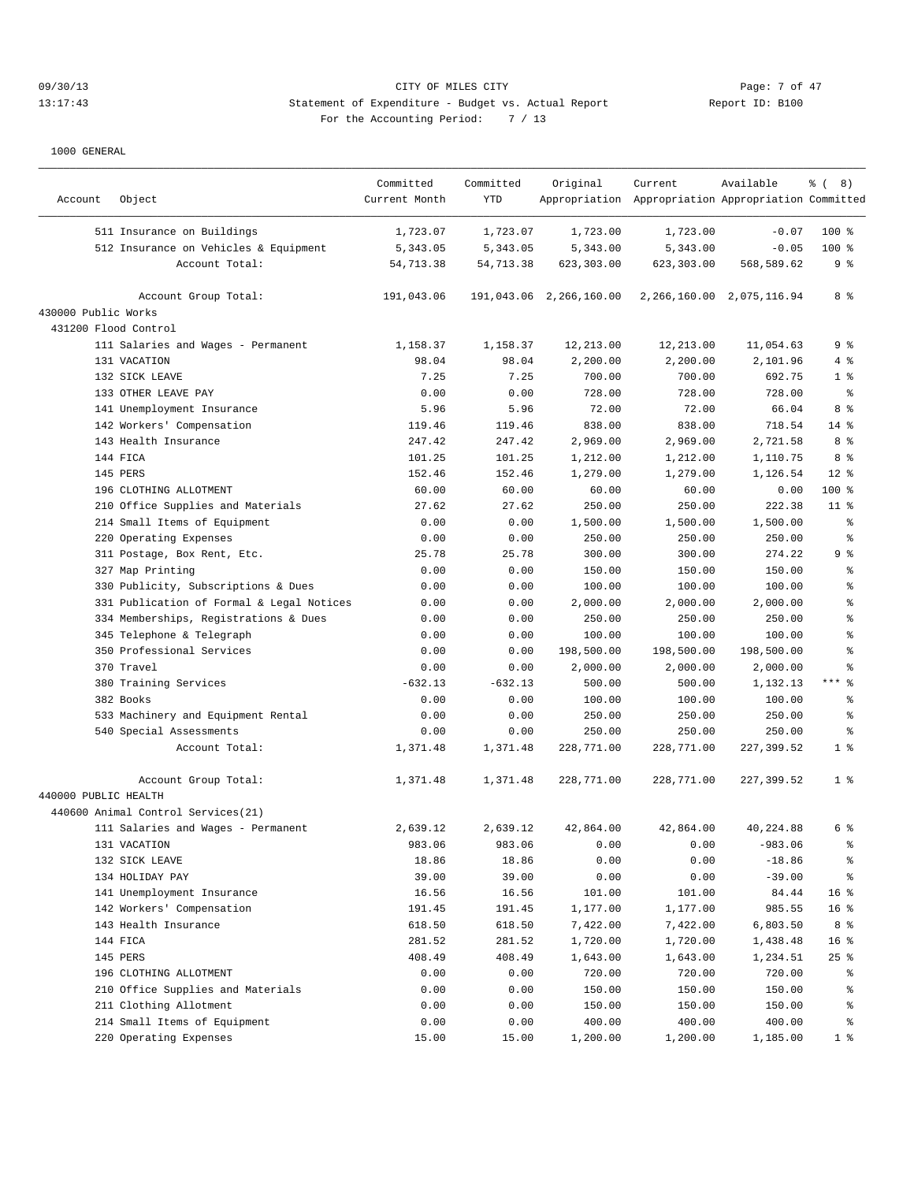09/30/13 CITY OF MILES CITY
13:17:43 Statement of Expenditure - Budget vs. Actual Report Report ID: B100
For the Accounting Period: 7 / 13

1000 GENERAL

| Account | Object | Committed Current Month | Committed YTD | Original Appropriation | Current Appropriation | Available Appropriation | % ( 8) Committed |
|---|---|---|---|---|---|---|---|
| | 511 Insurance on Buildings | 1,723.07 | 1,723.07 | 1,723.00 | 1,723.00 | -0.07 | 100 % |
| | 512 Insurance on Vehicles & Equipment | 5,343.05 | 5,343.05 | 5,343.00 | 5,343.00 | -0.05 | 100 % |
| | Account Total: | 54,713.38 | 54,713.38 | 623,303.00 | 623,303.00 | 568,589.62 | 9 % |
| | Account Group Total: | 191,043.06 | 191,043.06 | 2,266,160.00 | 2,266,160.00 | 2,075,116.94 | 8 % |
| 430000 Public Works | | | | | | | |
| 431200 Flood Control | | | | | | | |
| | 111 Salaries and Wages - Permanent | 1,158.37 | 1,158.37 | 12,213.00 | 12,213.00 | 11,054.63 | 9 % |
| | 131 VACATION | 98.04 | 98.04 | 2,200.00 | 2,200.00 | 2,101.96 | 4 % |
| | 132 SICK LEAVE | 7.25 | 7.25 | 700.00 | 700.00 | 692.75 | 1 % |
| | 133 OTHER LEAVE PAY | 0.00 | 0.00 | 728.00 | 728.00 | 728.00 | % |
| | 141 Unemployment Insurance | 5.96 | 5.96 | 72.00 | 72.00 | 66.04 | 8 % |
| | 142 Workers' Compensation | 119.46 | 119.46 | 838.00 | 838.00 | 718.54 | 14 % |
| | 143 Health Insurance | 247.42 | 247.42 | 2,969.00 | 2,969.00 | 2,721.58 | 8 % |
| | 144 FICA | 101.25 | 101.25 | 1,212.00 | 1,212.00 | 1,110.75 | 8 % |
| | 145 PERS | 152.46 | 152.46 | 1,279.00 | 1,279.00 | 1,126.54 | 12 % |
| | 196 CLOTHING ALLOTMENT | 60.00 | 60.00 | 60.00 | 60.00 | 0.00 | 100 % |
| | 210 Office Supplies and Materials | 27.62 | 27.62 | 250.00 | 250.00 | 222.38 | 11 % |
| | 214 Small Items of Equipment | 0.00 | 0.00 | 1,500.00 | 1,500.00 | 1,500.00 | % |
| | 220 Operating Expenses | 0.00 | 0.00 | 250.00 | 250.00 | 250.00 | % |
| | 311 Postage, Box Rent, Etc. | 25.78 | 25.78 | 300.00 | 300.00 | 274.22 | 9 % |
| | 327 Map Printing | 0.00 | 0.00 | 150.00 | 150.00 | 150.00 | % |
| | 330 Publicity, Subscriptions & Dues | 0.00 | 0.00 | 100.00 | 100.00 | 100.00 | % |
| | 331 Publication of Formal & Legal Notices | 0.00 | 0.00 | 2,000.00 | 2,000.00 | 2,000.00 | % |
| | 334 Memberships, Registrations & Dues | 0.00 | 0.00 | 250.00 | 250.00 | 250.00 | % |
| | 345 Telephone & Telegraph | 0.00 | 0.00 | 100.00 | 100.00 | 100.00 | % |
| | 350 Professional Services | 0.00 | 0.00 | 198,500.00 | 198,500.00 | 198,500.00 | % |
| | 370 Travel | 0.00 | 0.00 | 2,000.00 | 2,000.00 | 2,000.00 | % |
| | 380 Training Services | -632.13 | -632.13 | 500.00 | 500.00 | 1,132.13 | *** % |
| | 382 Books | 0.00 | 0.00 | 100.00 | 100.00 | 100.00 | % |
| | 533 Machinery and Equipment Rental | 0.00 | 0.00 | 250.00 | 250.00 | 250.00 | % |
| | 540 Special Assessments | 0.00 | 0.00 | 250.00 | 250.00 | 250.00 | % |
| | Account Total: | 1,371.48 | 1,371.48 | 228,771.00 | 228,771.00 | 227,399.52 | 1 % |
| | Account Group Total: | 1,371.48 | 1,371.48 | 228,771.00 | 228,771.00 | 227,399.52 | 1 % |
| 440000 PUBLIC HEALTH | | | | | | | |
| 440600 Animal Control Services(21) | | | | | | | |
| | 111 Salaries and Wages - Permanent | 2,639.12 | 2,639.12 | 42,864.00 | 42,864.00 | 40,224.88 | 6 % |
| | 131 VACATION | 983.06 | 983.06 | 0.00 | 0.00 | -983.06 | % |
| | 132 SICK LEAVE | 18.86 | 18.86 | 0.00 | 0.00 | -18.86 | % |
| | 134 HOLIDAY PAY | 39.00 | 39.00 | 0.00 | 0.00 | -39.00 | % |
| | 141 Unemployment Insurance | 16.56 | 16.56 | 101.00 | 101.00 | 84.44 | 16 % |
| | 142 Workers' Compensation | 191.45 | 191.45 | 1,177.00 | 1,177.00 | 985.55 | 16 % |
| | 143 Health Insurance | 618.50 | 618.50 | 7,422.00 | 7,422.00 | 6,803.50 | 8 % |
| | 144 FICA | 281.52 | 281.52 | 1,720.00 | 1,720.00 | 1,438.48 | 16 % |
| | 145 PERS | 408.49 | 408.49 | 1,643.00 | 1,643.00 | 1,234.51 | 25 % |
| | 196 CLOTHING ALLOTMENT | 0.00 | 0.00 | 720.00 | 720.00 | 720.00 | % |
| | 210 Office Supplies and Materials | 0.00 | 0.00 | 150.00 | 150.00 | 150.00 | % |
| | 211 Clothing Allotment | 0.00 | 0.00 | 150.00 | 150.00 | 150.00 | % |
| | 214 Small Items of Equipment | 0.00 | 0.00 | 400.00 | 400.00 | 400.00 | % |
| | 220 Operating Expenses | 15.00 | 15.00 | 1,200.00 | 1,200.00 | 1,185.00 | 1 % |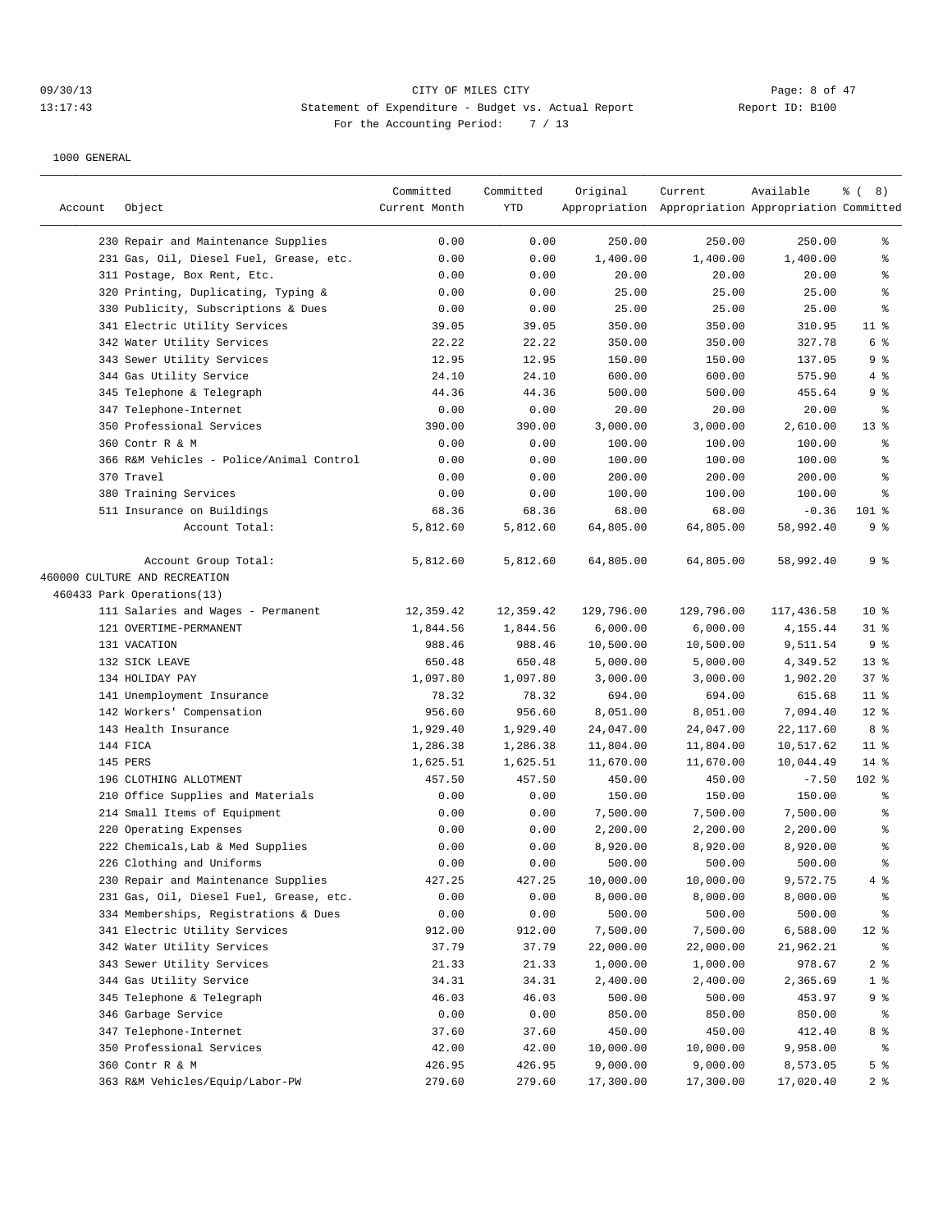CITY OF MILES CITY

Statement of Expenditure - Budget vs. Actual Report

For the Accounting Period: 7 / 13

1000 GENERAL

| Account | Object | Committed Current Month | Committed YTD | Original Appropriation | Current Appropriation | Available Appropriation | % ( 8) Committed |
|---|---|---|---|---|---|---|---|
| | 230 Repair and Maintenance Supplies | 0.00 | 0.00 | 250.00 | 250.00 | 250.00 | % |
| | 231 Gas, Oil, Diesel Fuel, Grease, etc. | 0.00 | 0.00 | 1,400.00 | 1,400.00 | 1,400.00 | % |
| | 311 Postage, Box Rent, Etc. | 0.00 | 0.00 | 20.00 | 20.00 | 20.00 | % |
| | 320 Printing, Duplicating, Typing & | 0.00 | 0.00 | 25.00 | 25.00 | 25.00 | % |
| | 330 Publicity, Subscriptions & Dues | 0.00 | 0.00 | 25.00 | 25.00 | 25.00 | % |
| | 341 Electric Utility Services | 39.05 | 39.05 | 350.00 | 350.00 | 310.95 | 11 % |
| | 342 Water Utility Services | 22.22 | 22.22 | 350.00 | 350.00 | 327.78 | 6 % |
| | 343 Sewer Utility Services | 12.95 | 12.95 | 150.00 | 150.00 | 137.05 | 9 % |
| | 344 Gas Utility Service | 24.10 | 24.10 | 600.00 | 600.00 | 575.90 | 4 % |
| | 345 Telephone & Telegraph | 44.36 | 44.36 | 500.00 | 500.00 | 455.64 | 9 % |
| | 347 Telephone-Internet | 0.00 | 0.00 | 20.00 | 20.00 | 20.00 | % |
| | 350 Professional Services | 390.00 | 390.00 | 3,000.00 | 3,000.00 | 2,610.00 | 13 % |
| | 360 Contr R & M | 0.00 | 0.00 | 100.00 | 100.00 | 100.00 | % |
| | 366 R&M Vehicles - Police/Animal Control | 0.00 | 0.00 | 100.00 | 100.00 | 100.00 | % |
| | 370 Travel | 0.00 | 0.00 | 200.00 | 200.00 | 200.00 | % |
| | 380 Training Services | 0.00 | 0.00 | 100.00 | 100.00 | 100.00 | % |
| | 511 Insurance on Buildings | 68.36 | 68.36 | 68.00 | 68.00 | -0.36 | 101 % |
| | Account Total: | 5,812.60 | 5,812.60 | 64,805.00 | 64,805.00 | 58,992.40 | 9 % |
| | Account Group Total: | 5,812.60 | 5,812.60 | 64,805.00 | 64,805.00 | 58,992.40 | 9 % |
| 460000 CULTURE AND RECREATION | | | | | | | |
| 460433 Park Operations(13) | | | | | | | |
| | 111 Salaries and Wages - Permanent | 12,359.42 | 12,359.42 | 129,796.00 | 129,796.00 | 117,436.58 | 10 % |
| | 121 OVERTIME-PERMANENT | 1,844.56 | 1,844.56 | 6,000.00 | 6,000.00 | 4,155.44 | 31 % |
| | 131 VACATION | 988.46 | 988.46 | 10,500.00 | 10,500.00 | 9,511.54 | 9 % |
| | 132 SICK LEAVE | 650.48 | 650.48 | 5,000.00 | 5,000.00 | 4,349.52 | 13 % |
| | 134 HOLIDAY PAY | 1,097.80 | 1,097.80 | 3,000.00 | 3,000.00 | 1,902.20 | 37 % |
| | 141 Unemployment Insurance | 78.32 | 78.32 | 694.00 | 694.00 | 615.68 | 11 % |
| | 142 Workers' Compensation | 956.60 | 956.60 | 8,051.00 | 8,051.00 | 7,094.40 | 12 % |
| | 143 Health Insurance | 1,929.40 | 1,929.40 | 24,047.00 | 24,047.00 | 22,117.60 | 8 % |
| | 144 FICA | 1,286.38 | 1,286.38 | 11,804.00 | 11,804.00 | 10,517.62 | 11 % |
| | 145 PERS | 1,625.51 | 1,625.51 | 11,670.00 | 11,670.00 | 10,044.49 | 14 % |
| | 196 CLOTHING ALLOTMENT | 457.50 | 457.50 | 450.00 | 450.00 | -7.50 | 102 % |
| | 210 Office Supplies and Materials | 0.00 | 0.00 | 150.00 | 150.00 | 150.00 | % |
| | 214 Small Items of Equipment | 0.00 | 0.00 | 7,500.00 | 7,500.00 | 7,500.00 | % |
| | 220 Operating Expenses | 0.00 | 0.00 | 2,200.00 | 2,200.00 | 2,200.00 | % |
| | 222 Chemicals,Lab & Med Supplies | 0.00 | 0.00 | 8,920.00 | 8,920.00 | 8,920.00 | % |
| | 226 Clothing and Uniforms | 0.00 | 0.00 | 500.00 | 500.00 | 500.00 | % |
| | 230 Repair and Maintenance Supplies | 427.25 | 427.25 | 10,000.00 | 10,000.00 | 9,572.75 | 4 % |
| | 231 Gas, Oil, Diesel Fuel, Grease, etc. | 0.00 | 0.00 | 8,000.00 | 8,000.00 | 8,000.00 | % |
| | 334 Memberships, Registrations & Dues | 0.00 | 0.00 | 500.00 | 500.00 | 500.00 | % |
| | 341 Electric Utility Services | 912.00 | 912.00 | 7,500.00 | 7,500.00 | 6,588.00 | 12 % |
| | 342 Water Utility Services | 37.79 | 37.79 | 22,000.00 | 22,000.00 | 21,962.21 | % |
| | 343 Sewer Utility Services | 21.33 | 21.33 | 1,000.00 | 1,000.00 | 978.67 | 2 % |
| | 344 Gas Utility Service | 34.31 | 34.31 | 2,400.00 | 2,400.00 | 2,365.69 | 1 % |
| | 345 Telephone & Telegraph | 46.03 | 46.03 | 500.00 | 500.00 | 453.97 | 9 % |
| | 346 Garbage Service | 0.00 | 0.00 | 850.00 | 850.00 | 850.00 | % |
| | 347 Telephone-Internet | 37.60 | 37.60 | 450.00 | 450.00 | 412.40 | 8 % |
| | 350 Professional Services | 42.00 | 42.00 | 10,000.00 | 10,000.00 | 9,958.00 | % |
| | 360 Contr R & M | 426.95 | 426.95 | 9,000.00 | 9,000.00 | 8,573.05 | 5 % |
| | 363 R&M Vehicles/Equip/Labor-PW | 279.60 | 279.60 | 17,300.00 | 17,300.00 | 17,020.40 | 2 % |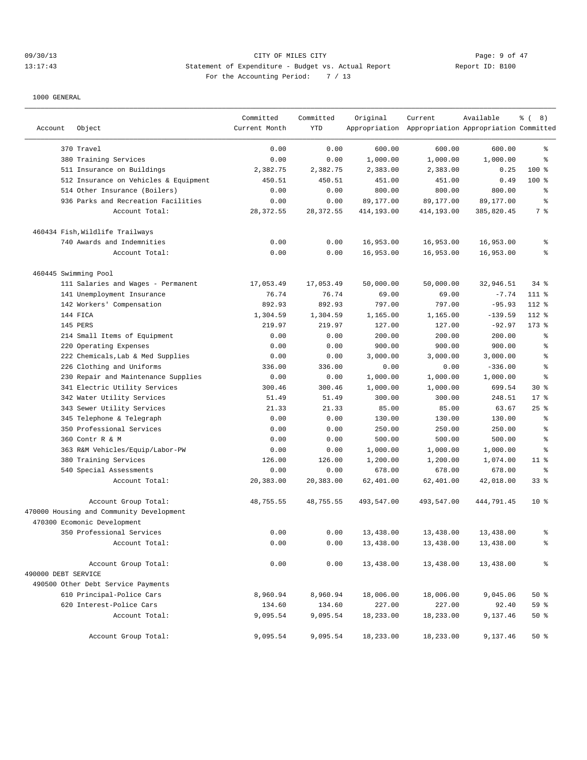09/30/13 CITY OF MILES CITY
13:17:43 Statement of Expenditure - Budget vs. Actual Report Report ID: B100
For the Accounting Period: 7 / 13

1000 GENERAL

| Account | Object | Committed Current Month | Committed YTD | Original Appropriation | Current Appropriation | Available Appropriation | % ( 8) Committed |
|---|---|---|---|---|---|---|---|
| | 370 Travel | 0.00 | 0.00 | 600.00 | 600.00 | 600.00 | % |
| | 380 Training Services | 0.00 | 0.00 | 1,000.00 | 1,000.00 | 1,000.00 | % |
| | 511 Insurance on Buildings | 2,382.75 | 2,382.75 | 2,383.00 | 2,383.00 | 0.25 | 100 % |
| | 512 Insurance on Vehicles & Equipment | 450.51 | 450.51 | 451.00 | 451.00 | 0.49 | 100 % |
| | 514 Other Insurance (Boilers) | 0.00 | 0.00 | 800.00 | 800.00 | 800.00 | % |
| | 936 Parks and Recreation Facilities | 0.00 | 0.00 | 89,177.00 | 89,177.00 | 89,177.00 | % |
| | Account Total: | 28,372.55 | 28,372.55 | 414,193.00 | 414,193.00 | 385,820.45 | 7 % |
| 460434 Fish,Wildlife Trailways | | | | | | | |
| | 740 Awards and Indemnities | 0.00 | 0.00 | 16,953.00 | 16,953.00 | 16,953.00 | % |
| | Account Total: | 0.00 | 0.00 | 16,953.00 | 16,953.00 | 16,953.00 | % |
| 460445 Swimming Pool | | | | | | | |
| | 111 Salaries and Wages - Permanent | 17,053.49 | 17,053.49 | 50,000.00 | 50,000.00 | 32,946.51 | 34 % |
| | 141 Unemployment Insurance | 76.74 | 76.74 | 69.00 | 69.00 | -7.74 | 111 % |
| | 142 Workers' Compensation | 892.93 | 892.93 | 797.00 | 797.00 | -95.93 | 112 % |
| | 144 FICA | 1,304.59 | 1,304.59 | 1,165.00 | 1,165.00 | -139.59 | 112 % |
| | 145 PERS | 219.97 | 219.97 | 127.00 | 127.00 | -92.97 | 173 % |
| | 214 Small Items of Equipment | 0.00 | 0.00 | 200.00 | 200.00 | 200.00 | % |
| | 220 Operating Expenses | 0.00 | 0.00 | 900.00 | 900.00 | 900.00 | % |
| | 222 Chemicals,Lab & Med Supplies | 0.00 | 0.00 | 3,000.00 | 3,000.00 | 3,000.00 | % |
| | 226 Clothing and Uniforms | 336.00 | 336.00 | 0.00 | 0.00 | -336.00 | % |
| | 230 Repair and Maintenance Supplies | 0.00 | 0.00 | 1,000.00 | 1,000.00 | 1,000.00 | % |
| | 341 Electric Utility Services | 300.46 | 300.46 | 1,000.00 | 1,000.00 | 699.54 | 30 % |
| | 342 Water Utility Services | 51.49 | 51.49 | 300.00 | 300.00 | 248.51 | 17 % |
| | 343 Sewer Utility Services | 21.33 | 21.33 | 85.00 | 85.00 | 63.67 | 25 % |
| | 345 Telephone & Telegraph | 0.00 | 0.00 | 130.00 | 130.00 | 130.00 | % |
| | 350 Professional Services | 0.00 | 0.00 | 250.00 | 250.00 | 250.00 | % |
| | 360 Contr R & M | 0.00 | 0.00 | 500.00 | 500.00 | 500.00 | % |
| | 363 R&M Vehicles/Equip/Labor-PW | 0.00 | 0.00 | 1,000.00 | 1,000.00 | 1,000.00 | % |
| | 380 Training Services | 126.00 | 126.00 | 1,200.00 | 1,200.00 | 1,074.00 | 11 % |
| | 540 Special Assessments | 0.00 | 0.00 | 678.00 | 678.00 | 678.00 | % |
| | Account Total: | 20,383.00 | 20,383.00 | 62,401.00 | 62,401.00 | 42,018.00 | 33 % |
| | Account Group Total: | 48,755.55 | 48,755.55 | 493,547.00 | 493,547.00 | 444,791.45 | 10 % |
| 470000 Housing and Community Development | | | | | | | |
| 470300 Ecomonic Development | | | | | | | |
| | 350 Professional Services | 0.00 | 0.00 | 13,438.00 | 13,438.00 | 13,438.00 | % |
| | Account Total: | 0.00 | 0.00 | 13,438.00 | 13,438.00 | 13,438.00 | % |
| | Account Group Total: | 0.00 | 0.00 | 13,438.00 | 13,438.00 | 13,438.00 | % |
| 490000 DEBT SERVICE | | | | | | | |
| 490500 Other Debt Service Payments | | | | | | | |
| | 610 Principal-Police Cars | 8,960.94 | 8,960.94 | 18,006.00 | 18,006.00 | 9,045.06 | 50 % |
| | 620 Interest-Police Cars | 134.60 | 134.60 | 227.00 | 227.00 | 92.40 | 59 % |
| | Account Total: | 9,095.54 | 9,095.54 | 18,233.00 | 18,233.00 | 9,137.46 | 50 % |
| | Account Group Total: | 9,095.54 | 9,095.54 | 18,233.00 | 18,233.00 | 9,137.46 | 50 % |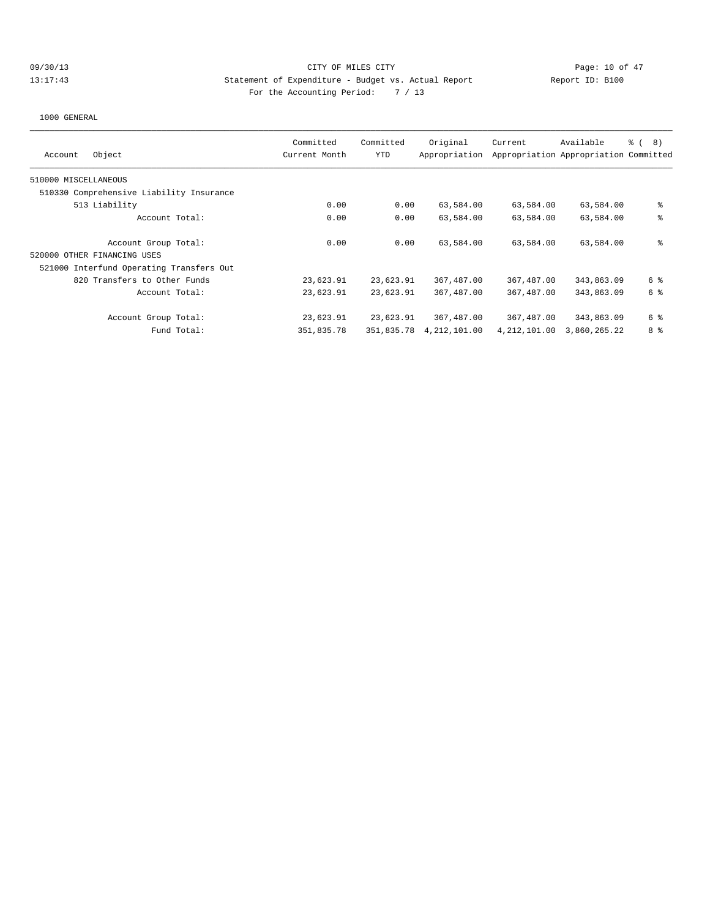09/30/13 CITY OF MILES CITY
13:17:43 Statement of Expenditure - Budget vs. Actual Report Report ID: B100
For the Accounting Period: 7 / 13

1000 GENERAL

| Account Object | Committed Current Month | Committed YTD | Original Appropriation | Current Appropriation | Available Appropriation | % ( 8) Committed |
|---|---|---|---|---|---|---|
| 510000 MISCELLANEOUS | | | | | | |
| 510330 Comprehensive Liability Insurance | | | | | | |
| 513 Liability | 0.00 | 0.00 | 63,584.00 | 63,584.00 | 63,584.00 | % |
| Account Total: | 0.00 | 0.00 | 63,584.00 | 63,584.00 | 63,584.00 | % |
| Account Group Total: | 0.00 | 0.00 | 63,584.00 | 63,584.00 | 63,584.00 | % |
| 520000 OTHER FINANCING USES | | | | | | |
| 521000 Interfund Operating Transfers Out | | | | | | |
| 820 Transfers to Other Funds | 23,623.91 | 23,623.91 | 367,487.00 | 367,487.00 | 343,863.09 | 6 % |
| Account Total: | 23,623.91 | 23,623.91 | 367,487.00 | 367,487.00 | 343,863.09 | 6 % |
| Account Group Total: | 23,623.91 | 23,623.91 | 367,487.00 | 367,487.00 | 343,863.09 | 6 % |
| Fund Total: | 351,835.78 | 351,835.78 | 4,212,101.00 | 4,212,101.00 | 3,860,265.22 | 8 % |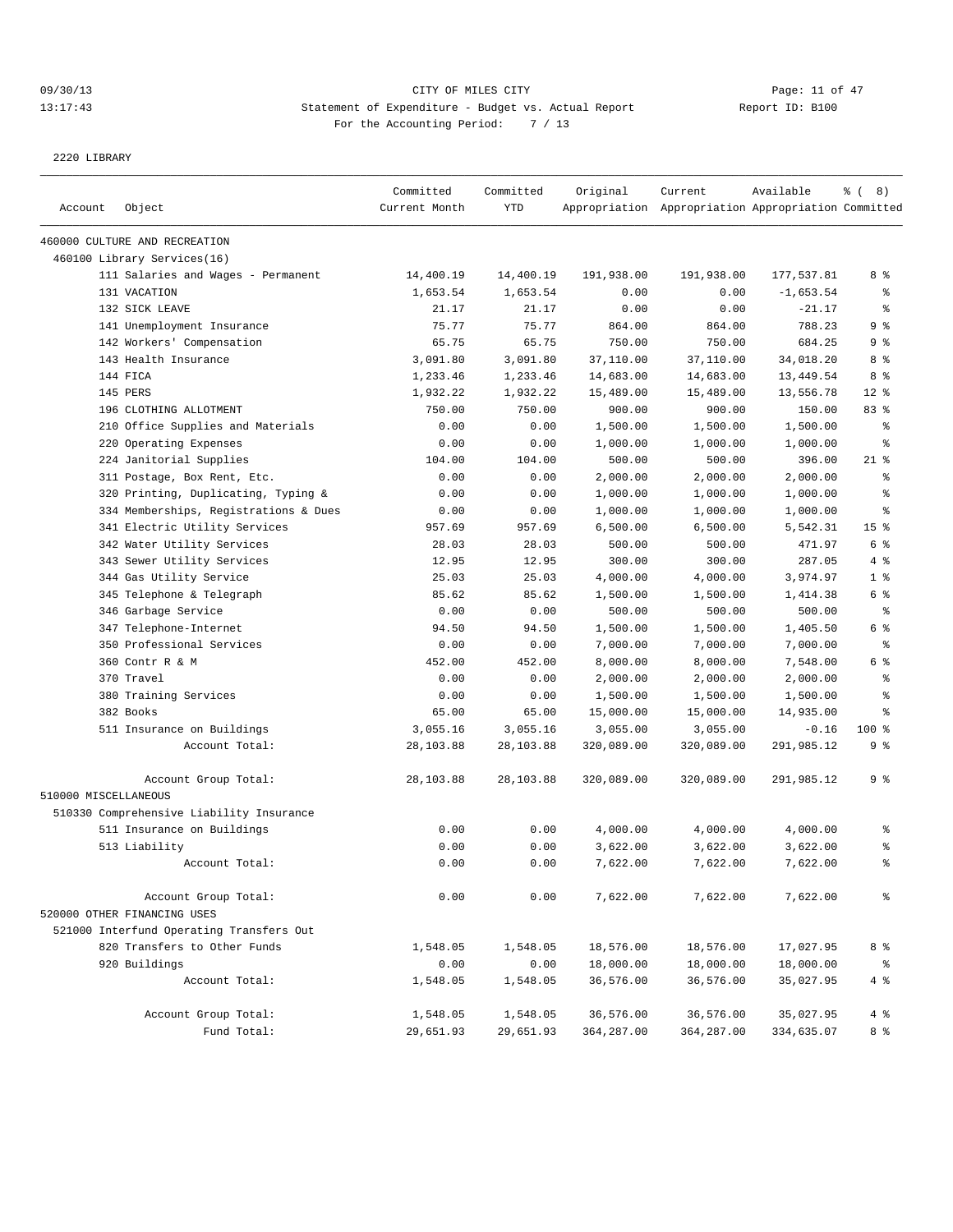09/30/13 CITY OF MILES CITY
13:17:43 Statement of Expenditure - Budget vs. Actual Report Report ID: B100
For the Accounting Period: 7 / 13

2220 LIBRARY

| Account Object | Committed Current Month | Committed YTD | Original Appropriation | Current Appropriation | Available Appropriation | % ( 8) Committed |
|---|---|---|---|---|---|---|
| 460000 CULTURE AND RECREATION | | | | | | |
| 460100 Library Services(16) | | | | | | |
| 111 Salaries and Wages - Permanent | 14,400.19 | 14,400.19 | 191,938.00 | 191,938.00 | 177,537.81 | 8 % |
| 131 VACATION | 1,653.54 | 1,653.54 | 0.00 | 0.00 | -1,653.54 | % |
| 132 SICK LEAVE | 21.17 | 21.17 | 0.00 | 0.00 | -21.17 | % |
| 141 Unemployment Insurance | 75.77 | 75.77 | 864.00 | 864.00 | 788.23 | 9 % |
| 142 Workers' Compensation | 65.75 | 65.75 | 750.00 | 750.00 | 684.25 | 9 % |
| 143 Health Insurance | 3,091.80 | 3,091.80 | 37,110.00 | 37,110.00 | 34,018.20 | 8 % |
| 144 FICA | 1,233.46 | 1,233.46 | 14,683.00 | 14,683.00 | 13,449.54 | 8 % |
| 145 PERS | 1,932.22 | 1,932.22 | 15,489.00 | 15,489.00 | 13,556.78 | 12 % |
| 196 CLOTHING ALLOTMENT | 750.00 | 750.00 | 900.00 | 900.00 | 150.00 | 83 % |
| 210 Office Supplies and Materials | 0.00 | 0.00 | 1,500.00 | 1,500.00 | 1,500.00 | % |
| 220 Operating Expenses | 0.00 | 0.00 | 1,000.00 | 1,000.00 | 1,000.00 | % |
| 224 Janitorial Supplies | 104.00 | 104.00 | 500.00 | 500.00 | 396.00 | 21 % |
| 311 Postage, Box Rent, Etc. | 0.00 | 0.00 | 2,000.00 | 2,000.00 | 2,000.00 | % |
| 320 Printing, Duplicating, Typing & | 0.00 | 0.00 | 1,000.00 | 1,000.00 | 1,000.00 | % |
| 334 Memberships, Registrations & Dues | 0.00 | 0.00 | 1,000.00 | 1,000.00 | 1,000.00 | % |
| 341 Electric Utility Services | 957.69 | 957.69 | 6,500.00 | 6,500.00 | 5,542.31 | 15 % |
| 342 Water Utility Services | 28.03 | 28.03 | 500.00 | 500.00 | 471.97 | 6 % |
| 343 Sewer Utility Services | 12.95 | 12.95 | 300.00 | 300.00 | 287.05 | 4 % |
| 344 Gas Utility Service | 25.03 | 25.03 | 4,000.00 | 4,000.00 | 3,974.97 | 1 % |
| 345 Telephone & Telegraph | 85.62 | 85.62 | 1,500.00 | 1,500.00 | 1,414.38 | 6 % |
| 346 Garbage Service | 0.00 | 0.00 | 500.00 | 500.00 | 500.00 | % |
| 347 Telephone-Internet | 94.50 | 94.50 | 1,500.00 | 1,500.00 | 1,405.50 | 6 % |
| 350 Professional Services | 0.00 | 0.00 | 7,000.00 | 7,000.00 | 7,000.00 | % |
| 360 Contr R & M | 452.00 | 452.00 | 8,000.00 | 8,000.00 | 7,548.00 | 6 % |
| 370 Travel | 0.00 | 0.00 | 2,000.00 | 2,000.00 | 2,000.00 | % |
| 380 Training Services | 0.00 | 0.00 | 1,500.00 | 1,500.00 | 1,500.00 | % |
| 382 Books | 65.00 | 65.00 | 15,000.00 | 15,000.00 | 14,935.00 | % |
| 511 Insurance on Buildings | 3,055.16 | 3,055.16 | 3,055.00 | 3,055.00 | -0.16 | 100 % |
| Account Total: | 28,103.88 | 28,103.88 | 320,089.00 | 320,089.00 | 291,985.12 | 9 % |
| Account Group Total: | 28,103.88 | 28,103.88 | 320,089.00 | 320,089.00 | 291,985.12 | 9 % |
| 510000 MISCELLANEOUS | | | | | | |
| 510330 Comprehensive Liability Insurance | | | | | | |
| 511 Insurance on Buildings | 0.00 | 0.00 | 4,000.00 | 4,000.00 | 4,000.00 | % |
| 513 Liability | 0.00 | 0.00 | 3,622.00 | 3,622.00 | 3,622.00 | % |
| Account Total: | 0.00 | 0.00 | 7,622.00 | 7,622.00 | 7,622.00 | % |
| Account Group Total: | 0.00 | 0.00 | 7,622.00 | 7,622.00 | 7,622.00 | % |
| 520000 OTHER FINANCING USES | | | | | | |
| 521000 Interfund Operating Transfers Out | | | | | | |
| 820 Transfers to Other Funds | 1,548.05 | 1,548.05 | 18,576.00 | 18,576.00 | 17,027.95 | 8 % |
| 920 Buildings | 0.00 | 0.00 | 18,000.00 | 18,000.00 | 18,000.00 | % |
| Account Total: | 1,548.05 | 1,548.05 | 36,576.00 | 36,576.00 | 35,027.95 | 4 % |
| Account Group Total: | 1,548.05 | 1,548.05 | 36,576.00 | 36,576.00 | 35,027.95 | 4 % |
| Fund Total: | 29,651.93 | 29,651.93 | 364,287.00 | 364,287.00 | 334,635.07 | 8 % |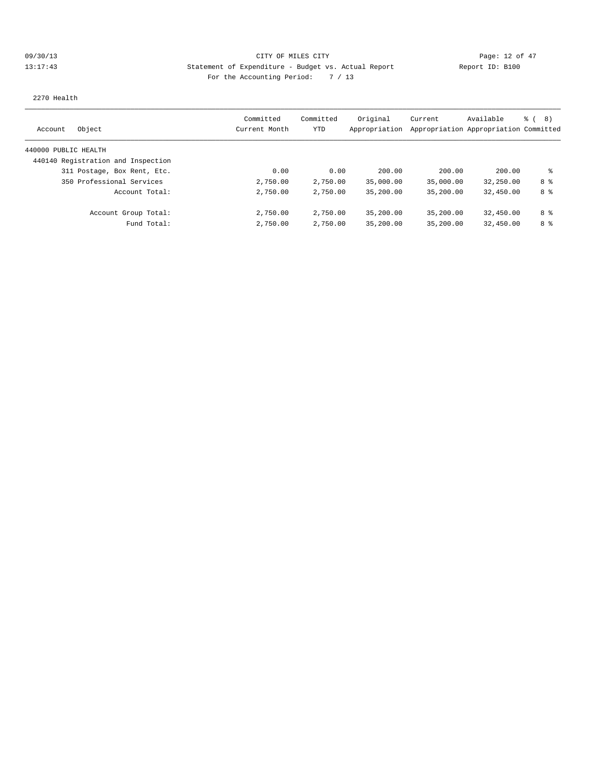CITY OF MILES CITY

Statement of Expenditure - Budget vs. Actual Report

Report ID: B100

For the Accounting Period: 7 / 13

09/30/13
13:17:43

2270 Health

| Account Object | Committed Current Month | Committed YTD | Original Appropriation | Current Appropriation | Available Appropriation | % ( 8) Committed |
|---|---|---|---|---|---|---|
| 440000 PUBLIC HEALTH | | | | | | |
| 440140 Registration and Inspection | | | | | | |
| 311 Postage, Box Rent, Etc. | 0.00 | 0.00 | 200.00 | 200.00 | 200.00 | % |
| 350 Professional Services | 2,750.00 | 2,750.00 | 35,000.00 | 35,000.00 | 32,250.00 | 8 % |
| Account Total: | 2,750.00 | 2,750.00 | 35,200.00 | 35,200.00 | 32,450.00 | 8 % |
| Account Group Total: | 2,750.00 | 2,750.00 | 35,200.00 | 35,200.00 | 32,450.00 | 8 % |
| Fund Total: | 2,750.00 | 2,750.00 | 35,200.00 | 35,200.00 | 32,450.00 | 8 % |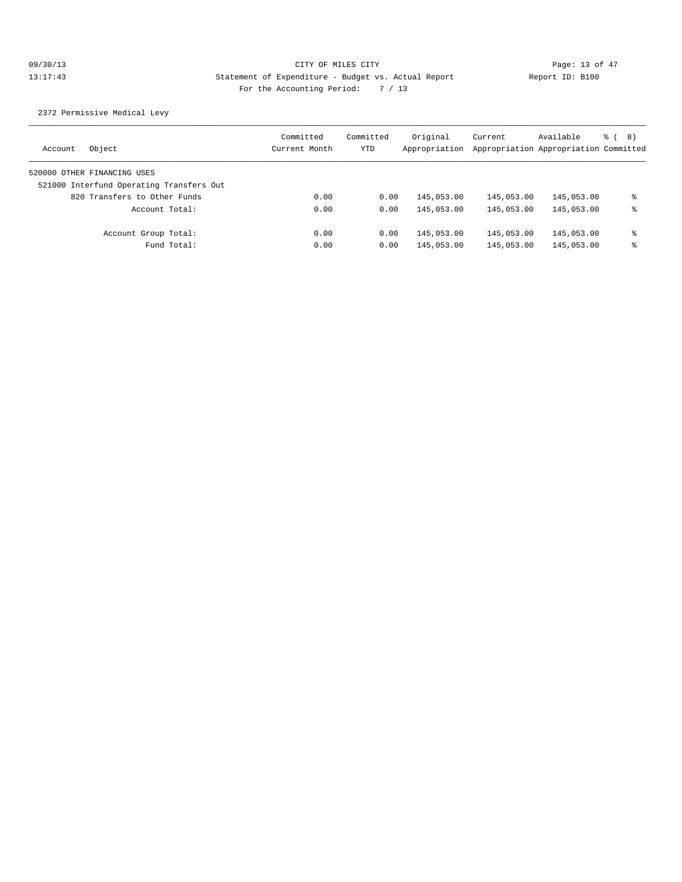CITY OF MILES CITY

Statement of Expenditure - Budget vs. Actual Report

Report ID: B100

For the Accounting Period: 7 / 13

09/30/13 13:17:43

2372 Permissive Medical Levy

| Account | Object | Committed Current Month | Committed YTD | Original Appropriation | Current Appropriation | Available Appropriation | % ( 8) Committed |
|---|---|---|---|---|---|---|---|
| 520000 OTHER FINANCING USES | | | | | | | |
| 521000 Interfund Operating Transfers Out | | | | | | | |
| | 820 Transfers to Other Funds | 0.00 | 0.00 | 145,053.00 | 145,053.00 | 145,053.00 | % |
| | Account Total: | 0.00 | 0.00 | 145,053.00 | 145,053.00 | 145,053.00 | % |
| | Account Group Total: | 0.00 | 0.00 | 145,053.00 | 145,053.00 | 145,053.00 | % |
| | Fund Total: | 0.00 | 0.00 | 145,053.00 | 145,053.00 | 145,053.00 | % |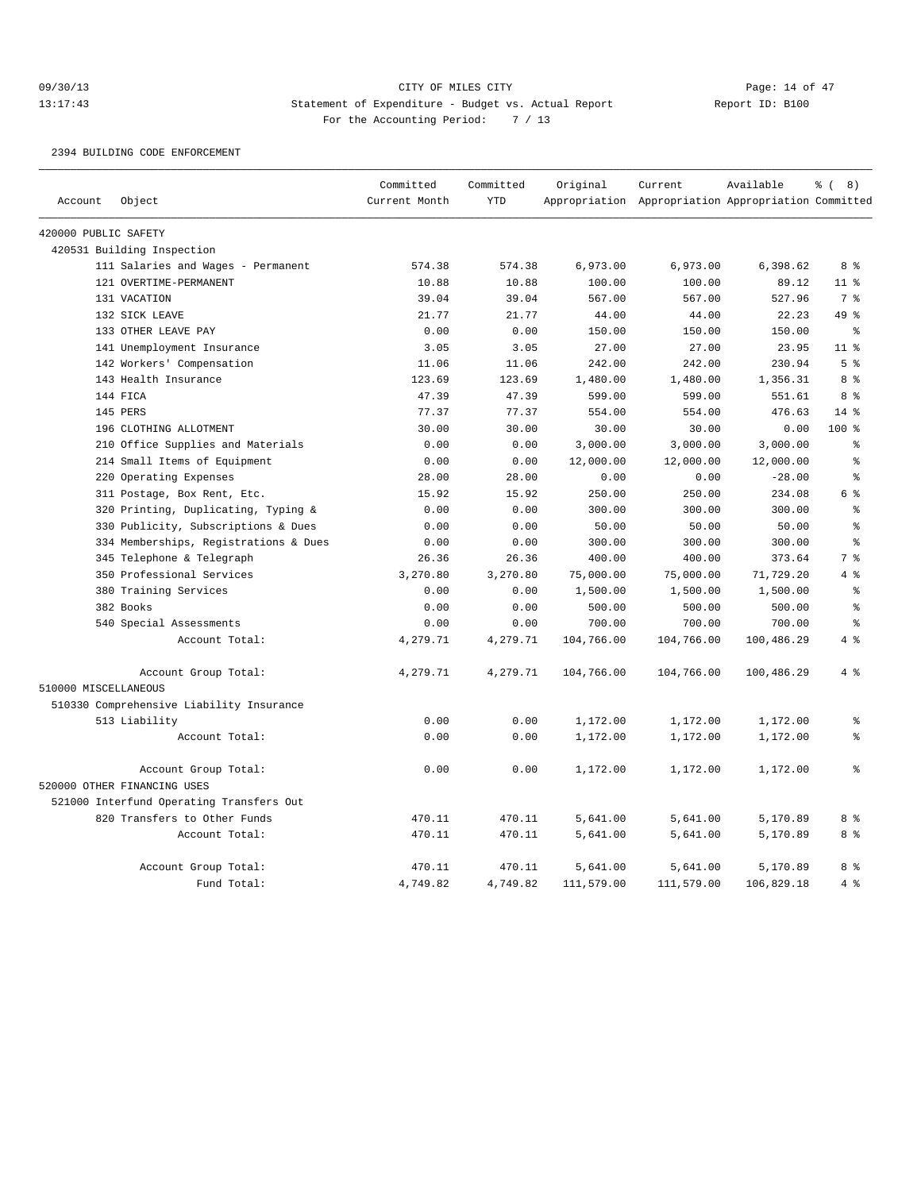CITY OF MILES CITY

Statement of Expenditure - Budget vs. Actual Report

Report ID: B100

For the Accounting Period: 7 / 13

09/30/13 13:17:43

2394 BUILDING CODE ENFORCEMENT

| Account | Object | Committed Current Month | Committed YTD | Original Appropriation | Current Appropriation | Available Appropriation | % ( 8) Committed |
|---|---|---|---|---|---|---|---|
| 420000 PUBLIC SAFETY | | | | | | | |
| 420531 Building Inspection | | | | | | | |
| | 111 Salaries and Wages - Permanent | 574.38 | 574.38 | 6,973.00 | 6,973.00 | 6,398.62 | 8 % |
| | 121 OVERTIME-PERMANENT | 10.88 | 10.88 | 100.00 | 100.00 | 89.12 | 11 % |
| | 131 VACATION | 39.04 | 39.04 | 567.00 | 567.00 | 527.96 | 7 % |
| | 132 SICK LEAVE | 21.77 | 21.77 | 44.00 | 44.00 | 22.23 | 49 % |
| | 133 OTHER LEAVE PAY | 0.00 | 0.00 | 150.00 | 150.00 | 150.00 | % |
| | 141 Unemployment Insurance | 3.05 | 3.05 | 27.00 | 27.00 | 23.95 | 11 % |
| | 142 Workers' Compensation | 11.06 | 11.06 | 242.00 | 242.00 | 230.94 | 5 % |
| | 143 Health Insurance | 123.69 | 123.69 | 1,480.00 | 1,480.00 | 1,356.31 | 8 % |
| | 144 FICA | 47.39 | 47.39 | 599.00 | 599.00 | 551.61 | 8 % |
| | 145 PERS | 77.37 | 77.37 | 554.00 | 554.00 | 476.63 | 14 % |
| | 196 CLOTHING ALLOTMENT | 30.00 | 30.00 | 30.00 | 30.00 | 0.00 | 100 % |
| | 210 Office Supplies and Materials | 0.00 | 0.00 | 3,000.00 | 3,000.00 | 3,000.00 | % |
| | 214 Small Items of Equipment | 0.00 | 0.00 | 12,000.00 | 12,000.00 | 12,000.00 | % |
| | 220 Operating Expenses | 28.00 | 28.00 | 0.00 | 0.00 | -28.00 | % |
| | 311 Postage, Box Rent, Etc. | 15.92 | 15.92 | 250.00 | 250.00 | 234.08 | 6 % |
| | 320 Printing, Duplicating, Typing & | 0.00 | 0.00 | 300.00 | 300.00 | 300.00 | % |
| | 330 Publicity, Subscriptions & Dues | 0.00 | 0.00 | 50.00 | 50.00 | 50.00 | % |
| | 334 Memberships, Registrations & Dues | 0.00 | 0.00 | 300.00 | 300.00 | 300.00 | % |
| | 345 Telephone & Telegraph | 26.36 | 26.36 | 400.00 | 400.00 | 373.64 | 7 % |
| | 350 Professional Services | 3,270.80 | 3,270.80 | 75,000.00 | 75,000.00 | 71,729.20 | 4 % |
| | 380 Training Services | 0.00 | 0.00 | 1,500.00 | 1,500.00 | 1,500.00 | % |
| | 382 Books | 0.00 | 0.00 | 500.00 | 500.00 | 500.00 | % |
| | 540 Special Assessments | 0.00 | 0.00 | 700.00 | 700.00 | 700.00 | % |
| | Account Total: | 4,279.71 | 4,279.71 | 104,766.00 | 104,766.00 | 100,486.29 | 4 % |
| | Account Group Total: | 4,279.71 | 4,279.71 | 104,766.00 | 104,766.00 | 100,486.29 | 4 % |
| 510000 MISCELLANEOUS | | | | | | | |
| 510330 Comprehensive Liability Insurance | | | | | | | |
| | 513 Liability | 0.00 | 0.00 | 1,172.00 | 1,172.00 | 1,172.00 | % |
| | Account Total: | 0.00 | 0.00 | 1,172.00 | 1,172.00 | 1,172.00 | % |
| | Account Group Total: | 0.00 | 0.00 | 1,172.00 | 1,172.00 | 1,172.00 | % |
| 520000 OTHER FINANCING USES | | | | | | | |
| 521000 Interfund Operating Transfers Out | | | | | | | |
| | 820 Transfers to Other Funds | 470.11 | 470.11 | 5,641.00 | 5,641.00 | 5,170.89 | 8 % |
| | Account Total: | 470.11 | 470.11 | 5,641.00 | 5,641.00 | 5,170.89 | 8 % |
| | Account Group Total: | 470.11 | 470.11 | 5,641.00 | 5,641.00 | 5,170.89 | 8 % |
| | Fund Total: | 4,749.82 | 4,749.82 | 111,579.00 | 111,579.00 | 106,829.18 | 4 % |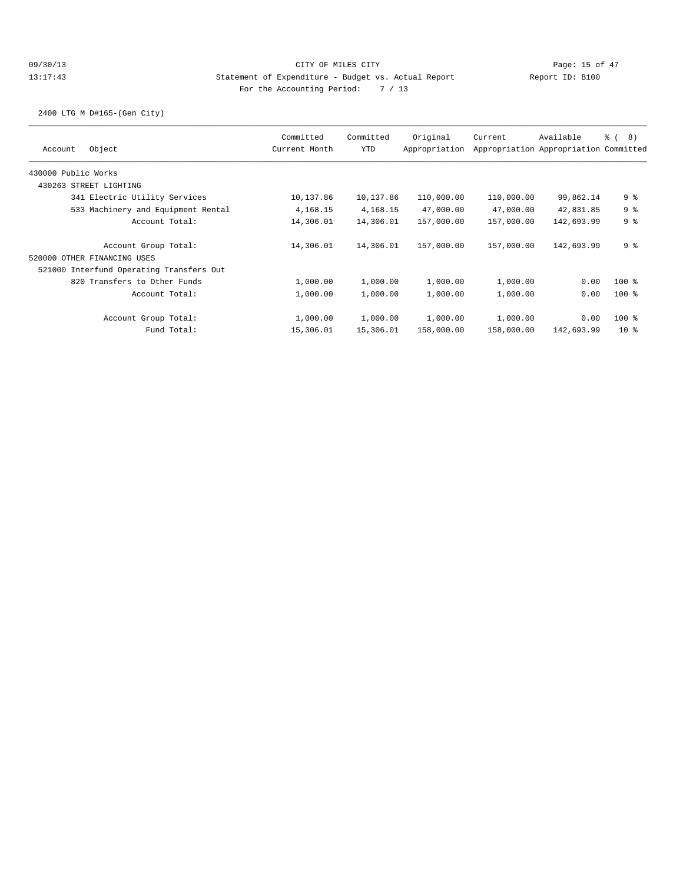CITY OF MILES CITY

Statement of Expenditure - Budget vs. Actual Report

Report ID: B100

For the Accounting Period: 7 / 13

09/30/13 13:17:43

2400 LTG M D#165-(Gen City)

| Account Object | Committed Current Month | Committed YTD | Original Appropriation | Current Appropriation | Available Appropriation | % ( 8) Committed |
|---|---|---|---|---|---|---|
| 430000 Public Works | | | | | | |
| 430263 STREET LIGHTING | | | | | | |
| 341 Electric Utility Services | 10,137.86 | 10,137.86 | 110,000.00 | 110,000.00 | 99,862.14 | 9 % |
| 533 Machinery and Equipment Rental | 4,168.15 | 4,168.15 | 47,000.00 | 47,000.00 | 42,831.85 | 9 % |
| Account Total: | 14,306.01 | 14,306.01 | 157,000.00 | 157,000.00 | 142,693.99 | 9 % |
| Account Group Total: | 14,306.01 | 14,306.01 | 157,000.00 | 157,000.00 | 142,693.99 | 9 % |
| 520000 OTHER FINANCING USES | | | | | | |
| 521000 Interfund Operating Transfers Out | | | | | | |
| 820 Transfers to Other Funds | 1,000.00 | 1,000.00 | 1,000.00 | 1,000.00 | 0.00 | 100 % |
| Account Total: | 1,000.00 | 1,000.00 | 1,000.00 | 1,000.00 | 0.00 | 100 % |
| Account Group Total: | 1,000.00 | 1,000.00 | 1,000.00 | 1,000.00 | 0.00 | 100 % |
| Fund Total: | 15,306.01 | 15,306.01 | 158,000.00 | 158,000.00 | 142,693.99 | 10 % |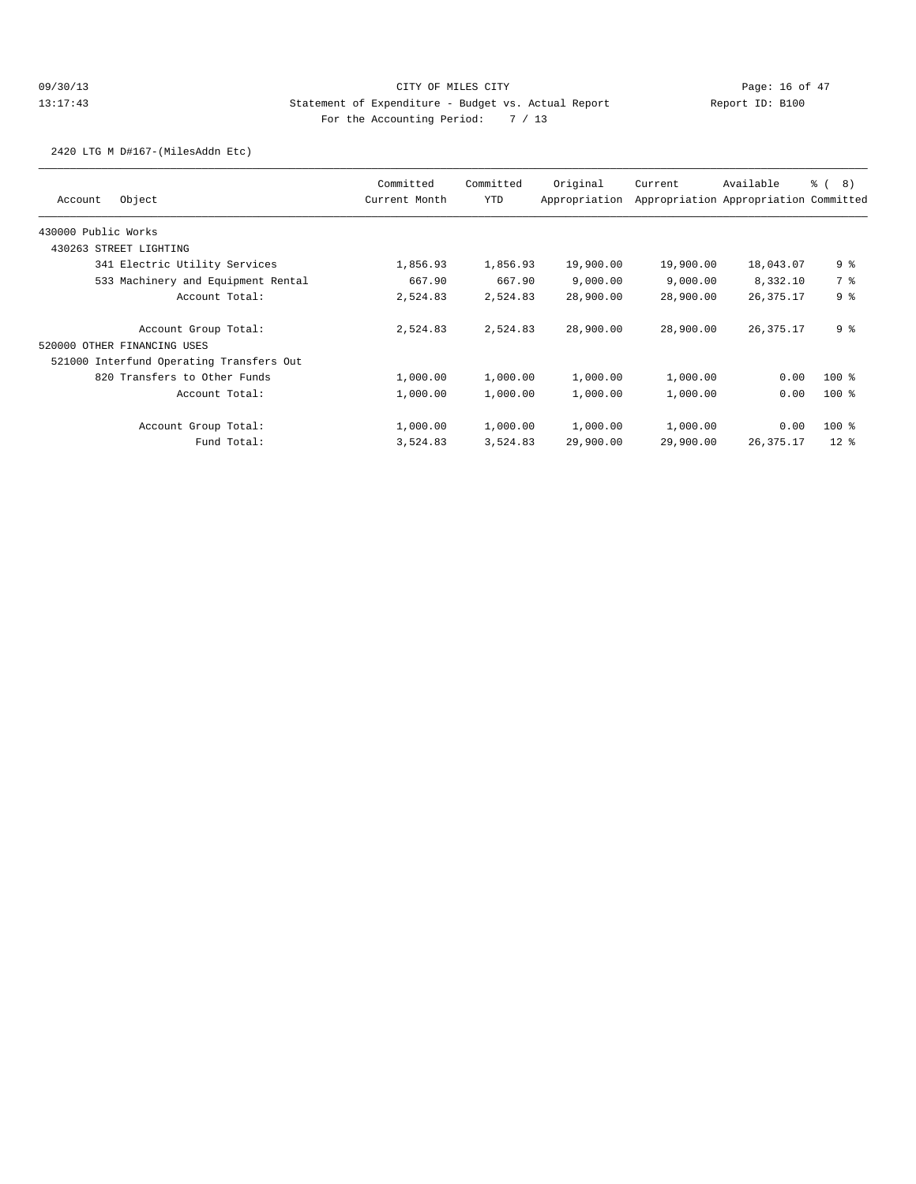CITY OF MILES CITY

Statement of Expenditure - Budget vs. Actual Report

Report ID: B100

For the Accounting Period: 7 / 13

09/30/13 13:17:43

2420 LTG M D#167-(MilesAddn Etc)

| Account Object | Committed Current Month | Committed YTD | Original Appropriation | Current Appropriation | Available Appropriation | % ( 8) Committed |
|---|---|---|---|---|---|---|
| 430000 Public Works | | | | | | |
| 430263 STREET LIGHTING | | | | | | |
| 341 Electric Utility Services | 1,856.93 | 1,856.93 | 19,900.00 | 19,900.00 | 18,043.07 | 9 % |
| 533 Machinery and Equipment Rental | 667.90 | 667.90 | 9,000.00 | 9,000.00 | 8,332.10 | 7 % |
| Account Total: | 2,524.83 | 2,524.83 | 28,900.00 | 28,900.00 | 26,375.17 | 9 % |
| Account Group Total: | 2,524.83 | 2,524.83 | 28,900.00 | 28,900.00 | 26,375.17 | 9 % |
| 520000 OTHER FINANCING USES | | | | | | |
| 521000 Interfund Operating Transfers Out | | | | | | |
| 820 Transfers to Other Funds | 1,000.00 | 1,000.00 | 1,000.00 | 1,000.00 | 0.00 | 100 % |
| Account Total: | 1,000.00 | 1,000.00 | 1,000.00 | 1,000.00 | 0.00 | 100 % |
| Account Group Total: | 1,000.00 | 1,000.00 | 1,000.00 | 1,000.00 | 0.00 | 100 % |
| Fund Total: | 3,524.83 | 3,524.83 | 29,900.00 | 29,900.00 | 26,375.17 | 12 % |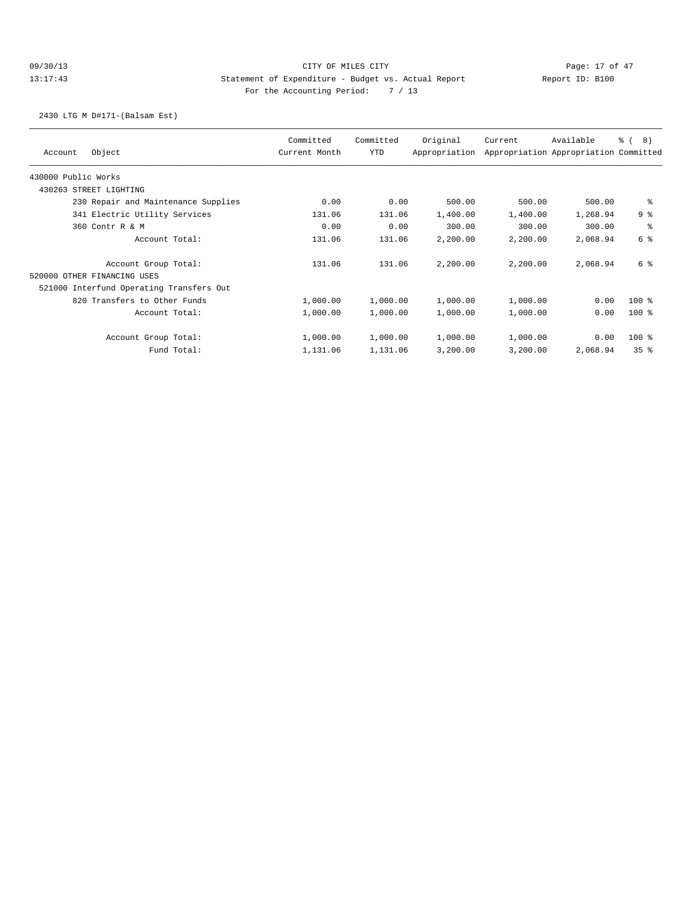2430 LTG M D#171-(Balsam Est)

| Account Object | Committed Current Month | Committed YTD | Original Appropriation | Current Appropriation | Available Appropriation | % ( 8) Committed |
|---|---|---|---|---|---|---|
| 430000 Public Works | | | | | | |
| 430263 STREET LIGHTING | | | | | | |
| 230 Repair and Maintenance Supplies | 0.00 | 0.00 | 500.00 | 500.00 | 500.00 | % |
| 341 Electric Utility Services | 131.06 | 131.06 | 1,400.00 | 1,400.00 | 1,268.94 | 9 % |
| 360 Contr R & M | 0.00 | 0.00 | 300.00 | 300.00 | 300.00 | % |
| Account Total: | 131.06 | 131.06 | 2,200.00 | 2,200.00 | 2,068.94 | 6 % |
| Account Group Total: | 131.06 | 131.06 | 2,200.00 | 2,200.00 | 2,068.94 | 6 % |
| 520000 OTHER FINANCING USES | | | | | | |
| 521000 Interfund Operating Transfers Out | | | | | | |
| 820 Transfers to Other Funds | 1,000.00 | 1,000.00 | 1,000.00 | 1,000.00 | 0.00 | 100 % |
| Account Total: | 1,000.00 | 1,000.00 | 1,000.00 | 1,000.00 | 0.00 | 100 % |
| Account Group Total: | 1,000.00 | 1,000.00 | 1,000.00 | 1,000.00 | 0.00 | 100 % |
| Fund Total: | 1,131.06 | 1,131.06 | 3,200.00 | 3,200.00 | 2,068.94 | 35 % |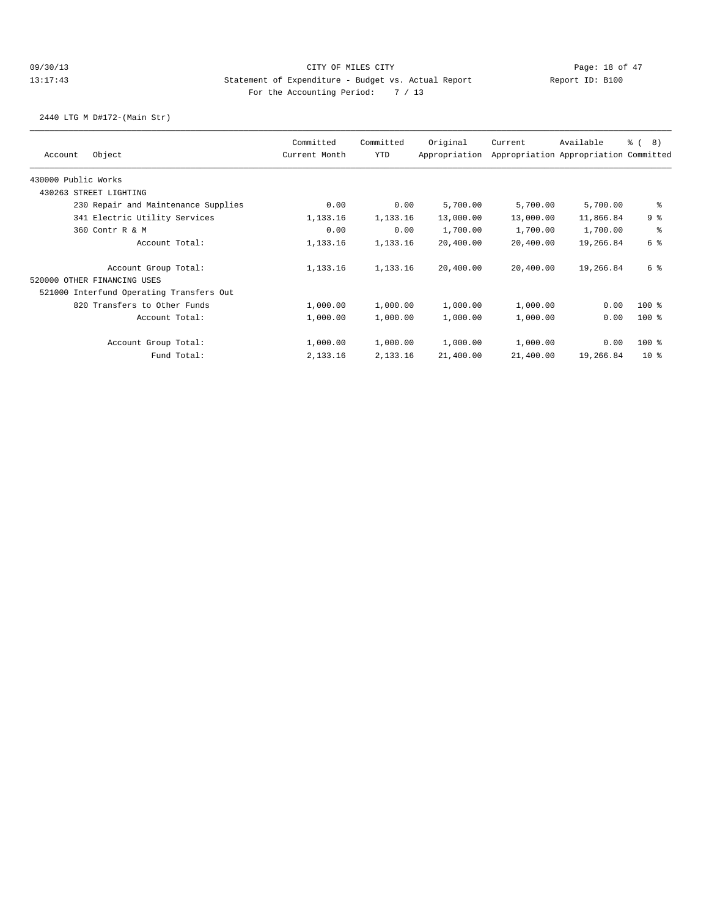CITY OF MILES CITY

Statement of Expenditure - Budget vs. Actual Report

Report ID: B100

09/30/13 13:17:43

For the Accounting Period: 7 / 13

2440 LTG M D#172-(Main Str)

| Account | Object | Committed Current Month | Committed YTD | Original Appropriation | Current Appropriation | Available Appropriation | % ( 8) Committed |
|---|---|---|---|---|---|---|---|
| 430000 Public Works | | | | | | | |
| 430263 STREET LIGHTING | | | | | | | |
| | 230 Repair and Maintenance Supplies | 0.00 | 0.00 | 5,700.00 | 5,700.00 | 5,700.00 | % |
| | 341 Electric Utility Services | 1,133.16 | 1,133.16 | 13,000.00 | 13,000.00 | 11,866.84 | 9 % |
| | 360 Contr R & M | 0.00 | 0.00 | 1,700.00 | 1,700.00 | 1,700.00 | % |
| | Account Total: | 1,133.16 | 1,133.16 | 20,400.00 | 20,400.00 | 19,266.84 | 6 % |
| | Account Group Total: | 1,133.16 | 1,133.16 | 20,400.00 | 20,400.00 | 19,266.84 | 6 % |
| 520000 OTHER FINANCING USES | | | | | | | |
| 521000 Interfund Operating Transfers Out | | | | | | | |
| | 820 Transfers to Other Funds | 1,000.00 | 1,000.00 | 1,000.00 | 1,000.00 | 0.00 | 100 % |
| | Account Total: | 1,000.00 | 1,000.00 | 1,000.00 | 1,000.00 | 0.00 | 100 % |
| | Account Group Total: | 1,000.00 | 1,000.00 | 1,000.00 | 1,000.00 | 0.00 | 100 % |
| | Fund Total: | 2,133.16 | 2,133.16 | 21,400.00 | 21,400.00 | 19,266.84 | 10 % |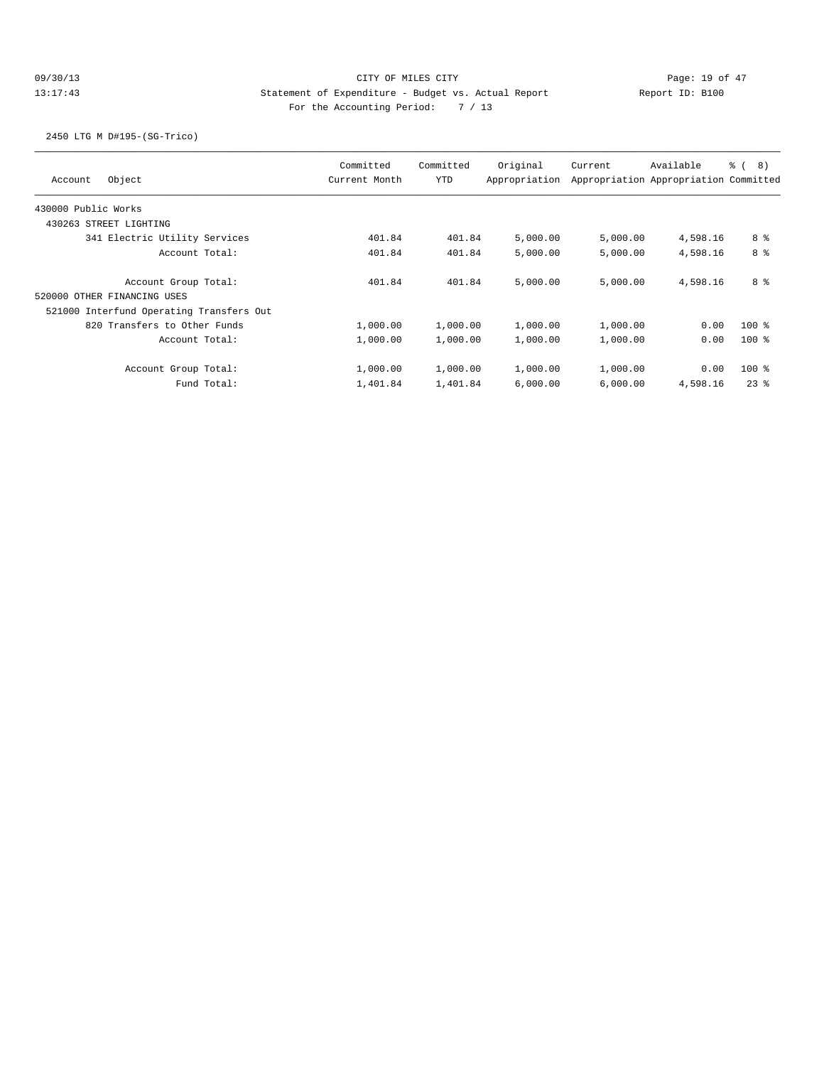CITY OF MILES CITY
Statement of Expenditure - Budget vs. Actual Report
For the Accounting Period: 7 / 13

2450 LTG M D#195-(SG-Trico)

| Account Object | Committed Current Month | Committed YTD | Original Appropriation | Current Appropriation | Available Appropriation | % ( 8) Committed |
|---|---|---|---|---|---|---|
| 430000 Public Works | | | | | | |
| 430263 STREET LIGHTING | | | | | | |
| 341 Electric Utility Services | 401.84 | 401.84 | 5,000.00 | 5,000.00 | 4,598.16 | 8 % |
| Account Total: | 401.84 | 401.84 | 5,000.00 | 5,000.00 | 4,598.16 | 8 % |
| Account Group Total: | 401.84 | 401.84 | 5,000.00 | 5,000.00 | 4,598.16 | 8 % |
| 520000 OTHER FINANCING USES | | | | | | |
| 521000 Interfund Operating Transfers Out | | | | | | |
| 820 Transfers to Other Funds | 1,000.00 | 1,000.00 | 1,000.00 | 1,000.00 | 0.00 | 100 % |
| Account Total: | 1,000.00 | 1,000.00 | 1,000.00 | 1,000.00 | 0.00 | 100 % |
| Account Group Total: | 1,000.00 | 1,000.00 | 1,000.00 | 1,000.00 | 0.00 | 100 % |
| Fund Total: | 1,401.84 | 1,401.84 | 6,000.00 | 6,000.00 | 4,598.16 | 23 % |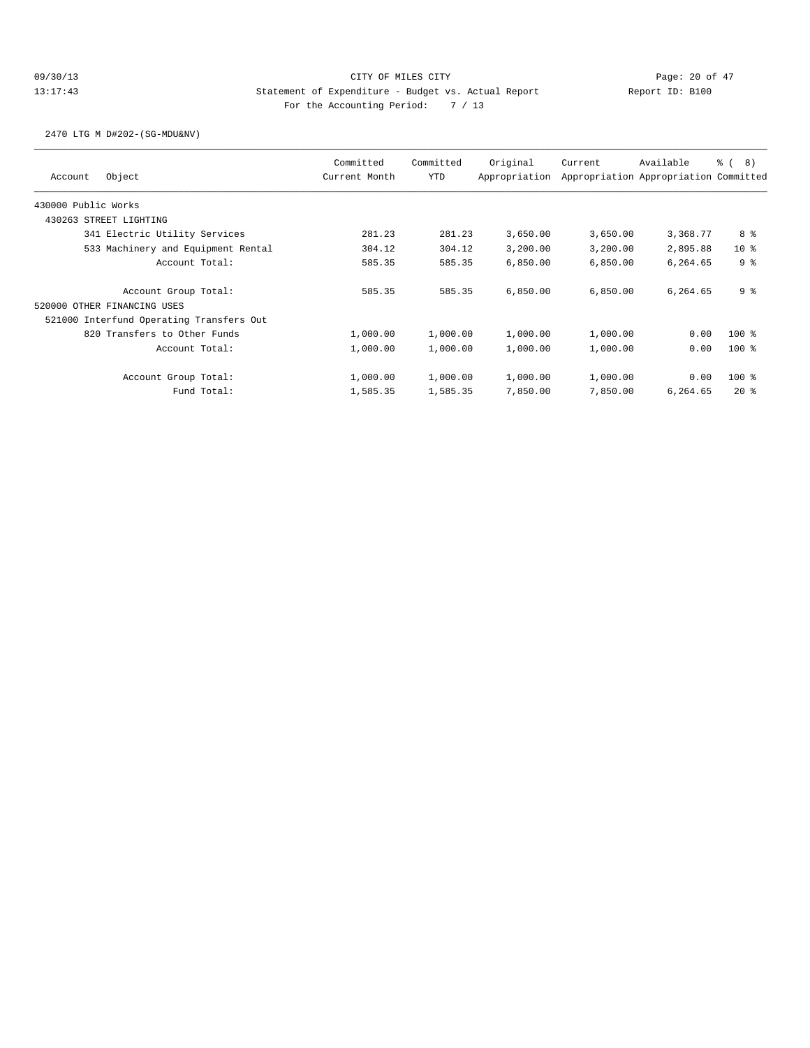CITY OF MILES CITY

Statement of Expenditure - Budget vs. Actual Report

Report ID: B100

For the Accounting Period: 7 / 13

2470 LTG M D#202-(SG-MDU&NV)

| Account Object | Committed Current Month | Committed YTD | Original Appropriation | Current Appropriation | Available Appropriation | % ( 8) Committed |
|---|---|---|---|---|---|---|
| 430000 Public Works | | | | | | |
| 430263 STREET LIGHTING | | | | | | |
| 341 Electric Utility Services | 281.23 | 281.23 | 3,650.00 | 3,650.00 | 3,368.77 | 8 % |
| 533 Machinery and Equipment Rental | 304.12 | 304.12 | 3,200.00 | 3,200.00 | 2,895.88 | 10 % |
| Account Total: | 585.35 | 585.35 | 6,850.00 | 6,850.00 | 6,264.65 | 9 % |
| Account Group Total: | 585.35 | 585.35 | 6,850.00 | 6,850.00 | 6,264.65 | 9 % |
| 520000 OTHER FINANCING USES | | | | | | |
| 521000 Interfund Operating Transfers Out | | | | | | |
| 820 Transfers to Other Funds | 1,000.00 | 1,000.00 | 1,000.00 | 1,000.00 | 0.00 | 100 % |
| Account Total: | 1,000.00 | 1,000.00 | 1,000.00 | 1,000.00 | 0.00 | 100 % |
| Account Group Total: | 1,000.00 | 1,000.00 | 1,000.00 | 1,000.00 | 0.00 | 100 % |
| Fund Total: | 1,585.35 | 1,585.35 | 7,850.00 | 7,850.00 | 6,264.65 | 20 % |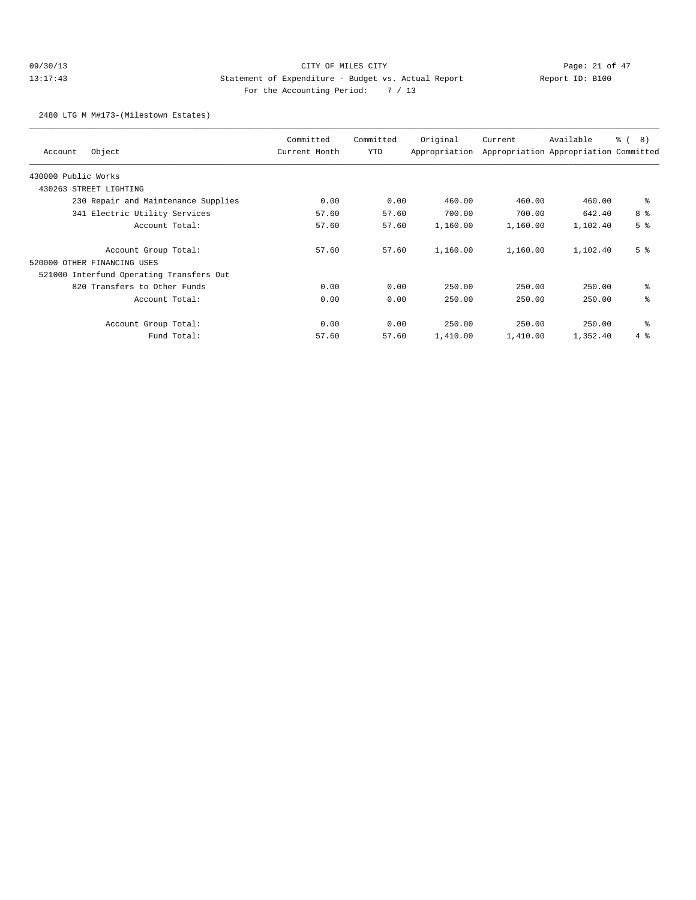CITY OF MILES CITY

Statement of Expenditure - Budget vs. Actual Report

Report ID: B100

For the Accounting Period: 7 / 13

09/30/13 13:17:43

2480 LTG M M#173-(Milestown Estates)

| Account | Object | Committed Current Month | Committed YTD | Original Appropriation | Current Appropriation | Available Appropriation | % ( 8) Committed |
|---|---|---|---|---|---|---|---|
| 430000 Public Works | | | | | | | |
| 430263 STREET LIGHTING | | | | | | | |
| | 230 Repair and Maintenance Supplies | 0.00 | 0.00 | 460.00 | 460.00 | 460.00 | % |
| | 341 Electric Utility Services | 57.60 | 57.60 | 700.00 | 700.00 | 642.40 | 8 % |
| | Account Total: | 57.60 | 57.60 | 1,160.00 | 1,160.00 | 1,102.40 | 5 % |
| | Account Group Total: | 57.60 | 57.60 | 1,160.00 | 1,160.00 | 1,102.40 | 5 % |
| 520000 OTHER FINANCING USES | | | | | | | |
| 521000 Interfund Operating Transfers Out | | | | | | | |
| | 820 Transfers to Other Funds | 0.00 | 0.00 | 250.00 | 250.00 | 250.00 | % |
| | Account Total: | 0.00 | 0.00 | 250.00 | 250.00 | 250.00 | % |
| | Account Group Total: | 0.00 | 0.00 | 250.00 | 250.00 | 250.00 | % |
| | Fund Total: | 57.60 | 57.60 | 1,410.00 | 1,410.00 | 1,352.40 | 4 % |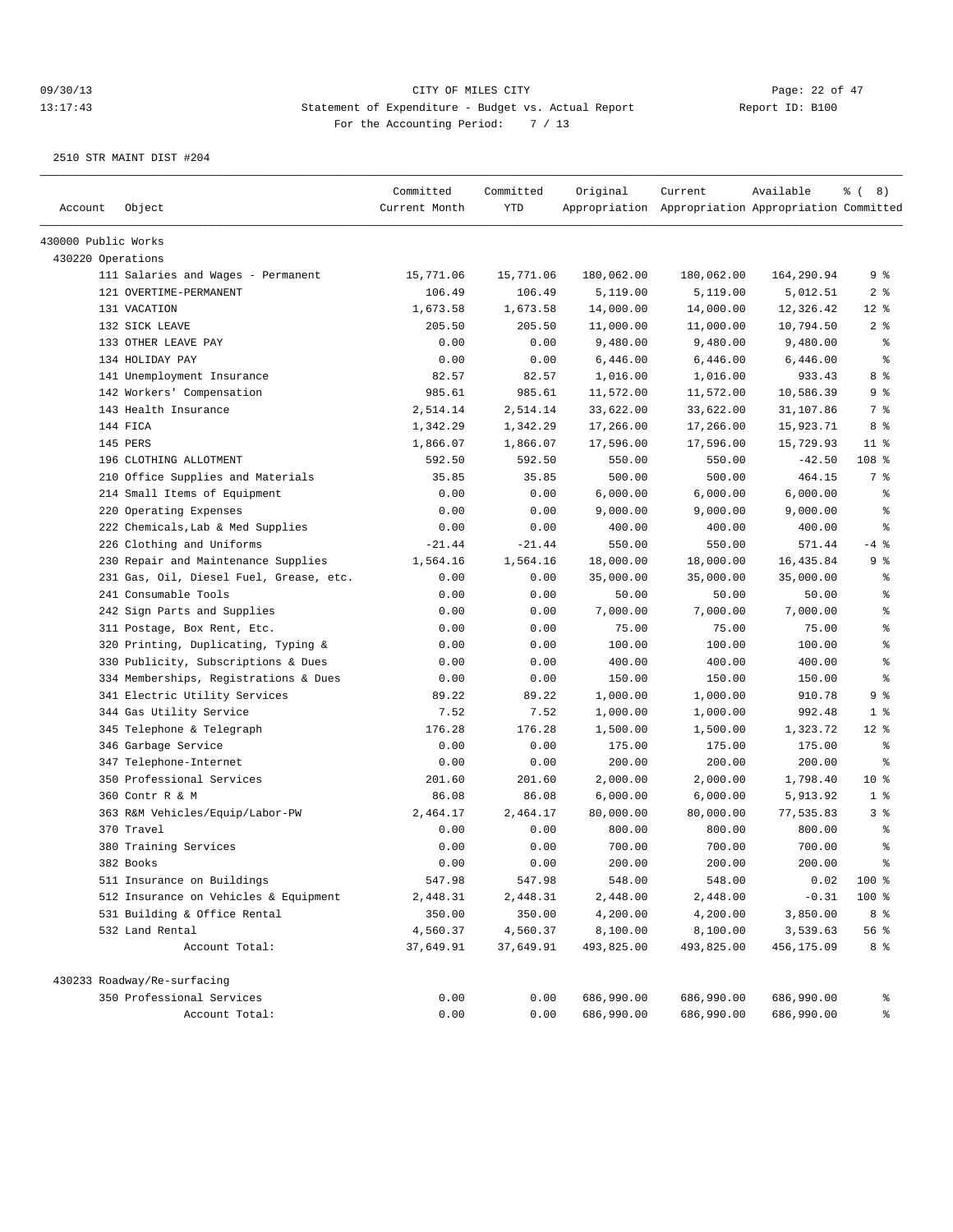CITY OF MILES CITY

Statement of Expenditure - Budget vs. Actual Report

For the Accounting Period: 7 / 13

09/30/13 13:17:43 Report ID: B100

2510 STR MAINT DIST #204

| Account | Object | Committed Current Month | Committed YTD | Original Appropriation | Current Appropriation | Available Appropriation | % ( 8) Committed |
|---|---|---|---|---|---|---|---|
| 430000 Public Works | | | | | | | |
| 430220 Operations | | | | | | | |
| | 111 Salaries and Wages - Permanent | 15,771.06 | 15,771.06 | 180,062.00 | 180,062.00 | 164,290.94 | 9 % |
| | 121 OVERTIME-PERMANENT | 106.49 | 106.49 | 5,119.00 | 5,119.00 | 5,012.51 | 2 % |
| | 131 VACATION | 1,673.58 | 1,673.58 | 14,000.00 | 14,000.00 | 12,326.42 | 12 % |
| | 132 SICK LEAVE | 205.50 | 205.50 | 11,000.00 | 11,000.00 | 10,794.50 | 2 % |
| | 133 OTHER LEAVE PAY | 0.00 | 0.00 | 9,480.00 | 9,480.00 | 9,480.00 | % |
| | 134 HOLIDAY PAY | 0.00 | 0.00 | 6,446.00 | 6,446.00 | 6,446.00 | % |
| | 141 Unemployment Insurance | 82.57 | 82.57 | 1,016.00 | 1,016.00 | 933.43 | 8 % |
| | 142 Workers' Compensation | 985.61 | 985.61 | 11,572.00 | 11,572.00 | 10,586.39 | 9 % |
| | 143 Health Insurance | 2,514.14 | 2,514.14 | 33,622.00 | 33,622.00 | 31,107.86 | 7 % |
| | 144 FICA | 1,342.29 | 1,342.29 | 17,266.00 | 17,266.00 | 15,923.71 | 8 % |
| | 145 PERS | 1,866.07 | 1,866.07 | 17,596.00 | 17,596.00 | 15,729.93 | 11 % |
| | 196 CLOTHING ALLOTMENT | 592.50 | 592.50 | 550.00 | 550.00 | -42.50 | 108 % |
| | 210 Office Supplies and Materials | 35.85 | 35.85 | 500.00 | 500.00 | 464.15 | 7 % |
| | 214 Small Items of Equipment | 0.00 | 0.00 | 6,000.00 | 6,000.00 | 6,000.00 | % |
| | 220 Operating Expenses | 0.00 | 0.00 | 9,000.00 | 9,000.00 | 9,000.00 | % |
| | 222 Chemicals,Lab & Med Supplies | 0.00 | 0.00 | 400.00 | 400.00 | 400.00 | % |
| | 226 Clothing and Uniforms | -21.44 | -21.44 | 550.00 | 550.00 | 571.44 | -4 % |
| | 230 Repair and Maintenance Supplies | 1,564.16 | 1,564.16 | 18,000.00 | 18,000.00 | 16,435.84 | 9 % |
| | 231 Gas, Oil, Diesel Fuel, Grease, etc. | 0.00 | 0.00 | 35,000.00 | 35,000.00 | 35,000.00 | % |
| | 241 Consumable Tools | 0.00 | 0.00 | 50.00 | 50.00 | 50.00 | % |
| | 242 Sign Parts and Supplies | 0.00 | 0.00 | 7,000.00 | 7,000.00 | 7,000.00 | % |
| | 311 Postage, Box Rent, Etc. | 0.00 | 0.00 | 75.00 | 75.00 | 75.00 | % |
| | 320 Printing, Duplicating, Typing & | 0.00 | 0.00 | 100.00 | 100.00 | 100.00 | % |
| | 330 Publicity, Subscriptions & Dues | 0.00 | 0.00 | 400.00 | 400.00 | 400.00 | % |
| | 334 Memberships, Registrations & Dues | 0.00 | 0.00 | 150.00 | 150.00 | 150.00 | % |
| | 341 Electric Utility Services | 89.22 | 89.22 | 1,000.00 | 1,000.00 | 910.78 | 9 % |
| | 344 Gas Utility Service | 7.52 | 7.52 | 1,000.00 | 1,000.00 | 992.48 | 1 % |
| | 345 Telephone & Telegraph | 176.28 | 176.28 | 1,500.00 | 1,500.00 | 1,323.72 | 12 % |
| | 346 Garbage Service | 0.00 | 0.00 | 175.00 | 175.00 | 175.00 | % |
| | 347 Telephone-Internet | 0.00 | 0.00 | 200.00 | 200.00 | 200.00 | % |
| | 350 Professional Services | 201.60 | 201.60 | 2,000.00 | 2,000.00 | 1,798.40 | 10 % |
| | 360 Contr R & M | 86.08 | 86.08 | 6,000.00 | 6,000.00 | 5,913.92 | 1 % |
| | 363 R&M Vehicles/Equip/Labor-PW | 2,464.17 | 2,464.17 | 80,000.00 | 80,000.00 | 77,535.83 | 3 % |
| | 370 Travel | 0.00 | 0.00 | 800.00 | 800.00 | 800.00 | % |
| | 380 Training Services | 0.00 | 0.00 | 700.00 | 700.00 | 700.00 | % |
| | 382 Books | 0.00 | 0.00 | 200.00 | 200.00 | 200.00 | % |
| | 511 Insurance on Buildings | 547.98 | 547.98 | 548.00 | 548.00 | 0.02 | 100 % |
| | 512 Insurance on Vehicles & Equipment | 2,448.31 | 2,448.31 | 2,448.00 | 2,448.00 | -0.31 | 100 % |
| | 531 Building & Office Rental | 350.00 | 350.00 | 4,200.00 | 4,200.00 | 3,850.00 | 8 % |
| | 532 Land Rental | 4,560.37 | 4,560.37 | 8,100.00 | 8,100.00 | 3,539.63 | 56 % |
| | Account Total: | 37,649.91 | 37,649.91 | 493,825.00 | 493,825.00 | 456,175.09 | 8 % |
| 430233 Roadway/Re-surfacing | | | | | | | |
| | 350 Professional Services | 0.00 | 0.00 | 686,990.00 | 686,990.00 | 686,990.00 | % |
| | Account Total: | 0.00 | 0.00 | 686,990.00 | 686,990.00 | 686,990.00 | % |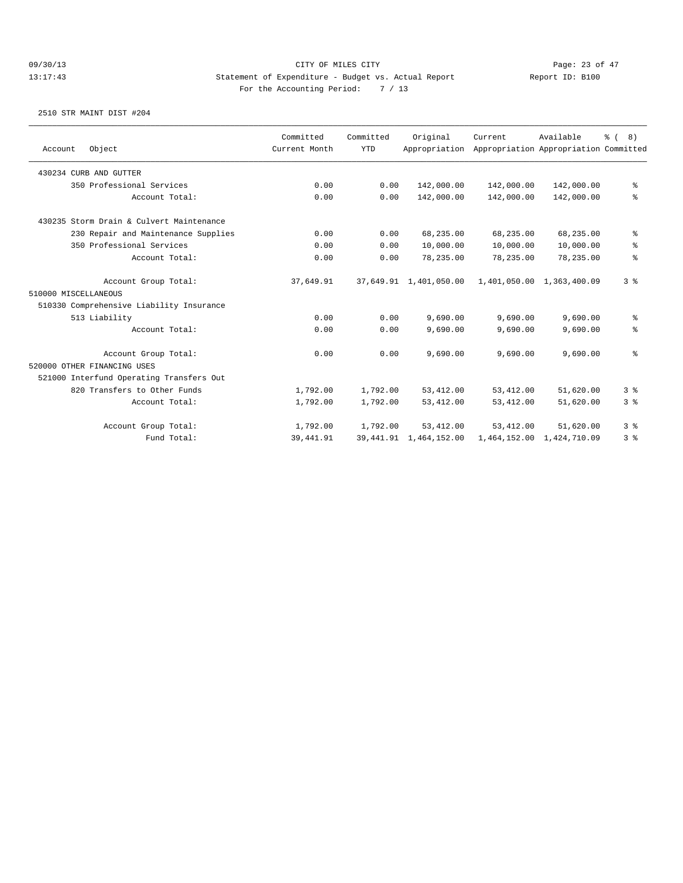CITY OF MILES CITY

Statement of Expenditure - Budget vs. Actual Report

Report ID: B100

For the Accounting Period: 7 / 13

2510 STR MAINT DIST #204

| Account Object | Committed Current Month | Committed YTD | Original Appropriation | Current Appropriation | Available Appropriation | % ( 8) Committed |
|---|---|---|---|---|---|---|
| 430234 CURB AND GUTTER | | | | | | |
| 350 Professional Services | 0.00 | 0.00 | 142,000.00 | 142,000.00 | 142,000.00 | % |
| Account Total: | 0.00 | 0.00 | 142,000.00 | 142,000.00 | 142,000.00 | % |
| 430235 Storm Drain & Culvert Maintenance | | | | | | |
| 230 Repair and Maintenance Supplies | 0.00 | 0.00 | 68,235.00 | 68,235.00 | 68,235.00 | % |
| 350 Professional Services | 0.00 | 0.00 | 10,000.00 | 10,000.00 | 10,000.00 | % |
| Account Total: | 0.00 | 0.00 | 78,235.00 | 78,235.00 | 78,235.00 | % |
| Account Group Total: | 37,649.91 | 37,649.91 | 1,401,050.00 | 1,401,050.00 | 1,363,400.09 | 3 % |
| 510000 MISCELLANEOUS | | | | | | |
| 510330 Comprehensive Liability Insurance | | | | | | |
| 513 Liability | 0.00 | 0.00 | 9,690.00 | 9,690.00 | 9,690.00 | % |
| Account Total: | 0.00 | 0.00 | 9,690.00 | 9,690.00 | 9,690.00 | % |
| Account Group Total: | 0.00 | 0.00 | 9,690.00 | 9,690.00 | 9,690.00 | % |
| 520000 OTHER FINANCING USES | | | | | | |
| 521000 Interfund Operating Transfers Out | | | | | | |
| 820 Transfers to Other Funds | 1,792.00 | 1,792.00 | 53,412.00 | 53,412.00 | 51,620.00 | 3 % |
| Account Total: | 1,792.00 | 1,792.00 | 53,412.00 | 53,412.00 | 51,620.00 | 3 % |
| Account Group Total: | 1,792.00 | 1,792.00 | 53,412.00 | 53,412.00 | 51,620.00 | 3 % |
| Fund Total: | 39,441.91 | 39,441.91 | 1,464,152.00 | 1,464,152.00 | 1,424,710.09 | 3 % |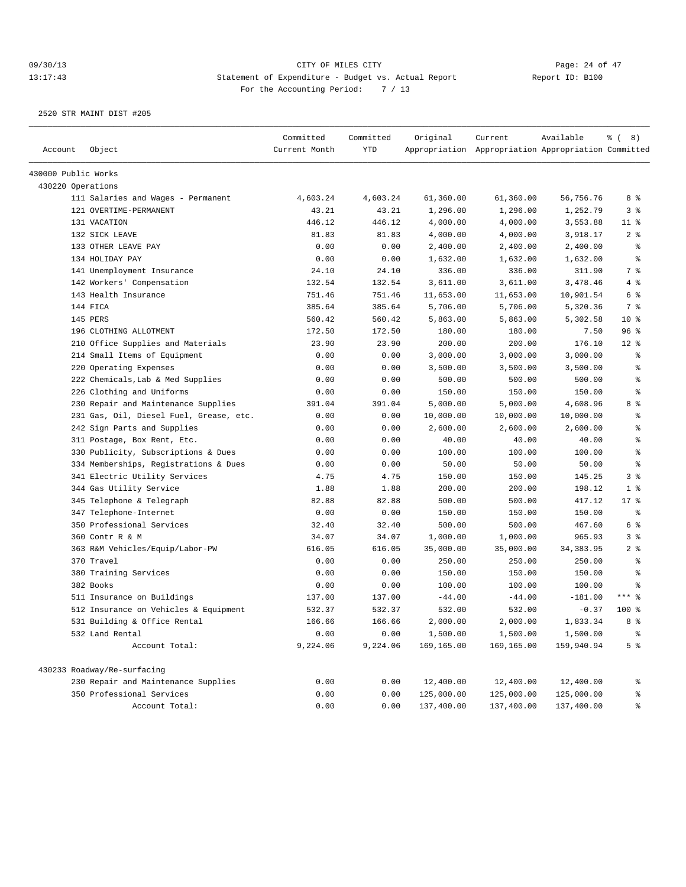09/30/13 CITY OF MILES CITY

13:17:43 Statement of Expenditure - Budget vs. Actual Report Report ID: B100

For the Accounting Period: 7 / 13

2520 STR MAINT DIST #205

| Account | Object | Committed Current Month | Committed YTD | Original Appropriation | Current Appropriation | Available Appropriation | % ( 8) Committed |
|---|---|---|---|---|---|---|---|
| 430000 Public Works | | | | | | | |
| 430220 Operations | | | | | | | |
| | 111 Salaries and Wages - Permanent | 4,603.24 | 4,603.24 | 61,360.00 | 61,360.00 | 56,756.76 | 8 % |
| | 121 OVERTIME-PERMANENT | 43.21 | 43.21 | 1,296.00 | 1,296.00 | 1,252.79 | 3 % |
| | 131 VACATION | 446.12 | 446.12 | 4,000.00 | 4,000.00 | 3,553.88 | 11 % |
| | 132 SICK LEAVE | 81.83 | 81.83 | 4,000.00 | 4,000.00 | 3,918.17 | 2 % |
| | 133 OTHER LEAVE PAY | 0.00 | 0.00 | 2,400.00 | 2,400.00 | 2,400.00 | % |
| | 134 HOLIDAY PAY | 0.00 | 0.00 | 1,632.00 | 1,632.00 | 1,632.00 | % |
| | 141 Unemployment Insurance | 24.10 | 24.10 | 336.00 | 336.00 | 311.90 | 7 % |
| | 142 Workers' Compensation | 132.54 | 132.54 | 3,611.00 | 3,611.00 | 3,478.46 | 4 % |
| | 143 Health Insurance | 751.46 | 751.46 | 11,653.00 | 11,653.00 | 10,901.54 | 6 % |
| | 144 FICA | 385.64 | 385.64 | 5,706.00 | 5,706.00 | 5,320.36 | 7 % |
| | 145 PERS | 560.42 | 560.42 | 5,863.00 | 5,863.00 | 5,302.58 | 10 % |
| | 196 CLOTHING ALLOTMENT | 172.50 | 172.50 | 180.00 | 180.00 | 7.50 | 96 % |
| | 210 Office Supplies and Materials | 23.90 | 23.90 | 200.00 | 200.00 | 176.10 | 12 % |
| | 214 Small Items of Equipment | 0.00 | 0.00 | 3,000.00 | 3,000.00 | 3,000.00 | % |
| | 220 Operating Expenses | 0.00 | 0.00 | 3,500.00 | 3,500.00 | 3,500.00 | % |
| | 222 Chemicals,Lab & Med Supplies | 0.00 | 0.00 | 500.00 | 500.00 | 500.00 | % |
| | 226 Clothing and Uniforms | 0.00 | 0.00 | 150.00 | 150.00 | 150.00 | % |
| | 230 Repair and Maintenance Supplies | 391.04 | 391.04 | 5,000.00 | 5,000.00 | 4,608.96 | 8 % |
| | 231 Gas, Oil, Diesel Fuel, Grease, etc. | 0.00 | 0.00 | 10,000.00 | 10,000.00 | 10,000.00 | % |
| | 242 Sign Parts and Supplies | 0.00 | 0.00 | 2,600.00 | 2,600.00 | 2,600.00 | % |
| | 311 Postage, Box Rent, Etc. | 0.00 | 0.00 | 40.00 | 40.00 | 40.00 | % |
| | 330 Publicity, Subscriptions & Dues | 0.00 | 0.00 | 100.00 | 100.00 | 100.00 | % |
| | 334 Memberships, Registrations & Dues | 0.00 | 0.00 | 50.00 | 50.00 | 50.00 | % |
| | 341 Electric Utility Services | 4.75 | 4.75 | 150.00 | 150.00 | 145.25 | 3 % |
| | 344 Gas Utility Service | 1.88 | 1.88 | 200.00 | 200.00 | 198.12 | 1 % |
| | 345 Telephone & Telegraph | 82.88 | 82.88 | 500.00 | 500.00 | 417.12 | 17 % |
| | 347 Telephone-Internet | 0.00 | 0.00 | 150.00 | 150.00 | 150.00 | % |
| | 350 Professional Services | 32.40 | 32.40 | 500.00 | 500.00 | 467.60 | 6 % |
| | 360 Contr R & M | 34.07 | 34.07 | 1,000.00 | 1,000.00 | 965.93 | 3 % |
| | 363 R&M Vehicles/Equip/Labor-PW | 616.05 | 616.05 | 35,000.00 | 35,000.00 | 34,383.95 | 2 % |
| | 370 Travel | 0.00 | 0.00 | 250.00 | 250.00 | 250.00 | % |
| | 380 Training Services | 0.00 | 0.00 | 150.00 | 150.00 | 150.00 | % |
| | 382 Books | 0.00 | 0.00 | 100.00 | 100.00 | 100.00 | % |
| | 511 Insurance on Buildings | 137.00 | 137.00 | -44.00 | -44.00 | -181.00 | *** % |
| | 512 Insurance on Vehicles & Equipment | 532.37 | 532.37 | 532.00 | 532.00 | -0.37 | 100 % |
| | 531 Building & Office Rental | 166.66 | 166.66 | 2,000.00 | 2,000.00 | 1,833.34 | 8 % |
| | 532 Land Rental | 0.00 | 0.00 | 1,500.00 | 1,500.00 | 1,500.00 | % |
| | Account Total: | 9,224.06 | 9,224.06 | 169,165.00 | 169,165.00 | 159,940.94 | 5 % |
| 430233 Roadway/Re-surfacing | | | | | | | |
| | 230 Repair and Maintenance Supplies | 0.00 | 0.00 | 12,400.00 | 12,400.00 | 12,400.00 | % |
| | 350 Professional Services | 0.00 | 0.00 | 125,000.00 | 125,000.00 | 125,000.00 | % |
| | Account Total: | 0.00 | 0.00 | 137,400.00 | 137,400.00 | 137,400.00 | % |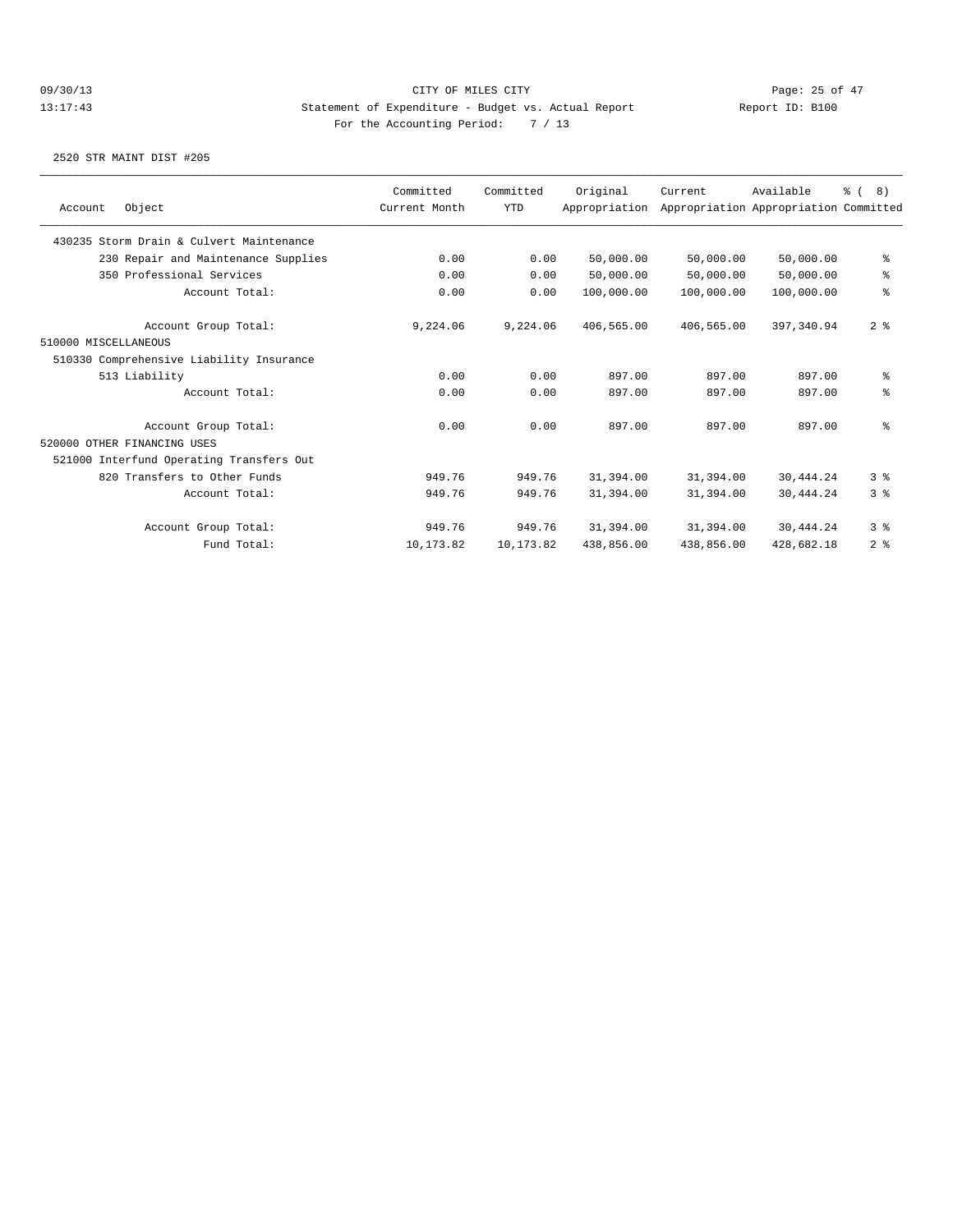CITY OF MILES CITY
Statement of Expenditure - Budget vs. Actual Report
Report ID: B100
For the Accounting Period: 7 / 13

09/30/13
13:17:43

2520 STR MAINT DIST #205

| Account Object | Committed Current Month | Committed YTD | Original Appropriation | Current Appropriation | Available Appropriation | % ( 8) Committed |
|---|---|---|---|---|---|---|
| 430235 Storm Drain & Culvert Maintenance | | | | | | |
| 230 Repair and Maintenance Supplies | 0.00 | 0.00 | 50,000.00 | 50,000.00 | 50,000.00 | % |
| 350 Professional Services | 0.00 | 0.00 | 50,000.00 | 50,000.00 | 50,000.00 | % |
| Account Total: | 0.00 | 0.00 | 100,000.00 | 100,000.00 | 100,000.00 | % |
| Account Group Total: | 9,224.06 | 9,224.06 | 406,565.00 | 406,565.00 | 397,340.94 | 2 % |
| 510000 MISCELLANEOUS | | | | | | |
| 510330 Comprehensive Liability Insurance | | | | | | |
| 513 Liability | 0.00 | 0.00 | 897.00 | 897.00 | 897.00 | % |
| Account Total: | 0.00 | 0.00 | 897.00 | 897.00 | 897.00 | % |
| Account Group Total: | 0.00 | 0.00 | 897.00 | 897.00 | 897.00 | % |
| 520000 OTHER FINANCING USES | | | | | | |
| 521000 Interfund Operating Transfers Out | | | | | | |
| 820 Transfers to Other Funds | 949.76 | 949.76 | 31,394.00 | 31,394.00 | 30,444.24 | 3 % |
| Account Total: | 949.76 | 949.76 | 31,394.00 | 31,394.00 | 30,444.24 | 3 % |
| Account Group Total: | 949.76 | 949.76 | 31,394.00 | 31,394.00 | 30,444.24 | 3 % |
| Fund Total: | 10,173.82 | 10,173.82 | 438,856.00 | 438,856.00 | 428,682.18 | 2 % |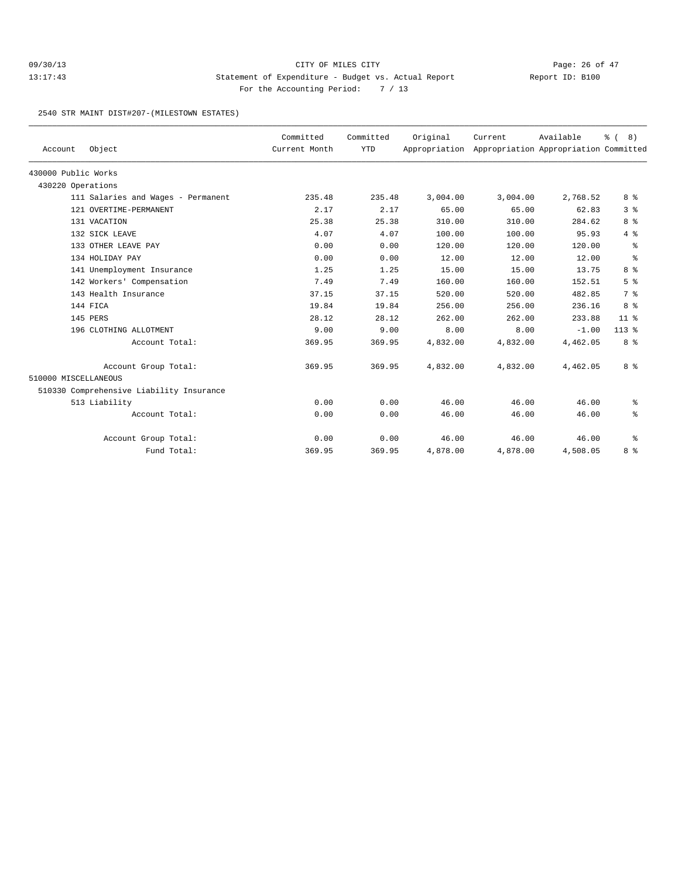CITY OF MILES CITY

Statement of Expenditure - Budget vs. Actual Report

Report ID: B100

For the Accounting Period: 7 / 13

09/30/13
13:17:43

2540 STR MAINT DIST#207-(MILESTOWN ESTATES)

| Account | Object | Committed Current Month | Committed YTD | Original Appropriation | Current Appropriation | Available Appropriation | % ( 8) Committed |
|---|---|---|---|---|---|---|---|
| 430000 Public Works | | | | | | | |
| 430220 Operations | | | | | | | |
| | 111 Salaries and Wages - Permanent | 235.48 | 235.48 | 3,004.00 | 3,004.00 | 2,768.52 | 8 % |
| | 121 OVERTIME-PERMANENT | 2.17 | 2.17 | 65.00 | 65.00 | 62.83 | 3 % |
| | 131 VACATION | 25.38 | 25.38 | 310.00 | 310.00 | 284.62 | 8 % |
| | 132 SICK LEAVE | 4.07 | 4.07 | 100.00 | 100.00 | 95.93 | 4 % |
| | 133 OTHER LEAVE PAY | 0.00 | 0.00 | 120.00 | 120.00 | 120.00 | % |
| | 134 HOLIDAY PAY | 0.00 | 0.00 | 12.00 | 12.00 | 12.00 | % |
| | 141 Unemployment Insurance | 1.25 | 1.25 | 15.00 | 15.00 | 13.75 | 8 % |
| | 142 Workers' Compensation | 7.49 | 7.49 | 160.00 | 160.00 | 152.51 | 5 % |
| | 143 Health Insurance | 37.15 | 37.15 | 520.00 | 520.00 | 482.85 | 7 % |
| | 144 FICA | 19.84 | 19.84 | 256.00 | 256.00 | 236.16 | 8 % |
| | 145 PERS | 28.12 | 28.12 | 262.00 | 262.00 | 233.88 | 11 % |
| | 196 CLOTHING ALLOTMENT | 9.00 | 9.00 | 8.00 | 8.00 | -1.00 | 113 % |
| | Account Total: | 369.95 | 369.95 | 4,832.00 | 4,832.00 | 4,462.05 | 8 % |
| | Account Group Total: | 369.95 | 369.95 | 4,832.00 | 4,832.00 | 4,462.05 | 8 % |
| 510000 MISCELLANEOUS | | | | | | | |
| 510330 Comprehensive Liability Insurance | | | | | | | |
| | 513 Liability | 0.00 | 0.00 | 46.00 | 46.00 | 46.00 | % |
| | Account Total: | 0.00 | 0.00 | 46.00 | 46.00 | 46.00 | % |
| | Account Group Total: | 0.00 | 0.00 | 46.00 | 46.00 | 46.00 | % |
| | Fund Total: | 369.95 | 369.95 | 4,878.00 | 4,878.00 | 4,508.05 | 8 % |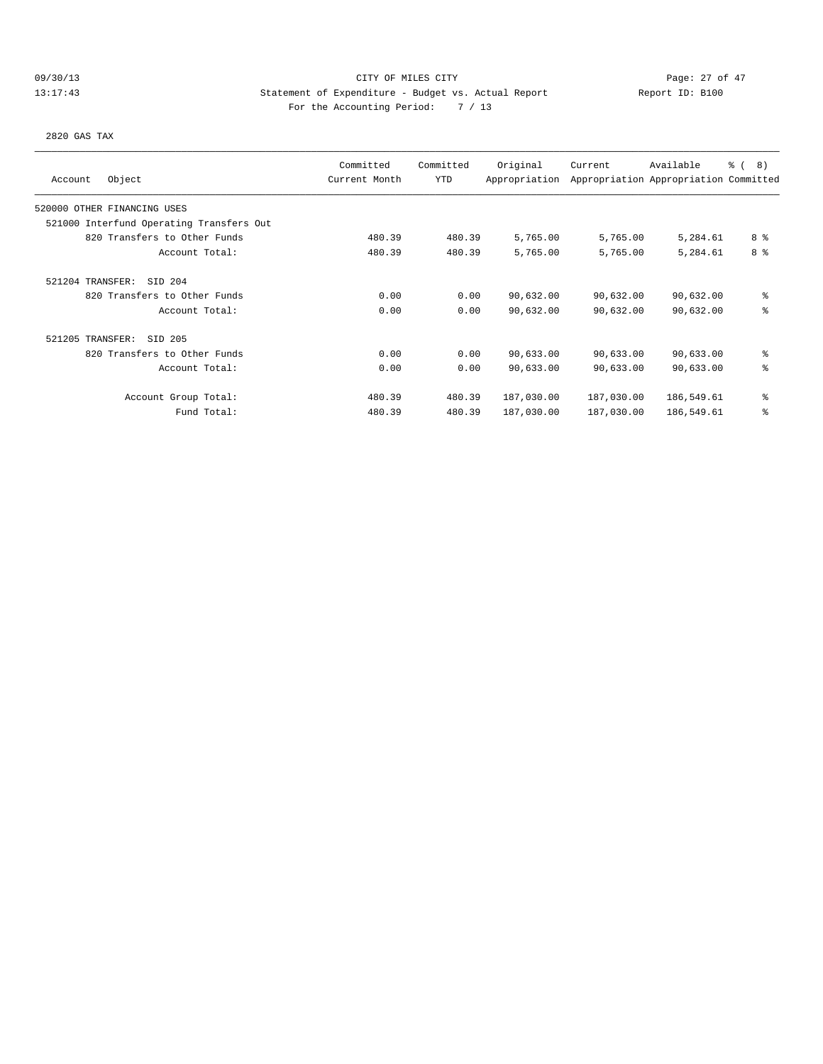CITY OF MILES CITY
Statement of Expenditure - Budget vs. Actual Report
For the Accounting Period: 7 / 13

09/30/13 13:17:43 Report ID: B100

2820 GAS TAX

| Account Object | Committed Current Month | Committed YTD | Original Appropriation | Current Appropriation | Available Appropriation | % ( 8) Committed |
|---|---|---|---|---|---|---|
| 520000 OTHER FINANCING USES | | | | | | |
| 521000 Interfund Operating Transfers Out | | | | | | |
| 820 Transfers to Other Funds | 480.39 | 480.39 | 5,765.00 | 5,765.00 | 5,284.61 | 8 % |
| Account Total: | 480.39 | 480.39 | 5,765.00 | 5,765.00 | 5,284.61 | 8 % |
| 521204 TRANSFER: SID 204 | | | | | | |
| 820 Transfers to Other Funds | 0.00 | 0.00 | 90,632.00 | 90,632.00 | 90,632.00 | % |
| Account Total: | 0.00 | 0.00 | 90,632.00 | 90,632.00 | 90,632.00 | % |
| 521205 TRANSFER: SID 205 | | | | | | |
| 820 Transfers to Other Funds | 0.00 | 0.00 | 90,633.00 | 90,633.00 | 90,633.00 | % |
| Account Total: | 0.00 | 0.00 | 90,633.00 | 90,633.00 | 90,633.00 | % |
| Account Group Total: | 480.39 | 480.39 | 187,030.00 | 187,030.00 | 186,549.61 | % |
| Fund Total: | 480.39 | 480.39 | 187,030.00 | 187,030.00 | 186,549.61 | % |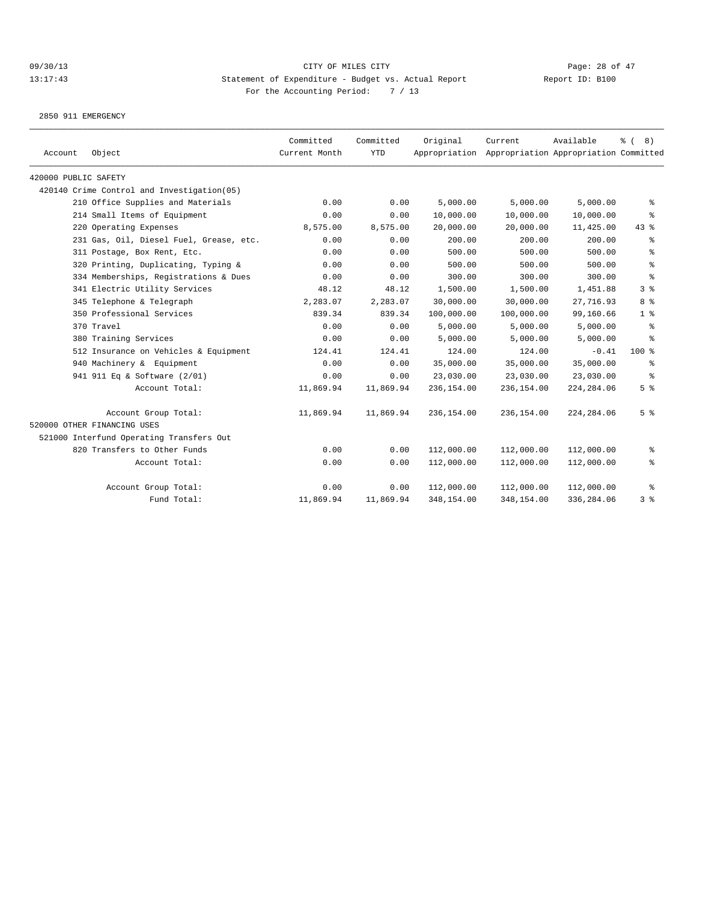CITY OF MILES CITY

Statement of Expenditure - Budget vs. Actual Report

Report ID: B100

For the Accounting Period: 7 / 13

2850 911 EMERGENCY

| Account | Object | Committed Current Month | Committed YTD | Original Appropriation | Current Appropriation | Available Appropriation | % ( 8) Committed |
|---|---|---|---|---|---|---|---|
| 420000 PUBLIC SAFETY | | | | | | | |
| 420140 Crime Control and Investigation(05) | | | | | | | |
| | 210 Office Supplies and Materials | 0.00 | 0.00 | 5,000.00 | 5,000.00 | 5,000.00 | % |
| | 214 Small Items of Equipment | 0.00 | 0.00 | 10,000.00 | 10,000.00 | 10,000.00 | % |
| | 220 Operating Expenses | 8,575.00 | 8,575.00 | 20,000.00 | 20,000.00 | 11,425.00 | 43 % |
| | 231 Gas, Oil, Diesel Fuel, Grease, etc. | 0.00 | 0.00 | 200.00 | 200.00 | 200.00 | % |
| | 311 Postage, Box Rent, Etc. | 0.00 | 0.00 | 500.00 | 500.00 | 500.00 | % |
| | 320 Printing, Duplicating, Typing & | 0.00 | 0.00 | 500.00 | 500.00 | 500.00 | % |
| | 334 Memberships, Registrations & Dues | 0.00 | 0.00 | 300.00 | 300.00 | 300.00 | % |
| | 341 Electric Utility Services | 48.12 | 48.12 | 1,500.00 | 1,500.00 | 1,451.88 | 3 % |
| | 345 Telephone & Telegraph | 2,283.07 | 2,283.07 | 30,000.00 | 30,000.00 | 27,716.93 | 8 % |
| | 350 Professional Services | 839.34 | 839.34 | 100,000.00 | 100,000.00 | 99,160.66 | 1 % |
| | 370 Travel | 0.00 | 0.00 | 5,000.00 | 5,000.00 | 5,000.00 | % |
| | 380 Training Services | 0.00 | 0.00 | 5,000.00 | 5,000.00 | 5,000.00 | % |
| | 512 Insurance on Vehicles & Equipment | 124.41 | 124.41 | 124.00 | 124.00 | -0.41 | 100 % |
| | 940 Machinery & Equipment | 0.00 | 0.00 | 35,000.00 | 35,000.00 | 35,000.00 | % |
| | 941 911 Eq & Software (2/01) | 0.00 | 0.00 | 23,030.00 | 23,030.00 | 23,030.00 | % |
| | Account Total: | 11,869.94 | 11,869.94 | 236,154.00 | 236,154.00 | 224,284.06 | 5 % |
| | Account Group Total: | 11,869.94 | 11,869.94 | 236,154.00 | 236,154.00 | 224,284.06 | 5 % |
| 520000 OTHER FINANCING USES | | | | | | | |
| 521000 Interfund Operating Transfers Out | | | | | | | |
| | 820 Transfers to Other Funds | 0.00 | 0.00 | 112,000.00 | 112,000.00 | 112,000.00 | % |
| | Account Total: | 0.00 | 0.00 | 112,000.00 | 112,000.00 | 112,000.00 | % |
| | Account Group Total: | 0.00 | 0.00 | 112,000.00 | 112,000.00 | 112,000.00 | % |
| | Fund Total: | 11,869.94 | 11,869.94 | 348,154.00 | 348,154.00 | 336,284.06 | 3 % |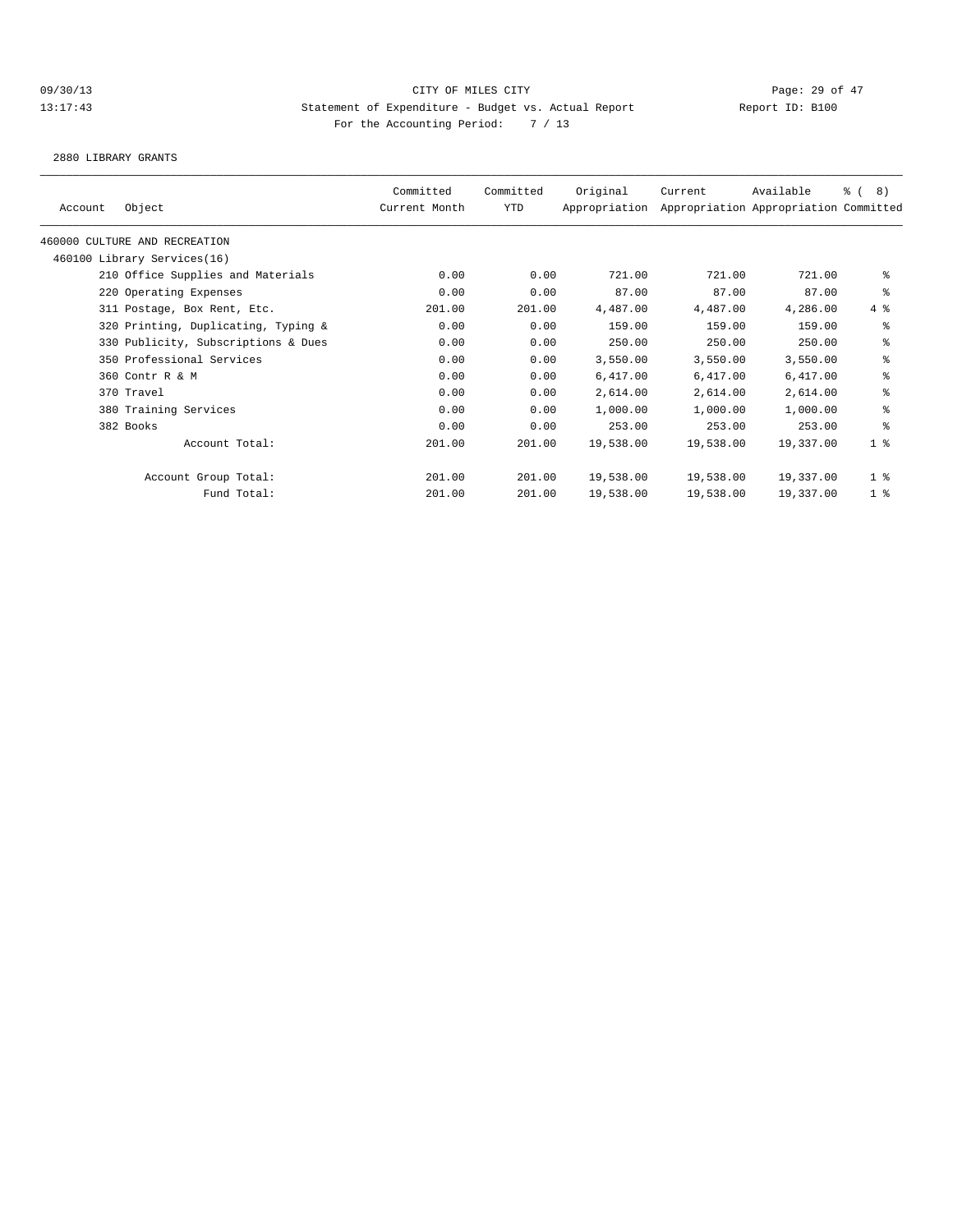CITY OF MILES CITY

Statement of Expenditure - Budget vs. Actual Report

For the Accounting Period: 7 / 13

2880 LIBRARY GRANTS

| Account | Object | Committed Current Month | Committed YTD | Original Appropriation | Current Appropriation | Available Appropriation | % ( 8) Committed |
|---|---|---|---|---|---|---|---|
| 460000 CULTURE AND RECREATION | | | | | | | |
| 460100 Library Services(16) | | | | | | | |
| | 210 Office Supplies and Materials | 0.00 | 0.00 | 721.00 | 721.00 | 721.00 | % |
| | 220 Operating Expenses | 0.00 | 0.00 | 87.00 | 87.00 | 87.00 | % |
| | 311 Postage, Box Rent, Etc. | 201.00 | 201.00 | 4,487.00 | 4,487.00 | 4,286.00 | 4 % |
| | 320 Printing, Duplicating, Typing & | 0.00 | 0.00 | 159.00 | 159.00 | 159.00 | % |
| | 330 Publicity, Subscriptions & Dues | 0.00 | 0.00 | 250.00 | 250.00 | 250.00 | % |
| | 350 Professional Services | 0.00 | 0.00 | 3,550.00 | 3,550.00 | 3,550.00 | % |
| | 360 Contr R & M | 0.00 | 0.00 | 6,417.00 | 6,417.00 | 6,417.00 | % |
| | 370 Travel | 0.00 | 0.00 | 2,614.00 | 2,614.00 | 2,614.00 | % |
| | 380 Training Services | 0.00 | 0.00 | 1,000.00 | 1,000.00 | 1,000.00 | % |
| | 382 Books | 0.00 | 0.00 | 253.00 | 253.00 | 253.00 | % |
| | Account Total: | 201.00 | 201.00 | 19,538.00 | 19,538.00 | 19,337.00 | 1 % |
| | Account Group Total: | 201.00 | 201.00 | 19,538.00 | 19,538.00 | 19,337.00 | 1 % |
| | Fund Total: | 201.00 | 201.00 | 19,538.00 | 19,538.00 | 19,337.00 | 1 % |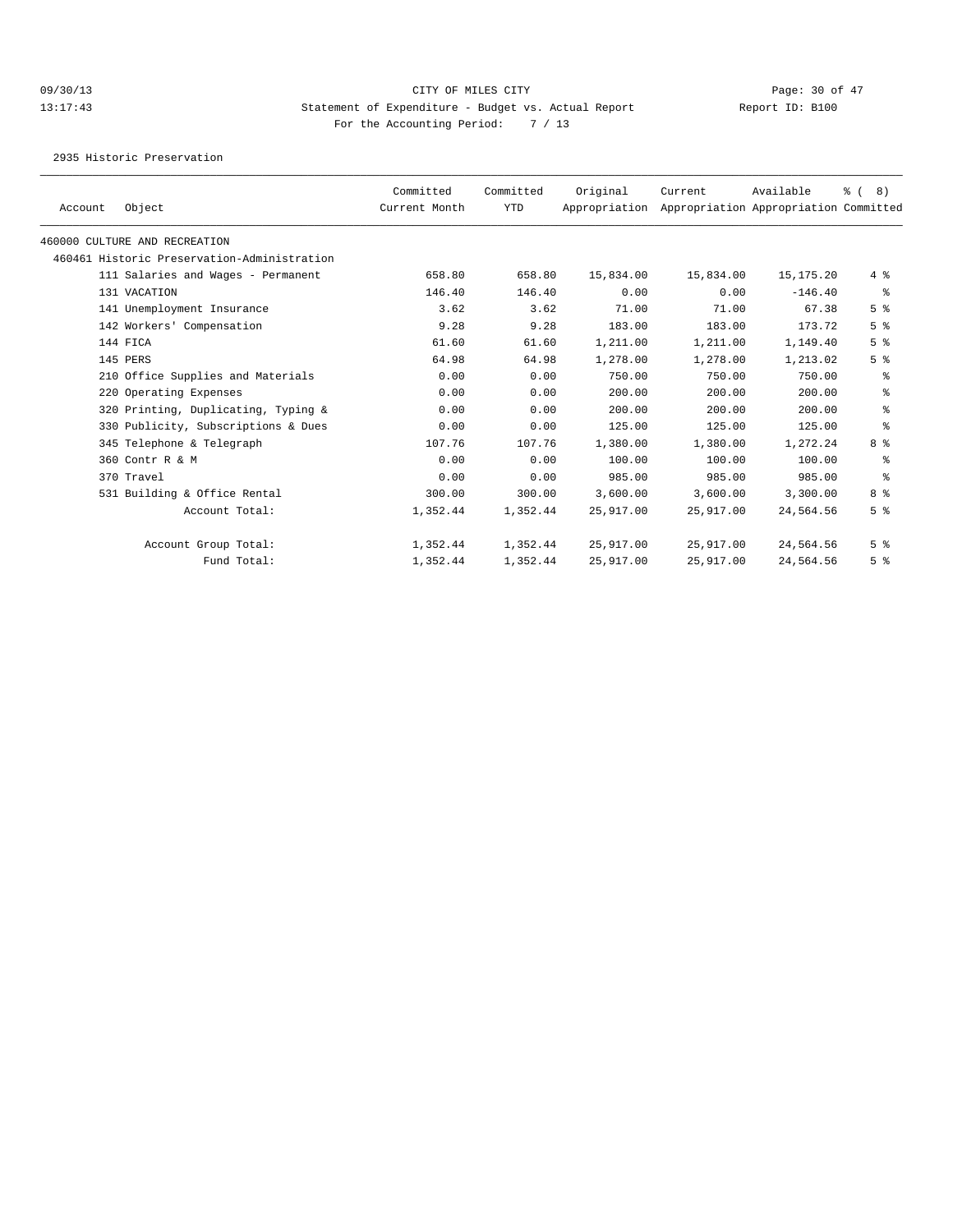CITY OF MILES CITY

Statement of Expenditure - Budget vs. Actual Report

Report ID: B100

For the Accounting Period: 7 / 13

09/30/13
13:17:43

2935 Historic Preservation

| Account | Object | Committed Current Month | Committed YTD | Original Appropriation | Current Appropriation | Available Appropriation | % ( 8) Committed |
|---|---|---|---|---|---|---|---|
| 460000 CULTURE AND RECREATION | | | | | | | |
| 460461 Historic Preservation-Administration | | | | | | | |
| | 111 Salaries and Wages - Permanent | 658.80 | 658.80 | 15,834.00 | 15,834.00 | 15,175.20 | 4 % |
| | 131 VACATION | 146.40 | 146.40 | 0.00 | 0.00 | -146.40 | % |
| | 141 Unemployment Insurance | 3.62 | 3.62 | 71.00 | 71.00 | 67.38 | 5 % |
| | 142 Workers' Compensation | 9.28 | 9.28 | 183.00 | 183.00 | 173.72 | 5 % |
| | 144 FICA | 61.60 | 61.60 | 1,211.00 | 1,211.00 | 1,149.40 | 5 % |
| | 145 PERS | 64.98 | 64.98 | 1,278.00 | 1,278.00 | 1,213.02 | 5 % |
| | 210 Office Supplies and Materials | 0.00 | 0.00 | 750.00 | 750.00 | 750.00 | % |
| | 220 Operating Expenses | 0.00 | 0.00 | 200.00 | 200.00 | 200.00 | % |
| | 320 Printing, Duplicating, Typing & | 0.00 | 0.00 | 200.00 | 200.00 | 200.00 | % |
| | 330 Publicity, Subscriptions & Dues | 0.00 | 0.00 | 125.00 | 125.00 | 125.00 | % |
| | 345 Telephone & Telegraph | 107.76 | 107.76 | 1,380.00 | 1,380.00 | 1,272.24 | 8 % |
| | 360 Contr R & M | 0.00 | 0.00 | 100.00 | 100.00 | 100.00 | % |
| | 370 Travel | 0.00 | 0.00 | 985.00 | 985.00 | 985.00 | % |
| | 531 Building & Office Rental | 300.00 | 300.00 | 3,600.00 | 3,600.00 | 3,300.00 | 8 % |
| | Account Total: | 1,352.44 | 1,352.44 | 25,917.00 | 25,917.00 | 24,564.56 | 5 % |
| | Account Group Total: | 1,352.44 | 1,352.44 | 25,917.00 | 25,917.00 | 24,564.56 | 5 % |
| | Fund Total: | 1,352.44 | 1,352.44 | 25,917.00 | 25,917.00 | 24,564.56 | 5 % |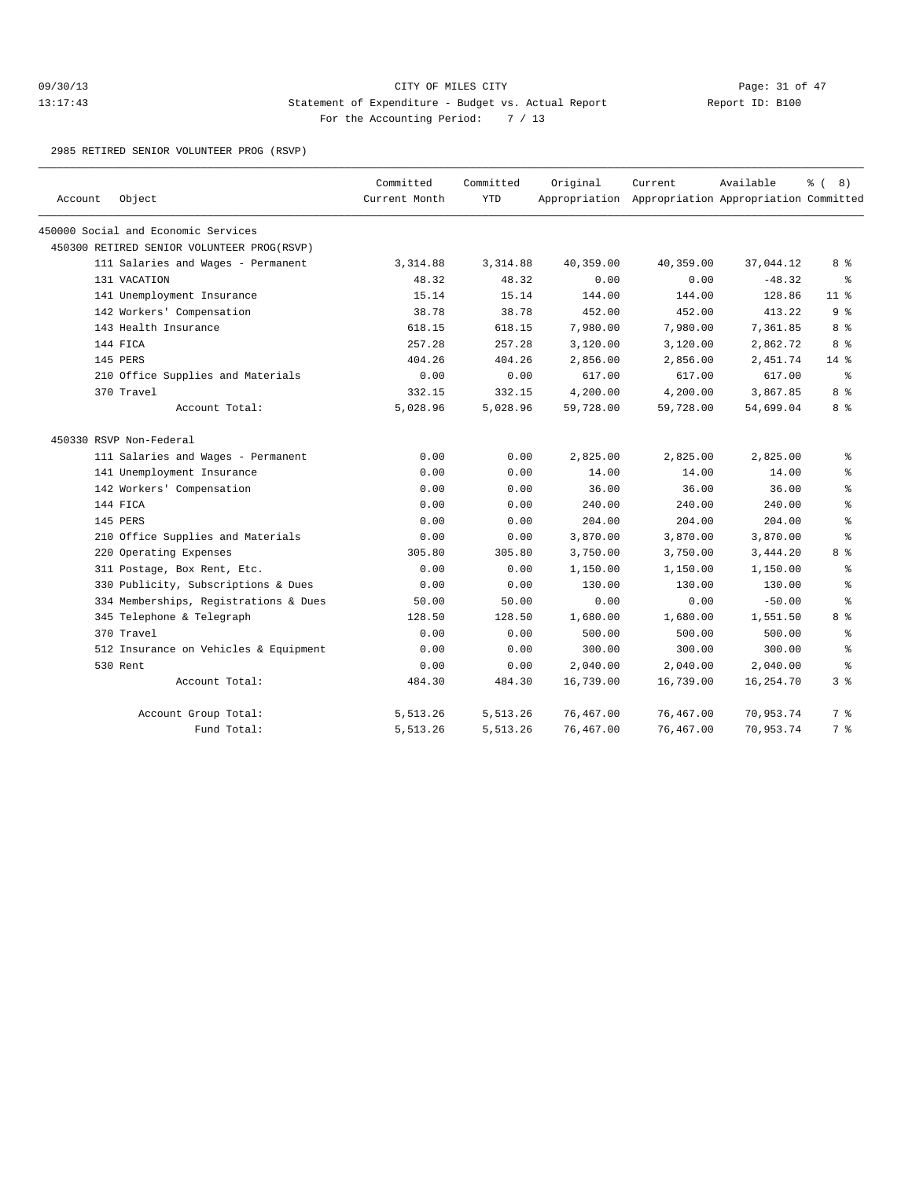CITY OF MILES CITY

Statement of Expenditure - Budget vs. Actual Report

Report ID: B100

For the Accounting Period: 7 / 13

09/30/13 13:17:43

2985 RETIRED SENIOR VOLUNTEER PROG (RSVP)

| Account | Object | Committed Current Month | Committed YTD | Original Appropriation | Current Appropriation | Available Appropriation | % ( 8) Committed |
|---|---|---|---|---|---|---|---|
| 450000 Social and Economic Services | | | | | | | |
| 450300 RETIRED SENIOR VOLUNTEER PROG(RSVP) | | | | | | | |
| | 111 Salaries and Wages - Permanent | 3,314.88 | 3,314.88 | 40,359.00 | 40,359.00 | 37,044.12 | 8 % |
| | 131 VACATION | 48.32 | 48.32 | 0.00 | 0.00 | -48.32 | % |
| | 141 Unemployment Insurance | 15.14 | 15.14 | 144.00 | 144.00 | 128.86 | 11 % |
| | 142 Workers' Compensation | 38.78 | 38.78 | 452.00 | 452.00 | 413.22 | 9 % |
| | 143 Health Insurance | 618.15 | 618.15 | 7,980.00 | 7,980.00 | 7,361.85 | 8 % |
| | 144 FICA | 257.28 | 257.28 | 3,120.00 | 3,120.00 | 2,862.72 | 8 % |
| | 145 PERS | 404.26 | 404.26 | 2,856.00 | 2,856.00 | 2,451.74 | 14 % |
| | 210 Office Supplies and Materials | 0.00 | 0.00 | 617.00 | 617.00 | 617.00 | % |
| | 370 Travel | 332.15 | 332.15 | 4,200.00 | 4,200.00 | 3,867.85 | 8 % |
| | Account Total: | 5,028.96 | 5,028.96 | 59,728.00 | 59,728.00 | 54,699.04 | 8 % |
| 450330 RSVP Non-Federal | | | | | | | |
| | 111 Salaries and Wages - Permanent | 0.00 | 0.00 | 2,825.00 | 2,825.00 | 2,825.00 | % |
| | 141 Unemployment Insurance | 0.00 | 0.00 | 14.00 | 14.00 | 14.00 | % |
| | 142 Workers' Compensation | 0.00 | 0.00 | 36.00 | 36.00 | 36.00 | % |
| | 144 FICA | 0.00 | 0.00 | 240.00 | 240.00 | 240.00 | % |
| | 145 PERS | 0.00 | 0.00 | 204.00 | 204.00 | 204.00 | % |
| | 210 Office Supplies and Materials | 0.00 | 0.00 | 3,870.00 | 3,870.00 | 3,870.00 | % |
| | 220 Operating Expenses | 305.80 | 305.80 | 3,750.00 | 3,750.00 | 3,444.20 | 8 % |
| | 311 Postage, Box Rent, Etc. | 0.00 | 0.00 | 1,150.00 | 1,150.00 | 1,150.00 | % |
| | 330 Publicity, Subscriptions & Dues | 0.00 | 0.00 | 130.00 | 130.00 | 130.00 | % |
| | 334 Memberships, Registrations & Dues | 50.00 | 50.00 | 0.00 | 0.00 | -50.00 | % |
| | 345 Telephone & Telegraph | 128.50 | 128.50 | 1,680.00 | 1,680.00 | 1,551.50 | 8 % |
| | 370 Travel | 0.00 | 0.00 | 500.00 | 500.00 | 500.00 | % |
| | 512 Insurance on Vehicles & Equipment | 0.00 | 0.00 | 300.00 | 300.00 | 300.00 | % |
| | 530 Rent | 0.00 | 0.00 | 2,040.00 | 2,040.00 | 2,040.00 | % |
| | Account Total: | 484.30 | 484.30 | 16,739.00 | 16,739.00 | 16,254.70 | 3 % |
| | Account Group Total: | 5,513.26 | 5,513.26 | 76,467.00 | 76,467.00 | 70,953.74 | 7 % |
| | Fund Total: | 5,513.26 | 5,513.26 | 76,467.00 | 76,467.00 | 70,953.74 | 7 % |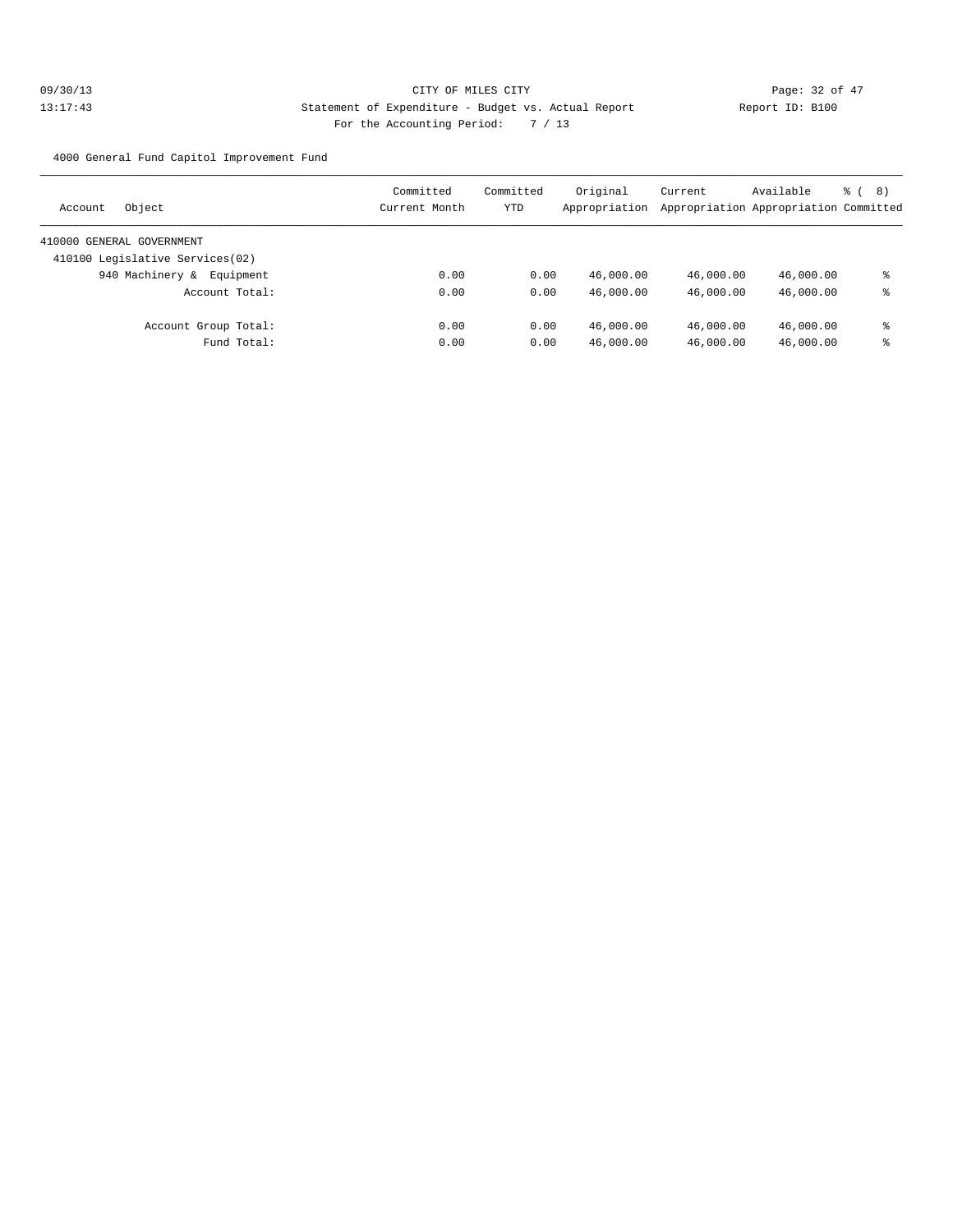CITY OF MILES CITY

Statement of Expenditure - Budget vs. Actual Report

Report ID: B100

For the Accounting Period: 7 / 13

09/30/13
13:17:43

4000 General Fund Capitol Improvement Fund

| Account | Object | Committed Current Month | Committed YTD | Original Appropriation | Current Appropriation | Available Appropriation | % ( 8) Committed |
|---|---|---|---|---|---|---|---|
| 410000 GENERAL GOVERNMENT | | | | | | | |
| 410100 Legislative Services(02) | | | | | | | |
| | 940 Machinery & Equipment | 0.00 | 0.00 | 46,000.00 | 46,000.00 | 46,000.00 | % |
| | Account Total: | 0.00 | 0.00 | 46,000.00 | 46,000.00 | 46,000.00 | % |
| | Account Group Total: | 0.00 | 0.00 | 46,000.00 | 46,000.00 | 46,000.00 | % |
| | Fund Total: | 0.00 | 0.00 | 46,000.00 | 46,000.00 | 46,000.00 | % |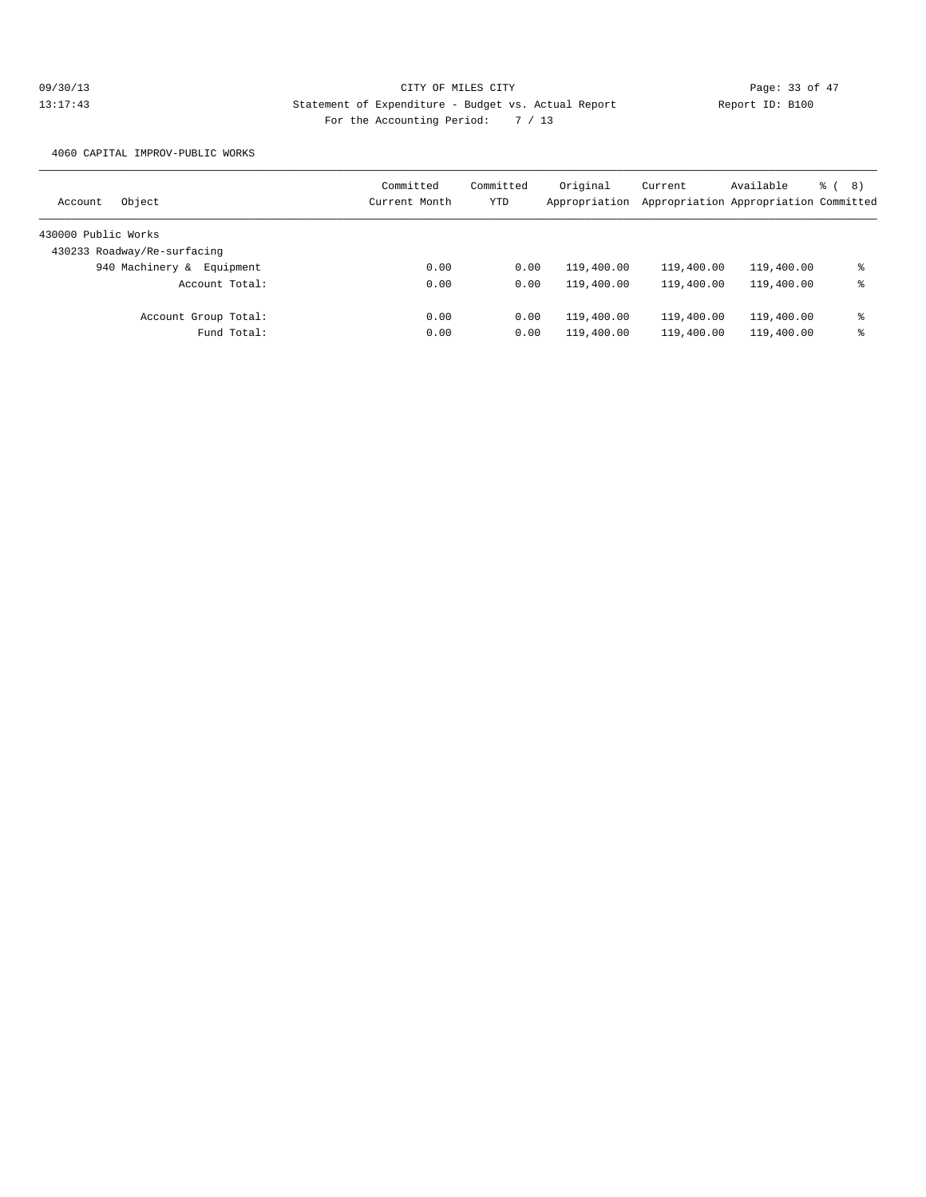CITY OF MILES CITY

Statement of Expenditure - Budget vs. Actual Report

Report ID: B100

For the Accounting Period: 7 / 13

09/30/13
13:17:43

4060 CAPITAL IMPROV-PUBLIC WORKS

| Account | Object | Committed Current Month | Committed YTD | Original Appropriation | Current Appropriation | Available Appropriation | % ( 8) Committed |
|---|---|---|---|---|---|---|---|
| 430000 Public Works | | | | | | | |
| 430233 Roadway/Re-surfacing | | | | | | | |
| | 940 Machinery & Equipment | 0.00 | 0.00 | 119,400.00 | 119,400.00 | 119,400.00 | % |
| | Account Total: | 0.00 | 0.00 | 119,400.00 | 119,400.00 | 119,400.00 | % |
| | Account Group Total: | 0.00 | 0.00 | 119,400.00 | 119,400.00 | 119,400.00 | % |
| | Fund Total: | 0.00 | 0.00 | 119,400.00 | 119,400.00 | 119,400.00 | % |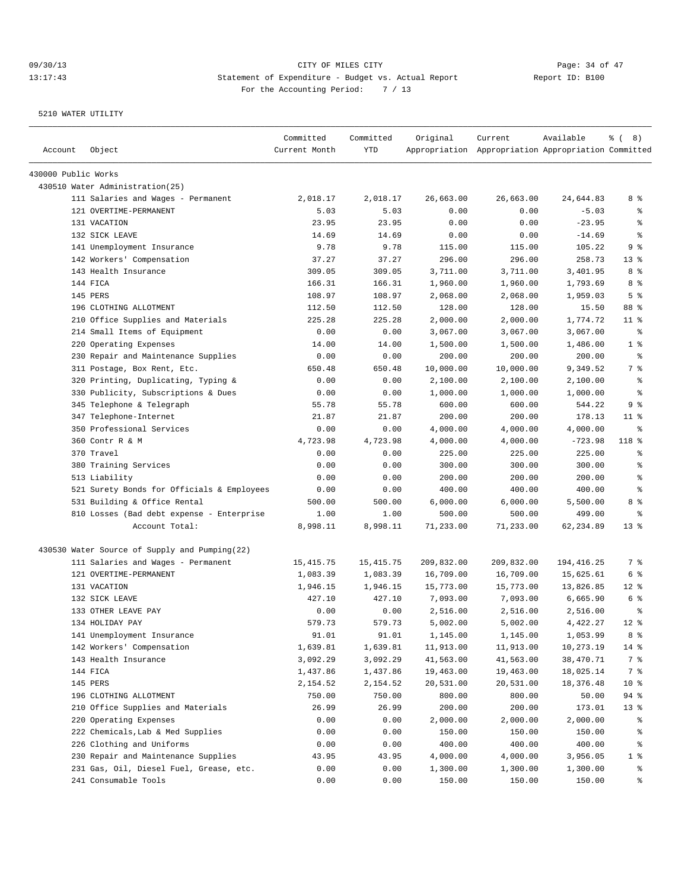CITY OF MILES CITY
Statement of Expenditure - Budget vs. Actual Report
For the Accounting Period: 7 / 13

09/30/13 13:17:43 Report ID: B100

5210 WATER UTILITY

| Account | Object | Committed Current Month | Committed YTD | Original Appropriation | Current Appropriation | Available Appropriation | % ( 8) Committed |
|---|---|---|---|---|---|---|---|
| 430000 Public Works | | | | | | | |
| 430510 Water Administration(25) | | | | | | | |
| | 111 Salaries and Wages - Permanent | 2,018.17 | 2,018.17 | 26,663.00 | 26,663.00 | 24,644.83 | 8 % |
| | 121 OVERTIME-PERMANENT | 5.03 | 5.03 | 0.00 | 0.00 | -5.03 | % |
| | 131 VACATION | 23.95 | 23.95 | 0.00 | 0.00 | -23.95 | % |
| | 132 SICK LEAVE | 14.69 | 14.69 | 0.00 | 0.00 | -14.69 | % |
| | 141 Unemployment Insurance | 9.78 | 9.78 | 115.00 | 115.00 | 105.22 | 9 % |
| | 142 Workers' Compensation | 37.27 | 37.27 | 296.00 | 296.00 | 258.73 | 13 % |
| | 143 Health Insurance | 309.05 | 309.05 | 3,711.00 | 3,711.00 | 3,401.95 | 8 % |
| | 144 FICA | 166.31 | 166.31 | 1,960.00 | 1,960.00 | 1,793.69 | 8 % |
| | 145 PERS | 108.97 | 108.97 | 2,068.00 | 2,068.00 | 1,959.03 | 5 % |
| | 196 CLOTHING ALLOTMENT | 112.50 | 112.50 | 128.00 | 128.00 | 15.50 | 88 % |
| | 210 Office Supplies and Materials | 225.28 | 225.28 | 2,000.00 | 2,000.00 | 1,774.72 | 11 % |
| | 214 Small Items of Equipment | 0.00 | 0.00 | 3,067.00 | 3,067.00 | 3,067.00 | % |
| | 220 Operating Expenses | 14.00 | 14.00 | 1,500.00 | 1,500.00 | 1,486.00 | 1 % |
| | 230 Repair and Maintenance Supplies | 0.00 | 0.00 | 200.00 | 200.00 | 200.00 | % |
| | 311 Postage, Box Rent, Etc. | 650.48 | 650.48 | 10,000.00 | 10,000.00 | 9,349.52 | 7 % |
| | 320 Printing, Duplicating, Typing & | 0.00 | 0.00 | 2,100.00 | 2,100.00 | 2,100.00 | % |
| | 330 Publicity, Subscriptions & Dues | 0.00 | 0.00 | 1,000.00 | 1,000.00 | 1,000.00 | % |
| | 345 Telephone & Telegraph | 55.78 | 55.78 | 600.00 | 600.00 | 544.22 | 9 % |
| | 347 Telephone-Internet | 21.87 | 21.87 | 200.00 | 200.00 | 178.13 | 11 % |
| | 350 Professional Services | 0.00 | 0.00 | 4,000.00 | 4,000.00 | 4,000.00 | % |
| | 360 Contr R & M | 4,723.98 | 4,723.98 | 4,000.00 | 4,000.00 | -723.98 | 118 % |
| | 370 Travel | 0.00 | 0.00 | 225.00 | 225.00 | 225.00 | % |
| | 380 Training Services | 0.00 | 0.00 | 300.00 | 300.00 | 300.00 | % |
| | 513 Liability | 0.00 | 0.00 | 200.00 | 200.00 | 200.00 | % |
| | 521 Surety Bonds for Officials & Employees | 0.00 | 0.00 | 400.00 | 400.00 | 400.00 | % |
| | 531 Building & Office Rental | 500.00 | 500.00 | 6,000.00 | 6,000.00 | 5,500.00 | 8 % |
| | 810 Losses (Bad debt expense - Enterprise | 1.00 | 1.00 | 500.00 | 500.00 | 499.00 | % |
| | Account Total: | 8,998.11 | 8,998.11 | 71,233.00 | 71,233.00 | 62,234.89 | 13 % |
| 430530 Water Source of Supply and Pumping(22) | | | | | | | |
| | 111 Salaries and Wages - Permanent | 15,415.75 | 15,415.75 | 209,832.00 | 209,832.00 | 194,416.25 | 7 % |
| | 121 OVERTIME-PERMANENT | 1,083.39 | 1,083.39 | 16,709.00 | 16,709.00 | 15,625.61 | 6 % |
| | 131 VACATION | 1,946.15 | 1,946.15 | 15,773.00 | 15,773.00 | 13,826.85 | 12 % |
| | 132 SICK LEAVE | 427.10 | 427.10 | 7,093.00 | 7,093.00 | 6,665.90 | 6 % |
| | 133 OTHER LEAVE PAY | 0.00 | 0.00 | 2,516.00 | 2,516.00 | 2,516.00 | % |
| | 134 HOLIDAY PAY | 579.73 | 579.73 | 5,002.00 | 5,002.00 | 4,422.27 | 12 % |
| | 141 Unemployment Insurance | 91.01 | 91.01 | 1,145.00 | 1,145.00 | 1,053.99 | 8 % |
| | 142 Workers' Compensation | 1,639.81 | 1,639.81 | 11,913.00 | 11,913.00 | 10,273.19 | 14 % |
| | 143 Health Insurance | 3,092.29 | 3,092.29 | 41,563.00 | 41,563.00 | 38,470.71 | 7 % |
| | 144 FICA | 1,437.86 | 1,437.86 | 19,463.00 | 19,463.00 | 18,025.14 | 7 % |
| | 145 PERS | 2,154.52 | 2,154.52 | 20,531.00 | 20,531.00 | 18,376.48 | 10 % |
| | 196 CLOTHING ALLOTMENT | 750.00 | 750.00 | 800.00 | 800.00 | 50.00 | 94 % |
| | 210 Office Supplies and Materials | 26.99 | 26.99 | 200.00 | 200.00 | 173.01 | 13 % |
| | 220 Operating Expenses | 0.00 | 0.00 | 2,000.00 | 2,000.00 | 2,000.00 | % |
| | 222 Chemicals,Lab & Med Supplies | 0.00 | 0.00 | 150.00 | 150.00 | 150.00 | % |
| | 226 Clothing and Uniforms | 0.00 | 0.00 | 400.00 | 400.00 | 400.00 | % |
| | 230 Repair and Maintenance Supplies | 43.95 | 43.95 | 4,000.00 | 4,000.00 | 3,956.05 | 1 % |
| | 231 Gas, Oil, Diesel Fuel, Grease, etc. | 0.00 | 0.00 | 1,300.00 | 1,300.00 | 1,300.00 | % |
| | 241 Consumable Tools | 0.00 | 0.00 | 150.00 | 150.00 | 150.00 | % |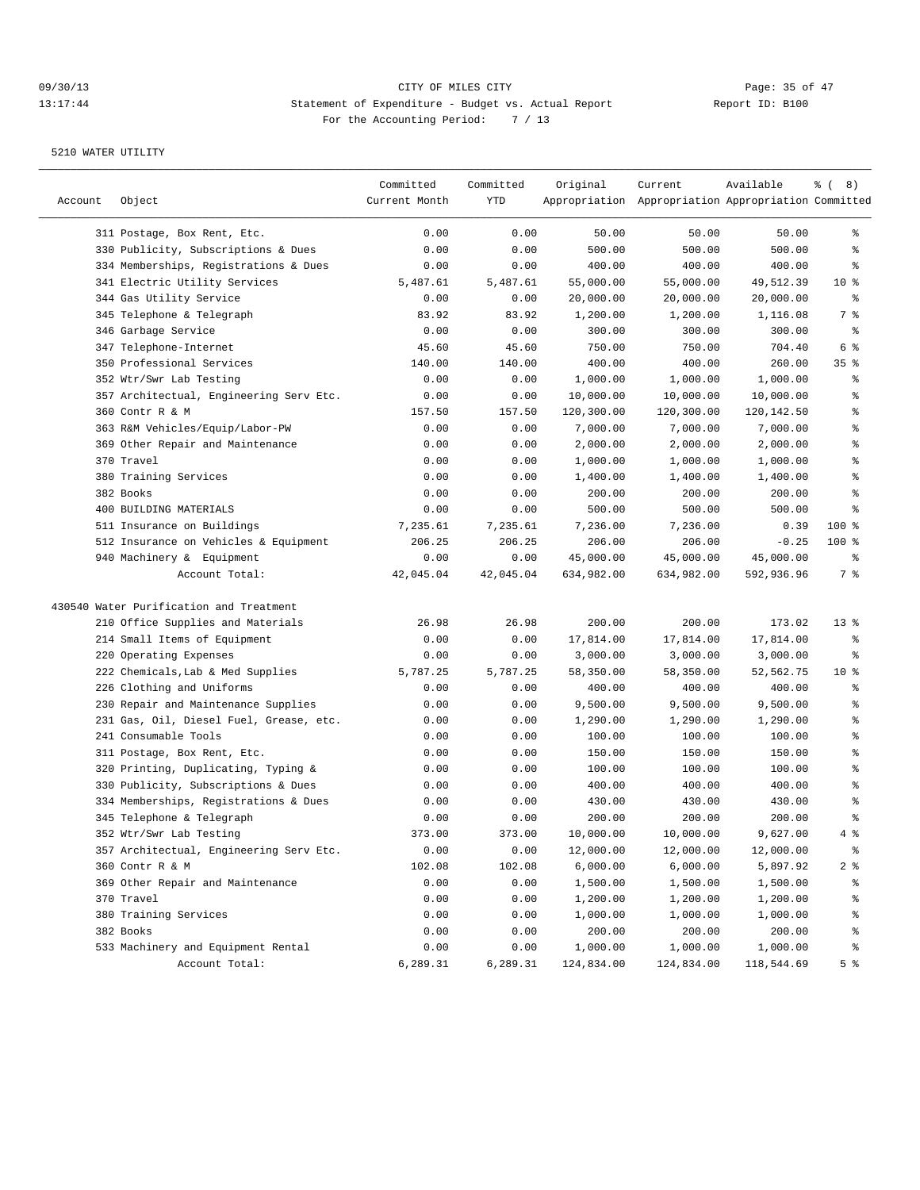CITY OF MILES CITY

Statement of Expenditure - Budget vs. Actual Report

Report ID: B100

For the Accounting Period: 7 / 13

09/30/13
13:17:44

5210 WATER UTILITY

| Account | Object | Committed Current Month | Committed YTD | Original Appropriation | Current Appropriation | Available Appropriation | % ( 8) Committed |
|---|---|---|---|---|---|---|---|
| | 311 Postage, Box Rent, Etc. | 0.00 | 0.00 | 50.00 | 50.00 | 50.00 | % |
| | 330 Publicity, Subscriptions & Dues | 0.00 | 0.00 | 500.00 | 500.00 | 500.00 | % |
| | 334 Memberships, Registrations & Dues | 0.00 | 0.00 | 400.00 | 400.00 | 400.00 | % |
| | 341 Electric Utility Services | 5,487.61 | 5,487.61 | 55,000.00 | 55,000.00 | 49,512.39 | 10 % |
| | 344 Gas Utility Service | 0.00 | 0.00 | 20,000.00 | 20,000.00 | 20,000.00 | % |
| | 345 Telephone & Telegraph | 83.92 | 83.92 | 1,200.00 | 1,200.00 | 1,116.08 | 7 % |
| | 346 Garbage Service | 0.00 | 0.00 | 300.00 | 300.00 | 300.00 | % |
| | 347 Telephone-Internet | 45.60 | 45.60 | 750.00 | 750.00 | 704.40 | 6 % |
| | 350 Professional Services | 140.00 | 140.00 | 400.00 | 400.00 | 260.00 | 35 % |
| | 352 Wtr/Swr Lab Testing | 0.00 | 0.00 | 1,000.00 | 1,000.00 | 1,000.00 | % |
| | 357 Architectual, Engineering Serv Etc. | 0.00 | 0.00 | 10,000.00 | 10,000.00 | 10,000.00 | % |
| | 360 Contr R & M | 157.50 | 157.50 | 120,300.00 | 120,300.00 | 120,142.50 | % |
| | 363 R&M Vehicles/Equip/Labor-PW | 0.00 | 0.00 | 7,000.00 | 7,000.00 | 7,000.00 | % |
| | 369 Other Repair and Maintenance | 0.00 | 0.00 | 2,000.00 | 2,000.00 | 2,000.00 | % |
| | 370 Travel | 0.00 | 0.00 | 1,000.00 | 1,000.00 | 1,000.00 | % |
| | 380 Training Services | 0.00 | 0.00 | 1,400.00 | 1,400.00 | 1,400.00 | % |
| | 382 Books | 0.00 | 0.00 | 200.00 | 200.00 | 200.00 | % |
| | 400 BUILDING MATERIALS | 0.00 | 0.00 | 500.00 | 500.00 | 500.00 | % |
| | 511 Insurance on Buildings | 7,235.61 | 7,235.61 | 7,236.00 | 7,236.00 | 0.39 | 100 % |
| | 512 Insurance on Vehicles & Equipment | 206.25 | 206.25 | 206.00 | 206.00 | -0.25 | 100 % |
| | 940 Machinery & Equipment | 0.00 | 0.00 | 45,000.00 | 45,000.00 | 45,000.00 | % |
| | Account Total: | 42,045.04 | 42,045.04 | 634,982.00 | 634,982.00 | 592,936.96 | 7 % |
| 430540 Water Purification and Treatment | | | | | | | |
| | 210 Office Supplies and Materials | 26.98 | 26.98 | 200.00 | 200.00 | 173.02 | 13 % |
| | 214 Small Items of Equipment | 0.00 | 0.00 | 17,814.00 | 17,814.00 | 17,814.00 | % |
| | 220 Operating Expenses | 0.00 | 0.00 | 3,000.00 | 3,000.00 | 3,000.00 | % |
| | 222 Chemicals,Lab & Med Supplies | 5,787.25 | 5,787.25 | 58,350.00 | 58,350.00 | 52,562.75 | 10 % |
| | 226 Clothing and Uniforms | 0.00 | 0.00 | 400.00 | 400.00 | 400.00 | % |
| | 230 Repair and Maintenance Supplies | 0.00 | 0.00 | 9,500.00 | 9,500.00 | 9,500.00 | % |
| | 231 Gas, Oil, Diesel Fuel, Grease, etc. | 0.00 | 0.00 | 1,290.00 | 1,290.00 | 1,290.00 | % |
| | 241 Consumable Tools | 0.00 | 0.00 | 100.00 | 100.00 | 100.00 | % |
| | 311 Postage, Box Rent, Etc. | 0.00 | 0.00 | 150.00 | 150.00 | 150.00 | % |
| | 320 Printing, Duplicating, Typing & | 0.00 | 0.00 | 100.00 | 100.00 | 100.00 | % |
| | 330 Publicity, Subscriptions & Dues | 0.00 | 0.00 | 400.00 | 400.00 | 400.00 | % |
| | 334 Memberships, Registrations & Dues | 0.00 | 0.00 | 430.00 | 430.00 | 430.00 | % |
| | 345 Telephone & Telegraph | 0.00 | 0.00 | 200.00 | 200.00 | 200.00 | % |
| | 352 Wtr/Swr Lab Testing | 373.00 | 373.00 | 10,000.00 | 10,000.00 | 9,627.00 | 4 % |
| | 357 Architectual, Engineering Serv Etc. | 0.00 | 0.00 | 12,000.00 | 12,000.00 | 12,000.00 | % |
| | 360 Contr R & M | 102.08 | 102.08 | 6,000.00 | 6,000.00 | 5,897.92 | 2 % |
| | 369 Other Repair and Maintenance | 0.00 | 0.00 | 1,500.00 | 1,500.00 | 1,500.00 | % |
| | 370 Travel | 0.00 | 0.00 | 1,200.00 | 1,200.00 | 1,200.00 | % |
| | 380 Training Services | 0.00 | 0.00 | 1,000.00 | 1,000.00 | 1,000.00 | % |
| | 382 Books | 0.00 | 0.00 | 200.00 | 200.00 | 200.00 | % |
| | 533 Machinery and Equipment Rental | 0.00 | 0.00 | 1,000.00 | 1,000.00 | 1,000.00 | % |
| | Account Total: | 6,289.31 | 6,289.31 | 124,834.00 | 124,834.00 | 118,544.69 | 5 % |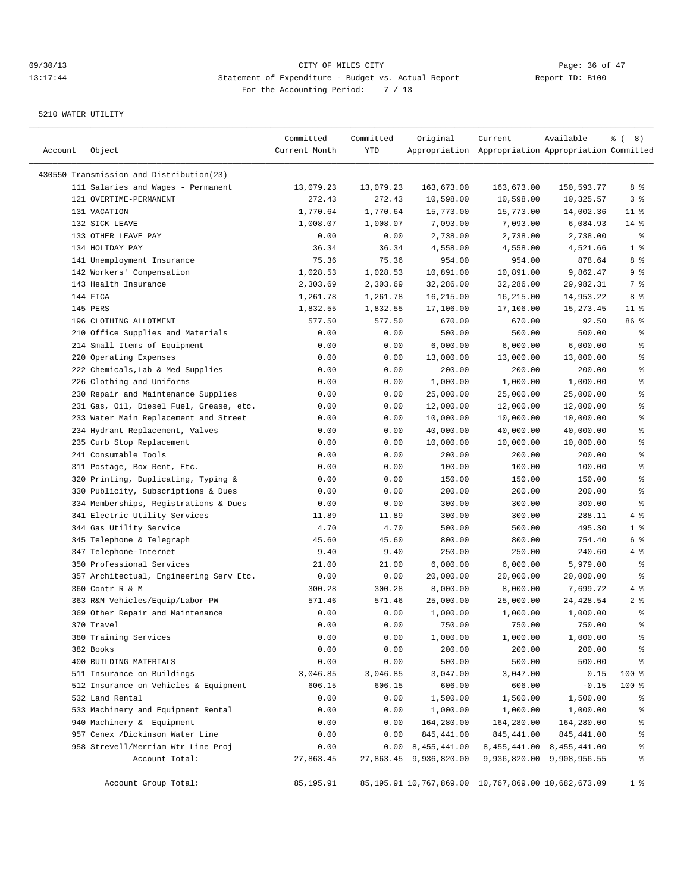09/30/13 CITY OF MILES CITY
13:17:44 Statement of Expenditure - Budget vs. Actual Report Report ID: B100
For the Accounting Period: 7 / 13

5210 WATER UTILITY

| Account | Object | Committed Current Month | Committed YTD | Original Appropriation | Current Appropriation | Available Appropriation | % ( 8) Committed |
|---|---|---|---|---|---|---|---|
| 430550 Transmission and Distribution(23) | | | | | | | |
| | 111 Salaries and Wages - Permanent | 13,079.23 | 13,079.23 | 163,673.00 | 163,673.00 | 150,593.77 | 8 % |
| | 121 OVERTIME-PERMANENT | 272.43 | 272.43 | 10,598.00 | 10,598.00 | 10,325.57 | 3 % |
| | 131 VACATION | 1,770.64 | 1,770.64 | 15,773.00 | 15,773.00 | 14,002.36 | 11 % |
| | 132 SICK LEAVE | 1,008.07 | 1,008.07 | 7,093.00 | 7,093.00 | 6,084.93 | 14 % |
| | 133 OTHER LEAVE PAY | 0.00 | 0.00 | 2,738.00 | 2,738.00 | 2,738.00 | % |
| | 134 HOLIDAY PAY | 36.34 | 36.34 | 4,558.00 | 4,558.00 | 4,521.66 | 1 % |
| | 141 Unemployment Insurance | 75.36 | 75.36 | 954.00 | 954.00 | 878.64 | 8 % |
| | 142 Workers' Compensation | 1,028.53 | 1,028.53 | 10,891.00 | 10,891.00 | 9,862.47 | 9 % |
| | 143 Health Insurance | 2,303.69 | 2,303.69 | 32,286.00 | 32,286.00 | 29,982.31 | 7 % |
| | 144 FICA | 1,261.78 | 1,261.78 | 16,215.00 | 16,215.00 | 14,953.22 | 8 % |
| | 145 PERS | 1,832.55 | 1,832.55 | 17,106.00 | 17,106.00 | 15,273.45 | 11 % |
| | 196 CLOTHING ALLOTMENT | 577.50 | 577.50 | 670.00 | 670.00 | 92.50 | 86 % |
| | 210 Office Supplies and Materials | 0.00 | 0.00 | 500.00 | 500.00 | 500.00 | % |
| | 214 Small Items of Equipment | 0.00 | 0.00 | 6,000.00 | 6,000.00 | 6,000.00 | % |
| | 220 Operating Expenses | 0.00 | 0.00 | 13,000.00 | 13,000.00 | 13,000.00 | % |
| | 222 Chemicals,Lab & Med Supplies | 0.00 | 0.00 | 200.00 | 200.00 | 200.00 | % |
| | 226 Clothing and Uniforms | 0.00 | 0.00 | 1,000.00 | 1,000.00 | 1,000.00 | % |
| | 230 Repair and Maintenance Supplies | 0.00 | 0.00 | 25,000.00 | 25,000.00 | 25,000.00 | % |
| | 231 Gas, Oil, Diesel Fuel, Grease, etc. | 0.00 | 0.00 | 12,000.00 | 12,000.00 | 12,000.00 | % |
| | 233 Water Main Replacement and Street | 0.00 | 0.00 | 10,000.00 | 10,000.00 | 10,000.00 | % |
| | 234 Hydrant Replacement, Valves | 0.00 | 0.00 | 40,000.00 | 40,000.00 | 40,000.00 | % |
| | 235 Curb Stop Replacement | 0.00 | 0.00 | 10,000.00 | 10,000.00 | 10,000.00 | % |
| | 241 Consumable Tools | 0.00 | 0.00 | 200.00 | 200.00 | 200.00 | % |
| | 311 Postage, Box Rent, Etc. | 0.00 | 0.00 | 100.00 | 100.00 | 100.00 | % |
| | 320 Printing, Duplicating, Typing & | 0.00 | 0.00 | 150.00 | 150.00 | 150.00 | % |
| | 330 Publicity, Subscriptions & Dues | 0.00 | 0.00 | 200.00 | 200.00 | 200.00 | % |
| | 334 Memberships, Registrations & Dues | 0.00 | 0.00 | 300.00 | 300.00 | 300.00 | % |
| | 341 Electric Utility Services | 11.89 | 11.89 | 300.00 | 300.00 | 288.11 | 4 % |
| | 344 Gas Utility Service | 4.70 | 4.70 | 500.00 | 500.00 | 495.30 | 1 % |
| | 345 Telephone & Telegraph | 45.60 | 45.60 | 800.00 | 800.00 | 754.40 | 6 % |
| | 347 Telephone-Internet | 9.40 | 9.40 | 250.00 | 250.00 | 240.60 | 4 % |
| | 350 Professional Services | 21.00 | 21.00 | 6,000.00 | 6,000.00 | 5,979.00 | % |
| | 357 Architectual, Engineering Serv Etc. | 0.00 | 0.00 | 20,000.00 | 20,000.00 | 20,000.00 | % |
| | 360 Contr R & M | 300.28 | 300.28 | 8,000.00 | 8,000.00 | 7,699.72 | 4 % |
| | 363 R&M Vehicles/Equip/Labor-PW | 571.46 | 571.46 | 25,000.00 | 25,000.00 | 24,428.54 | 2 % |
| | 369 Other Repair and Maintenance | 0.00 | 0.00 | 1,000.00 | 1,000.00 | 1,000.00 | % |
| | 370 Travel | 0.00 | 0.00 | 750.00 | 750.00 | 750.00 | % |
| | 380 Training Services | 0.00 | 0.00 | 1,000.00 | 1,000.00 | 1,000.00 | % |
| | 382 Books | 0.00 | 0.00 | 200.00 | 200.00 | 200.00 | % |
| | 400 BUILDING MATERIALS | 0.00 | 0.00 | 500.00 | 500.00 | 500.00 | % |
| | 511 Insurance on Buildings | 3,046.85 | 3,046.85 | 3,047.00 | 3,047.00 | 0.15 | 100 % |
| | 512 Insurance on Vehicles & Equipment | 606.15 | 606.15 | 606.00 | 606.00 | -0.15 | 100 % |
| | 532 Land Rental | 0.00 | 0.00 | 1,500.00 | 1,500.00 | 1,500.00 | % |
| | 533 Machinery and Equipment Rental | 0.00 | 0.00 | 1,000.00 | 1,000.00 | 1,000.00 | % |
| | 940 Machinery & Equipment | 0.00 | 0.00 | 164,280.00 | 164,280.00 | 164,280.00 | % |
| | 957 Cenex /Dickinson Water Line | 0.00 | 0.00 | 845,441.00 | 845,441.00 | 845,441.00 | % |
| | 958 Strevell/Merriam Wtr Line Proj | 0.00 | 0.00 | 8,455,441.00 | 8,455,441.00 | 8,455,441.00 | % |
| | Account Total: | 27,863.45 | 27,863.45 | 9,936,820.00 | 9,936,820.00 | 9,908,956.55 | % |
| | Account Group Total: | 85,195.91 | 85,195.91 | 10,767,869.00 | 10,767,869.00 | 10,682,673.09 | 1 % |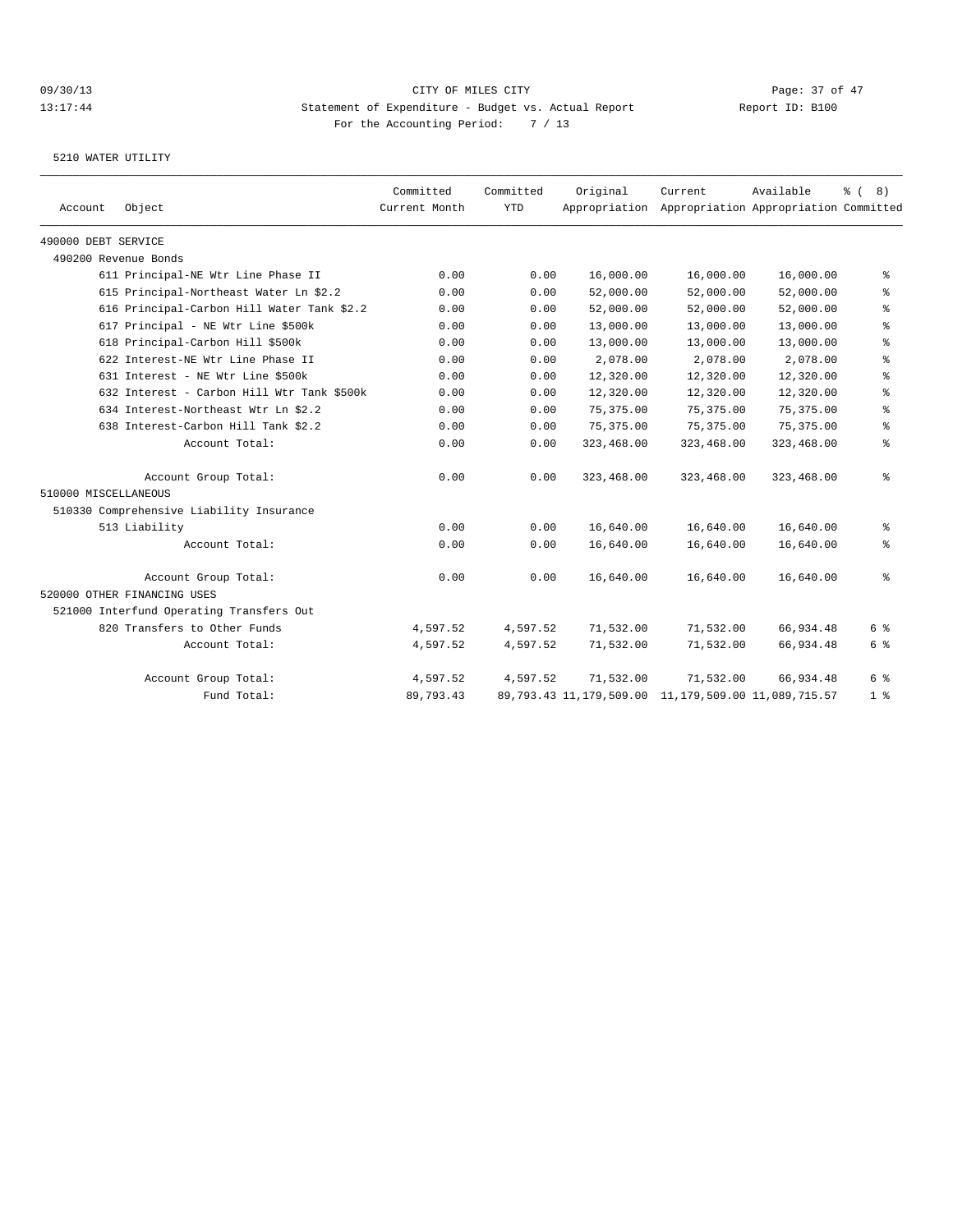09/30/13 CITY OF MILES CITY
13:17:44 Statement of Expenditure - Budget vs. Actual Report Report ID: B100
For the Accounting Period: 7 / 13

5210 WATER UTILITY

| Account | Object | Committed Current Month | Committed YTD | Original Appropriation | Current Appropriation | Available Appropriation | % ( 8) Committed |
|---|---|---|---|---|---|---|---|
| 490000 DEBT SERVICE | | | | | | | |
| 490200 Revenue Bonds | | | | | | | |
| | 611 Principal-NE Wtr Line Phase II | 0.00 | 0.00 | 16,000.00 | 16,000.00 | 16,000.00 | % |
| | 615 Principal-Northeast Water Ln $2.2 | 0.00 | 0.00 | 52,000.00 | 52,000.00 | 52,000.00 | % |
| | 616 Principal-Carbon Hill Water Tank $2.2 | 0.00 | 0.00 | 52,000.00 | 52,000.00 | 52,000.00 | % |
| | 617 Principal - NE Wtr Line $500k | 0.00 | 0.00 | 13,000.00 | 13,000.00 | 13,000.00 | % |
| | 618 Principal-Carbon Hill $500k | 0.00 | 0.00 | 13,000.00 | 13,000.00 | 13,000.00 | % |
| | 622 Interest-NE Wtr Line Phase II | 0.00 | 0.00 | 2,078.00 | 2,078.00 | 2,078.00 | % |
| | 631 Interest - NE Wtr Line $500k | 0.00 | 0.00 | 12,320.00 | 12,320.00 | 12,320.00 | % |
| | 632 Interest - Carbon Hill Wtr Tank $500k | 0.00 | 0.00 | 12,320.00 | 12,320.00 | 12,320.00 | % |
| | 634 Interest-Northeast Wtr Ln $2.2 | 0.00 | 0.00 | 75,375.00 | 75,375.00 | 75,375.00 | % |
| | 638 Interest-Carbon Hill Tank $2.2 | 0.00 | 0.00 | 75,375.00 | 75,375.00 | 75,375.00 | % |
| | Account Total: | 0.00 | 0.00 | 323,468.00 | 323,468.00 | 323,468.00 | % |
| | Account Group Total: | 0.00 | 0.00 | 323,468.00 | 323,468.00 | 323,468.00 | % |
| 510000 MISCELLANEOUS | | | | | | | |
| 510330 Comprehensive Liability Insurance | | | | | | | |
| | 513 Liability | 0.00 | 0.00 | 16,640.00 | 16,640.00 | 16,640.00 | % |
| | Account Total: | 0.00 | 0.00 | 16,640.00 | 16,640.00 | 16,640.00 | % |
| | Account Group Total: | 0.00 | 0.00 | 16,640.00 | 16,640.00 | 16,640.00 | % |
| 520000 OTHER FINANCING USES | | | | | | | |
| 521000 Interfund Operating Transfers Out | | | | | | | |
| | 820 Transfers to Other Funds | 4,597.52 | 4,597.52 | 71,532.00 | 71,532.00 | 66,934.48 | 6 % |
| | Account Total: | 4,597.52 | 4,597.52 | 71,532.00 | 71,532.00 | 66,934.48 | 6 % |
| | Account Group Total: | 4,597.52 | 4,597.52 | 71,532.00 | 71,532.00 | 66,934.48 | 6 % |
| | Fund Total: | 89,793.43 | 89,793.43 | 11,179,509.00 | 11,179,509.00 | 11,089,715.57 | 1 % |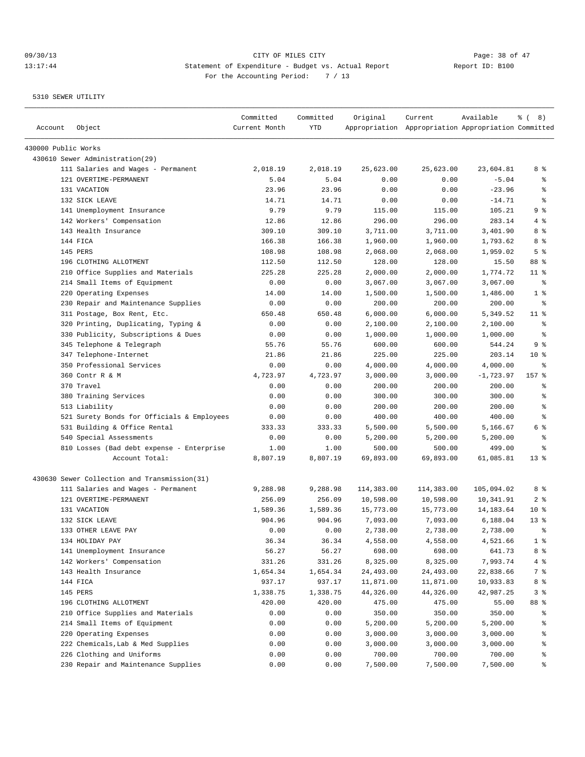CITY OF MILES CITY

Statement of Expenditure - Budget vs. Actual Report

For the Accounting Period: 7 / 13

5310 SEWER UTILITY

| Account | Object | Committed Current Month | Committed YTD | Original Appropriation | Current Appropriation | Available Appropriation | % ( 8) Committed |
|---|---|---|---|---|---|---|---|
| 430000 Public Works | | | | | | | |
| 430610 Sewer Administration(29) | | | | | | | |
| | 111 Salaries and Wages - Permanent | 2,018.19 | 2,018.19 | 25,623.00 | 25,623.00 | 23,604.81 | 8 % |
| | 121 OVERTIME-PERMANENT | 5.04 | 5.04 | 0.00 | 0.00 | -5.04 | % |
| | 131 VACATION | 23.96 | 23.96 | 0.00 | 0.00 | -23.96 | % |
| | 132 SICK LEAVE | 14.71 | 14.71 | 0.00 | 0.00 | -14.71 | % |
| | 141 Unemployment Insurance | 9.79 | 9.79 | 115.00 | 115.00 | 105.21 | 9 % |
| | 142 Workers' Compensation | 12.86 | 12.86 | 296.00 | 296.00 | 283.14 | 4 % |
| | 143 Health Insurance | 309.10 | 309.10 | 3,711.00 | 3,711.00 | 3,401.90 | 8 % |
| | 144 FICA | 166.38 | 166.38 | 1,960.00 | 1,960.00 | 1,793.62 | 8 % |
| | 145 PERS | 108.98 | 108.98 | 2,068.00 | 2,068.00 | 1,959.02 | 5 % |
| | 196 CLOTHING ALLOTMENT | 112.50 | 112.50 | 128.00 | 128.00 | 15.50 | 88 % |
| | 210 Office Supplies and Materials | 225.28 | 225.28 | 2,000.00 | 2,000.00 | 1,774.72 | 11 % |
| | 214 Small Items of Equipment | 0.00 | 0.00 | 3,067.00 | 3,067.00 | 3,067.00 | % |
| | 220 Operating Expenses | 14.00 | 14.00 | 1,500.00 | 1,500.00 | 1,486.00 | 1 % |
| | 230 Repair and Maintenance Supplies | 0.00 | 0.00 | 200.00 | 200.00 | 200.00 | % |
| | 311 Postage, Box Rent, Etc. | 650.48 | 650.48 | 6,000.00 | 6,000.00 | 5,349.52 | 11 % |
| | 320 Printing, Duplicating, Typing & | 0.00 | 0.00 | 2,100.00 | 2,100.00 | 2,100.00 | % |
| | 330 Publicity, Subscriptions & Dues | 0.00 | 0.00 | 1,000.00 | 1,000.00 | 1,000.00 | % |
| | 345 Telephone & Telegraph | 55.76 | 55.76 | 600.00 | 600.00 | 544.24 | 9 % |
| | 347 Telephone-Internet | 21.86 | 21.86 | 225.00 | 225.00 | 203.14 | 10 % |
| | 350 Professional Services | 0.00 | 0.00 | 4,000.00 | 4,000.00 | 4,000.00 | % |
| | 360 Contr R & M | 4,723.97 | 4,723.97 | 3,000.00 | 3,000.00 | -1,723.97 | 157 % |
| | 370 Travel | 0.00 | 0.00 | 200.00 | 200.00 | 200.00 | % |
| | 380 Training Services | 0.00 | 0.00 | 300.00 | 300.00 | 300.00 | % |
| | 513 Liability | 0.00 | 0.00 | 200.00 | 200.00 | 200.00 | % |
| | 521 Surety Bonds for Officials & Employees | 0.00 | 0.00 | 400.00 | 400.00 | 400.00 | % |
| | 531 Building & Office Rental | 333.33 | 333.33 | 5,500.00 | 5,500.00 | 5,166.67 | 6 % |
| | 540 Special Assessments | 0.00 | 0.00 | 5,200.00 | 5,200.00 | 5,200.00 | % |
| | 810 Losses (Bad debt expense - Enterprise | 1.00 | 1.00 | 500.00 | 500.00 | 499.00 | % |
| | Account Total: | 8,807.19 | 8,807.19 | 69,893.00 | 69,893.00 | 61,085.81 | 13 % |
| 430630 Sewer Collection and Transmission(31) | | | | | | | |
| | 111 Salaries and Wages - Permanent | 9,288.98 | 9,288.98 | 114,383.00 | 114,383.00 | 105,094.02 | 8 % |
| | 121 OVERTIME-PERMANENT | 256.09 | 256.09 | 10,598.00 | 10,598.00 | 10,341.91 | 2 % |
| | 131 VACATION | 1,589.36 | 1,589.36 | 15,773.00 | 15,773.00 | 14,183.64 | 10 % |
| | 132 SICK LEAVE | 904.96 | 904.96 | 7,093.00 | 7,093.00 | 6,188.04 | 13 % |
| | 133 OTHER LEAVE PAY | 0.00 | 0.00 | 2,738.00 | 2,738.00 | 2,738.00 | % |
| | 134 HOLIDAY PAY | 36.34 | 36.34 | 4,558.00 | 4,558.00 | 4,521.66 | 1 % |
| | 141 Unemployment Insurance | 56.27 | 56.27 | 698.00 | 698.00 | 641.73 | 8 % |
| | 142 Workers' Compensation | 331.26 | 331.26 | 8,325.00 | 8,325.00 | 7,993.74 | 4 % |
| | 143 Health Insurance | 1,654.34 | 1,654.34 | 24,493.00 | 24,493.00 | 22,838.66 | 7 % |
| | 144 FICA | 937.17 | 937.17 | 11,871.00 | 11,871.00 | 10,933.83 | 8 % |
| | 145 PERS | 1,338.75 | 1,338.75 | 44,326.00 | 44,326.00 | 42,987.25 | 3 % |
| | 196 CLOTHING ALLOTMENT | 420.00 | 420.00 | 475.00 | 475.00 | 55.00 | 88 % |
| | 210 Office Supplies and Materials | 0.00 | 0.00 | 350.00 | 350.00 | 350.00 | % |
| | 214 Small Items of Equipment | 0.00 | 0.00 | 5,200.00 | 5,200.00 | 5,200.00 | % |
| | 220 Operating Expenses | 0.00 | 0.00 | 3,000.00 | 3,000.00 | 3,000.00 | % |
| | 222 Chemicals,Lab & Med Supplies | 0.00 | 0.00 | 3,000.00 | 3,000.00 | 3,000.00 | % |
| | 226 Clothing and Uniforms | 0.00 | 0.00 | 700.00 | 700.00 | 700.00 | % |
| | 230 Repair and Maintenance Supplies | 0.00 | 0.00 | 7,500.00 | 7,500.00 | 7,500.00 | % |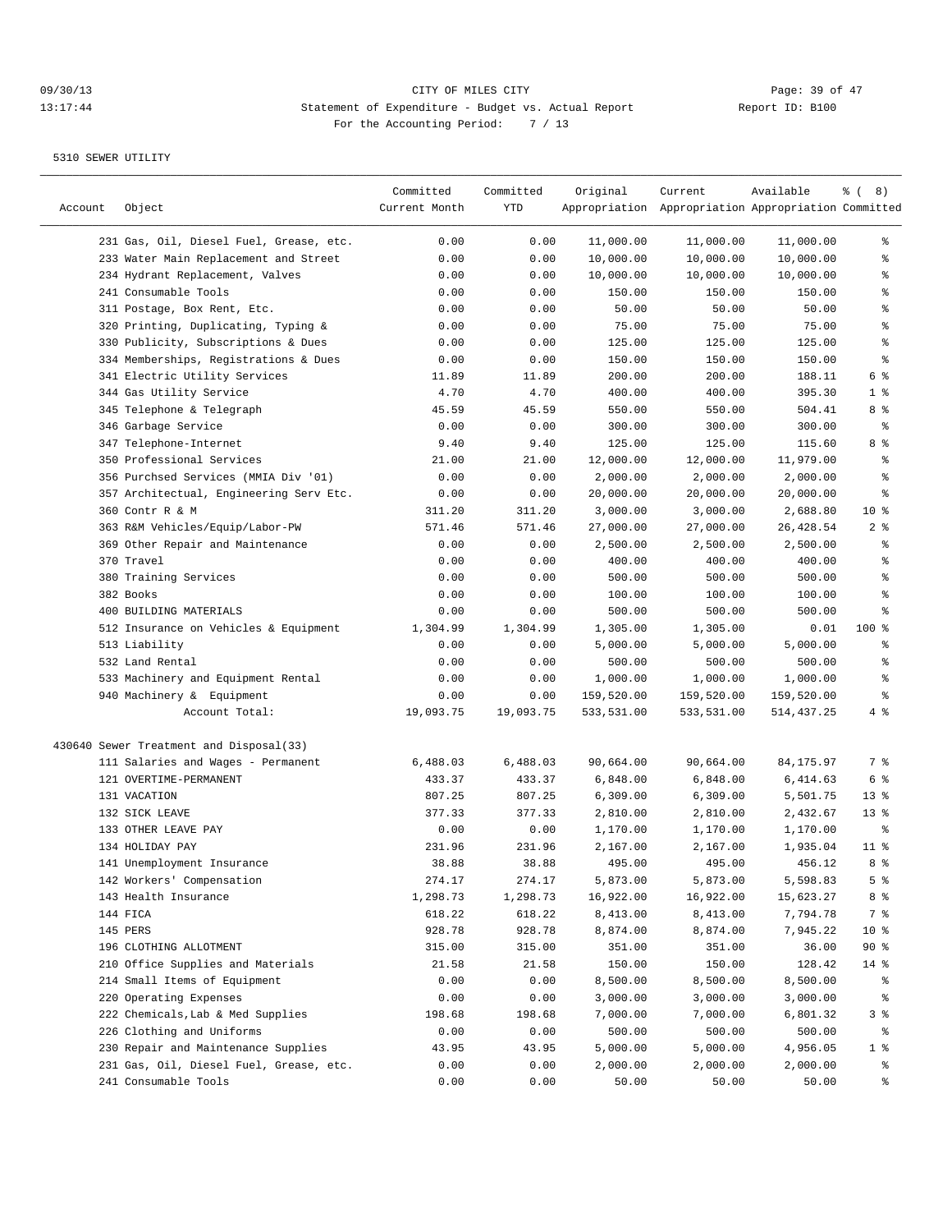09/30/13 CITY OF MILES CITY
13:17:44 Statement of Expenditure - Budget vs. Actual Report Report ID: B100
For the Accounting Period: 7 / 13

5310 SEWER UTILITY

| Account | Object | Committed Current Month | Committed YTD | Original Appropriation | Current Appropriation | Available Appropriation | % ( 8) Committed |
|---|---|---|---|---|---|---|---|
| | 231 Gas, Oil, Diesel Fuel, Grease, etc. | 0.00 | 0.00 | 11,000.00 | 11,000.00 | 11,000.00 | % |
| | 233 Water Main Replacement and Street | 0.00 | 0.00 | 10,000.00 | 10,000.00 | 10,000.00 | % |
| | 234 Hydrant Replacement, Valves | 0.00 | 0.00 | 10,000.00 | 10,000.00 | 10,000.00 | % |
| | 241 Consumable Tools | 0.00 | 0.00 | 150.00 | 150.00 | 150.00 | % |
| | 311 Postage, Box Rent, Etc. | 0.00 | 0.00 | 50.00 | 50.00 | 50.00 | % |
| | 320 Printing, Duplicating, Typing & | 0.00 | 0.00 | 75.00 | 75.00 | 75.00 | % |
| | 330 Publicity, Subscriptions & Dues | 0.00 | 0.00 | 125.00 | 125.00 | 125.00 | % |
| | 334 Memberships, Registrations & Dues | 0.00 | 0.00 | 150.00 | 150.00 | 150.00 | % |
| | 341 Electric Utility Services | 11.89 | 11.89 | 200.00 | 200.00 | 188.11 | 6 % |
| | 344 Gas Utility Service | 4.70 | 4.70 | 400.00 | 400.00 | 395.30 | 1 % |
| | 345 Telephone & Telegraph | 45.59 | 45.59 | 550.00 | 550.00 | 504.41 | 8 % |
| | 346 Garbage Service | 0.00 | 0.00 | 300.00 | 300.00 | 300.00 | % |
| | 347 Telephone-Internet | 9.40 | 9.40 | 125.00 | 125.00 | 115.60 | 8 % |
| | 350 Professional Services | 21.00 | 21.00 | 12,000.00 | 12,000.00 | 11,979.00 | % |
| | 356 Purchsed Services (MMIA Div '01) | 0.00 | 0.00 | 2,000.00 | 2,000.00 | 2,000.00 | % |
| | 357 Architectual, Engineering Serv Etc. | 0.00 | 0.00 | 20,000.00 | 20,000.00 | 20,000.00 | % |
| | 360 Contr R & M | 311.20 | 311.20 | 3,000.00 | 3,000.00 | 2,688.80 | 10 % |
| | 363 R&M Vehicles/Equip/Labor-PW | 571.46 | 571.46 | 27,000.00 | 27,000.00 | 26,428.54 | 2 % |
| | 369 Other Repair and Maintenance | 0.00 | 0.00 | 2,500.00 | 2,500.00 | 2,500.00 | % |
| | 370 Travel | 0.00 | 0.00 | 400.00 | 400.00 | 400.00 | % |
| | 380 Training Services | 0.00 | 0.00 | 500.00 | 500.00 | 500.00 | % |
| | 382 Books | 0.00 | 0.00 | 100.00 | 100.00 | 100.00 | % |
| | 400 BUILDING MATERIALS | 0.00 | 0.00 | 500.00 | 500.00 | 500.00 | % |
| | 512 Insurance on Vehicles & Equipment | 1,304.99 | 1,304.99 | 1,305.00 | 1,305.00 | 0.01 | 100 % |
| | 513 Liability | 0.00 | 0.00 | 5,000.00 | 5,000.00 | 5,000.00 | % |
| | 532 Land Rental | 0.00 | 0.00 | 500.00 | 500.00 | 500.00 | % |
| | 533 Machinery and Equipment Rental | 0.00 | 0.00 | 1,000.00 | 1,000.00 | 1,000.00 | % |
| | 940 Machinery & Equipment | 0.00 | 0.00 | 159,520.00 | 159,520.00 | 159,520.00 | % |
| | Account Total: | 19,093.75 | 19,093.75 | 533,531.00 | 533,531.00 | 514,437.25 | 4 % |
| 430640 | Sewer Treatment and Disposal(33) | | | | | | |
| | 111 Salaries and Wages - Permanent | 6,488.03 | 6,488.03 | 90,664.00 | 90,664.00 | 84,175.97 | 7 % |
| | 121 OVERTIME-PERMANENT | 433.37 | 433.37 | 6,848.00 | 6,848.00 | 6,414.63 | 6 % |
| | 131 VACATION | 807.25 | 807.25 | 6,309.00 | 6,309.00 | 5,501.75 | 13 % |
| | 132 SICK LEAVE | 377.33 | 377.33 | 2,810.00 | 2,810.00 | 2,432.67 | 13 % |
| | 133 OTHER LEAVE PAY | 0.00 | 0.00 | 1,170.00 | 1,170.00 | 1,170.00 | % |
| | 134 HOLIDAY PAY | 231.96 | 231.96 | 2,167.00 | 2,167.00 | 1,935.04 | 11 % |
| | 141 Unemployment Insurance | 38.88 | 38.88 | 495.00 | 495.00 | 456.12 | 8 % |
| | 142 Workers' Compensation | 274.17 | 274.17 | 5,873.00 | 5,873.00 | 5,598.83 | 5 % |
| | 143 Health Insurance | 1,298.73 | 1,298.73 | 16,922.00 | 16,922.00 | 15,623.27 | 8 % |
| | 144 FICA | 618.22 | 618.22 | 8,413.00 | 8,413.00 | 7,794.78 | 7 % |
| | 145 PERS | 928.78 | 928.78 | 8,874.00 | 8,874.00 | 7,945.22 | 10 % |
| | 196 CLOTHING ALLOTMENT | 315.00 | 315.00 | 351.00 | 351.00 | 36.00 | 90 % |
| | 210 Office Supplies and Materials | 21.58 | 21.58 | 150.00 | 150.00 | 128.42 | 14 % |
| | 214 Small Items of Equipment | 0.00 | 0.00 | 8,500.00 | 8,500.00 | 8,500.00 | % |
| | 220 Operating Expenses | 0.00 | 0.00 | 3,000.00 | 3,000.00 | 3,000.00 | % |
| | 222 Chemicals,Lab & Med Supplies | 198.68 | 198.68 | 7,000.00 | 7,000.00 | 6,801.32 | 3 % |
| | 226 Clothing and Uniforms | 0.00 | 0.00 | 500.00 | 500.00 | 500.00 | % |
| | 230 Repair and Maintenance Supplies | 43.95 | 43.95 | 5,000.00 | 5,000.00 | 4,956.05 | 1 % |
| | 231 Gas, Oil, Diesel Fuel, Grease, etc. | 0.00 | 0.00 | 2,000.00 | 2,000.00 | 2,000.00 | % |
| | 241 Consumable Tools | 0.00 | 0.00 | 50.00 | 50.00 | 50.00 | % |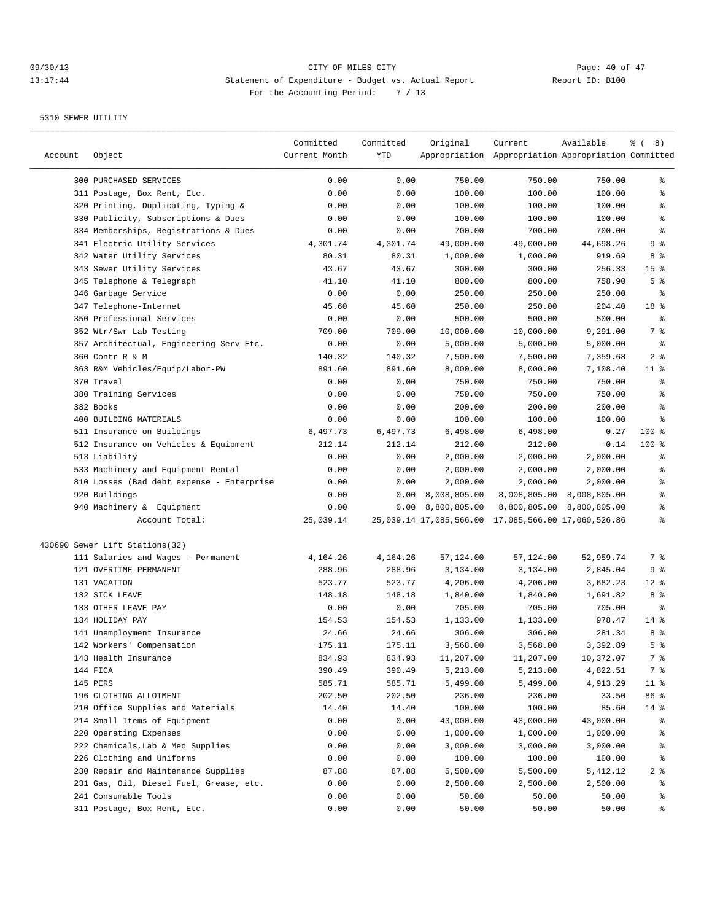09/30/13 CITY OF MILES CITY
13:17:44 Statement of Expenditure - Budget vs. Actual Report Report ID: B100
For the Accounting Period: 7 / 13

5310 SEWER UTILITY

| Account | Object | Committed Current Month | Committed YTD | Original Appropriation | Current Appropriation | Available Appropriation | % ( 8) Committed |
|---|---|---|---|---|---|---|---|
| | 300 PURCHASED SERVICES | 0.00 | 0.00 | 750.00 | 750.00 | 750.00 | % |
| | 311 Postage, Box Rent, Etc. | 0.00 | 0.00 | 100.00 | 100.00 | 100.00 | % |
| | 320 Printing, Duplicating, Typing & | 0.00 | 0.00 | 100.00 | 100.00 | 100.00 | % |
| | 330 Publicity, Subscriptions & Dues | 0.00 | 0.00 | 100.00 | 100.00 | 100.00 | % |
| | 334 Memberships, Registrations & Dues | 0.00 | 0.00 | 700.00 | 700.00 | 700.00 | % |
| | 341 Electric Utility Services | 4,301.74 | 4,301.74 | 49,000.00 | 49,000.00 | 44,698.26 | 9 % |
| | 342 Water Utility Services | 80.31 | 80.31 | 1,000.00 | 1,000.00 | 919.69 | 8 % |
| | 343 Sewer Utility Services | 43.67 | 43.67 | 300.00 | 300.00 | 256.33 | 15 % |
| | 345 Telephone & Telegraph | 41.10 | 41.10 | 800.00 | 800.00 | 758.90 | 5 % |
| | 346 Garbage Service | 0.00 | 0.00 | 250.00 | 250.00 | 250.00 | % |
| | 347 Telephone-Internet | 45.60 | 45.60 | 250.00 | 250.00 | 204.40 | 18 % |
| | 350 Professional Services | 0.00 | 0.00 | 500.00 | 500.00 | 500.00 | % |
| | 352 Wtr/Swr Lab Testing | 709.00 | 709.00 | 10,000.00 | 10,000.00 | 9,291.00 | 7 % |
| | 357 Architectual, Engineering Serv Etc. | 0.00 | 0.00 | 5,000.00 | 5,000.00 | 5,000.00 | % |
| | 360 Contr R & M | 140.32 | 140.32 | 7,500.00 | 7,500.00 | 7,359.68 | 2 % |
| | 363 R&M Vehicles/Equip/Labor-PW | 891.60 | 891.60 | 8,000.00 | 8,000.00 | 7,108.40 | 11 % |
| | 370 Travel | 0.00 | 0.00 | 750.00 | 750.00 | 750.00 | % |
| | 380 Training Services | 0.00 | 0.00 | 750.00 | 750.00 | 750.00 | % |
| | 382 Books | 0.00 | 0.00 | 200.00 | 200.00 | 200.00 | % |
| | 400 BUILDING MATERIALS | 0.00 | 0.00 | 100.00 | 100.00 | 100.00 | % |
| | 511 Insurance on Buildings | 6,497.73 | 6,497.73 | 6,498.00 | 6,498.00 | 0.27 | 100 % |
| | 512 Insurance on Vehicles & Equipment | 212.14 | 212.14 | 212.00 | 212.00 | -0.14 | 100 % |
| | 513 Liability | 0.00 | 0.00 | 2,000.00 | 2,000.00 | 2,000.00 | % |
| | 533 Machinery and Equipment Rental | 0.00 | 0.00 | 2,000.00 | 2,000.00 | 2,000.00 | % |
| | 810 Losses (Bad debt expense - Enterprise | 0.00 | 0.00 | 2,000.00 | 2,000.00 | 2,000.00 | % |
| | 920 Buildings | 0.00 | 0.00 | 8,008,805.00 | 8,008,805.00 | 8,008,805.00 | % |
| | 940 Machinery & Equipment | 0.00 | 0.00 | 8,800,805.00 | 8,800,805.00 | 8,800,805.00 | % |
| | Account Total: | 25,039.14 | 25,039.14 | 17,085,566.00 | 17,085,566.00 | 17,060,526.86 | % |
| 430690 Sewer Lift Stations(32) | | | | | | | |
| | 111 Salaries and Wages - Permanent | 4,164.26 | 4,164.26 | 57,124.00 | 57,124.00 | 52,959.74 | 7 % |
| | 121 OVERTIME-PERMANENT | 288.96 | 288.96 | 3,134.00 | 3,134.00 | 2,845.04 | 9 % |
| | 131 VACATION | 523.77 | 523.77 | 4,206.00 | 4,206.00 | 3,682.23 | 12 % |
| | 132 SICK LEAVE | 148.18 | 148.18 | 1,840.00 | 1,840.00 | 1,691.82 | 8 % |
| | 133 OTHER LEAVE PAY | 0.00 | 0.00 | 705.00 | 705.00 | 705.00 | % |
| | 134 HOLIDAY PAY | 154.53 | 154.53 | 1,133.00 | 1,133.00 | 978.47 | 14 % |
| | 141 Unemployment Insurance | 24.66 | 24.66 | 306.00 | 306.00 | 281.34 | 8 % |
| | 142 Workers' Compensation | 175.11 | 175.11 | 3,568.00 | 3,568.00 | 3,392.89 | 5 % |
| | 143 Health Insurance | 834.93 | 834.93 | 11,207.00 | 11,207.00 | 10,372.07 | 7 % |
| | 144 FICA | 390.49 | 390.49 | 5,213.00 | 5,213.00 | 4,822.51 | 7 % |
| | 145 PERS | 585.71 | 585.71 | 5,499.00 | 5,499.00 | 4,913.29 | 11 % |
| | 196 CLOTHING ALLOTMENT | 202.50 | 202.50 | 236.00 | 236.00 | 33.50 | 86 % |
| | 210 Office Supplies and Materials | 14.40 | 14.40 | 100.00 | 100.00 | 85.60 | 14 % |
| | 214 Small Items of Equipment | 0.00 | 0.00 | 43,000.00 | 43,000.00 | 43,000.00 | % |
| | 220 Operating Expenses | 0.00 | 0.00 | 1,000.00 | 1,000.00 | 1,000.00 | % |
| | 222 Chemicals,Lab & Med Supplies | 0.00 | 0.00 | 3,000.00 | 3,000.00 | 3,000.00 | % |
| | 226 Clothing and Uniforms | 0.00 | 0.00 | 100.00 | 100.00 | 100.00 | % |
| | 230 Repair and Maintenance Supplies | 87.88 | 87.88 | 5,500.00 | 5,500.00 | 5,412.12 | 2 % |
| | 231 Gas, Oil, Diesel Fuel, Grease, etc. | 0.00 | 0.00 | 2,500.00 | 2,500.00 | 2,500.00 | % |
| | 241 Consumable Tools | 0.00 | 0.00 | 50.00 | 50.00 | 50.00 | % |
| | 311 Postage, Box Rent, Etc. | 0.00 | 0.00 | 50.00 | 50.00 | 50.00 | % |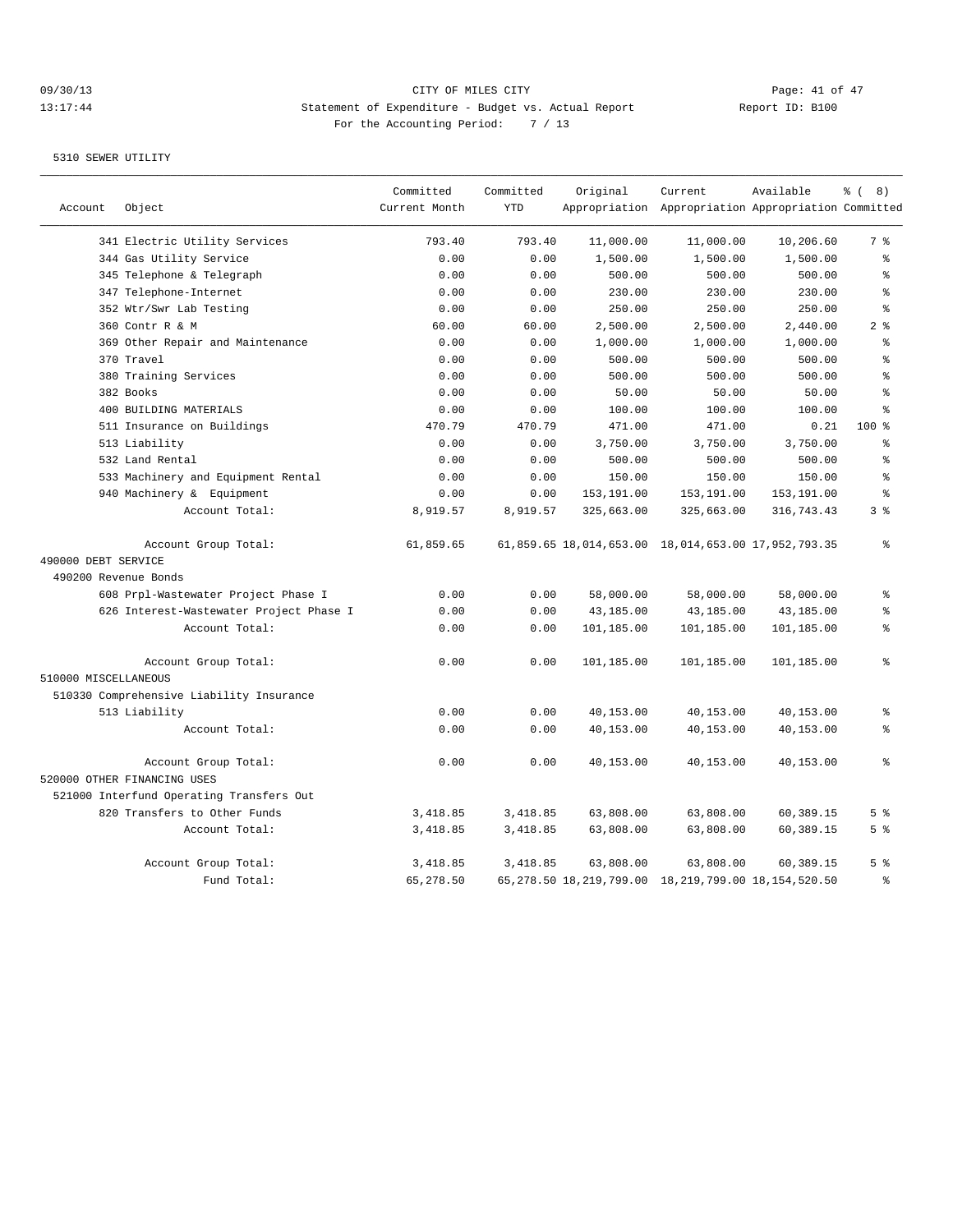CITY OF MILES CITY

Statement of Expenditure - Budget vs. Actual Report

For the Accounting Period: 7 / 13

5310 SEWER UTILITY

| Account | Object | Committed Current Month | Committed YTD | Original Appropriation | Current Appropriation | Available Appropriation | % ( 8) Committed |
|---|---|---|---|---|---|---|---|
| | 341 Electric Utility Services | 793.40 | 793.40 | 11,000.00 | 11,000.00 | 10,206.60 | 7 % |
| | 344 Gas Utility Service | 0.00 | 0.00 | 1,500.00 | 1,500.00 | 1,500.00 | % |
| | 345 Telephone & Telegraph | 0.00 | 0.00 | 500.00 | 500.00 | 500.00 | % |
| | 347 Telephone-Internet | 0.00 | 0.00 | 230.00 | 230.00 | 230.00 | % |
| | 352 Wtr/Swr Lab Testing | 0.00 | 0.00 | 250.00 | 250.00 | 250.00 | % |
| | 360 Contr R & M | 60.00 | 60.00 | 2,500.00 | 2,500.00 | 2,440.00 | 2 % |
| | 369 Other Repair and Maintenance | 0.00 | 0.00 | 1,000.00 | 1,000.00 | 1,000.00 | % |
| | 370 Travel | 0.00 | 0.00 | 500.00 | 500.00 | 500.00 | % |
| | 380 Training Services | 0.00 | 0.00 | 500.00 | 500.00 | 500.00 | % |
| | 382 Books | 0.00 | 0.00 | 50.00 | 50.00 | 50.00 | % |
| | 400 BUILDING MATERIALS | 0.00 | 0.00 | 100.00 | 100.00 | 100.00 | % |
| | 511 Insurance on Buildings | 470.79 | 470.79 | 471.00 | 471.00 | 0.21 | 100 % |
| | 513 Liability | 0.00 | 0.00 | 3,750.00 | 3,750.00 | 3,750.00 | % |
| | 532 Land Rental | 0.00 | 0.00 | 500.00 | 500.00 | 500.00 | % |
| | 533 Machinery and Equipment Rental | 0.00 | 0.00 | 150.00 | 150.00 | 150.00 | % |
| | 940 Machinery & Equipment | 0.00 | 0.00 | 153,191.00 | 153,191.00 | 153,191.00 | % |
| | Account Total: | 8,919.57 | 8,919.57 | 325,663.00 | 325,663.00 | 316,743.43 | 3 % |
| | Account Group Total: | 61,859.65 | 61,859.65 | 18,014,653.00 | 18,014,653.00 | 17,952,793.35 | % |
| 490000 DEBT SERVICE | | | | | | | |
| 490200 Revenue Bonds | | | | | | | |
| | 608 Prpl-Wastewater Project Phase I | 0.00 | 0.00 | 58,000.00 | 58,000.00 | 58,000.00 | % |
| | 626 Interest-Wastewater Project Phase I | 0.00 | 0.00 | 43,185.00 | 43,185.00 | 43,185.00 | % |
| | Account Total: | 0.00 | 0.00 | 101,185.00 | 101,185.00 | 101,185.00 | % |
| | Account Group Total: | 0.00 | 0.00 | 101,185.00 | 101,185.00 | 101,185.00 | % |
| 510000 MISCELLANEOUS | | | | | | | |
| 510330 Comprehensive Liability Insurance | | | | | | | |
| | 513 Liability | 0.00 | 0.00 | 40,153.00 | 40,153.00 | 40,153.00 | % |
| | Account Total: | 0.00 | 0.00 | 40,153.00 | 40,153.00 | 40,153.00 | % |
| | Account Group Total: | 0.00 | 0.00 | 40,153.00 | 40,153.00 | 40,153.00 | % |
| 520000 OTHER FINANCING USES | | | | | | | |
| 521000 Interfund Operating Transfers Out | | | | | | | |
| | 820 Transfers to Other Funds | 3,418.85 | 3,418.85 | 63,808.00 | 63,808.00 | 60,389.15 | 5 % |
| | Account Total: | 3,418.85 | 3,418.85 | 63,808.00 | 63,808.00 | 60,389.15 | 5 % |
| | Account Group Total: | 3,418.85 | 3,418.85 | 63,808.00 | 63,808.00 | 60,389.15 | 5 % |
| | Fund Total: | 65,278.50 | 65,278.50 | 18,219,799.00 | 18,219,799.00 | 18,154,520.50 | % |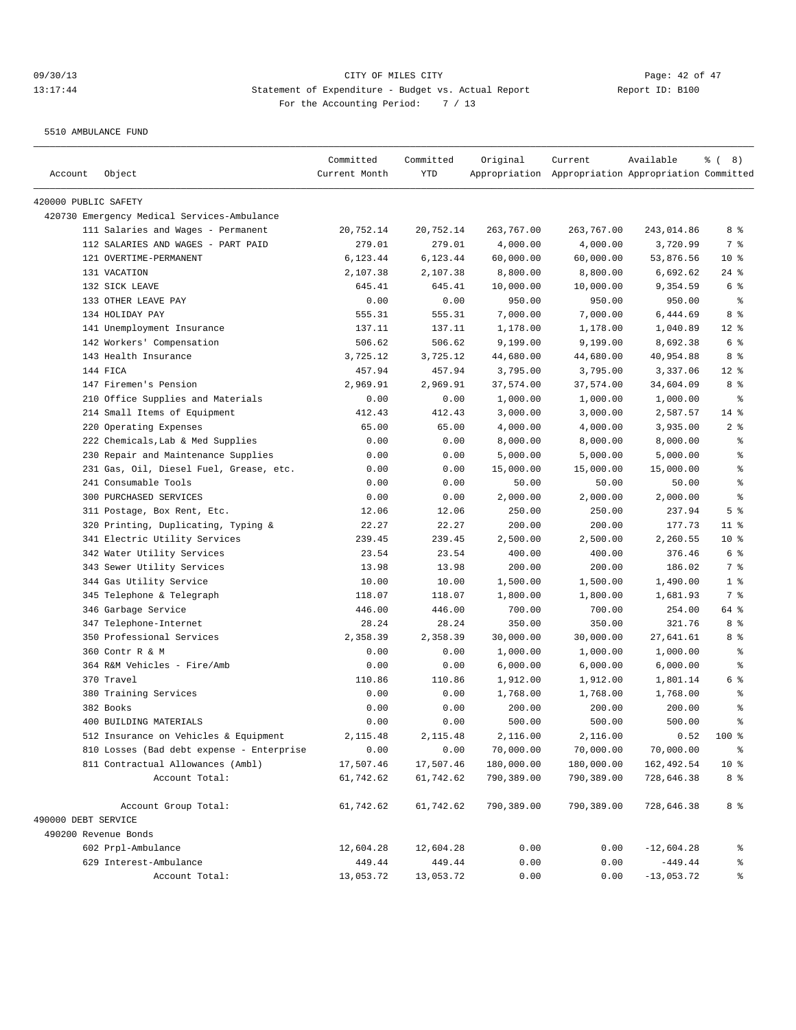09/30/13 CITY OF MILES CITY
13:17:44 Statement of Expenditure - Budget vs. Actual Report Report ID: B100
For the Accounting Period: 7 / 13

5510 AMBULANCE FUND

| Account | Object | Committed Current Month | Committed YTD | Original Appropriation | Current Appropriation | Available Appropriation | % ( 8) Committed |
|---|---|---|---|---|---|---|---|
| 420000 PUBLIC SAFETY | | | | | | | |
| 420730 Emergency Medical Services-Ambulance | | | | | | | |
| | 111 Salaries and Wages - Permanent | 20,752.14 | 20,752.14 | 263,767.00 | 263,767.00 | 243,014.86 | 8 % |
| | 112 SALARIES AND WAGES - PART PAID | 279.01 | 279.01 | 4,000.00 | 4,000.00 | 3,720.99 | 7 % |
| | 121 OVERTIME-PERMANENT | 6,123.44 | 6,123.44 | 60,000.00 | 60,000.00 | 53,876.56 | 10 % |
| | 131 VACATION | 2,107.38 | 2,107.38 | 8,800.00 | 8,800.00 | 6,692.62 | 24 % |
| | 132 SICK LEAVE | 645.41 | 645.41 | 10,000.00 | 10,000.00 | 9,354.59 | 6 % |
| | 133 OTHER LEAVE PAY | 0.00 | 0.00 | 950.00 | 950.00 | 950.00 | % |
| | 134 HOLIDAY PAY | 555.31 | 555.31 | 7,000.00 | 7,000.00 | 6,444.69 | 8 % |
| | 141 Unemployment Insurance | 137.11 | 137.11 | 1,178.00 | 1,178.00 | 1,040.89 | 12 % |
| | 142 Workers' Compensation | 506.62 | 506.62 | 9,199.00 | 9,199.00 | 8,692.38 | 6 % |
| | 143 Health Insurance | 3,725.12 | 3,725.12 | 44,680.00 | 44,680.00 | 40,954.88 | 8 % |
| | 144 FICA | 457.94 | 457.94 | 3,795.00 | 3,795.00 | 3,337.06 | 12 % |
| | 147 Firemen's Pension | 2,969.91 | 2,969.91 | 37,574.00 | 37,574.00 | 34,604.09 | 8 % |
| | 210 Office Supplies and Materials | 0.00 | 0.00 | 1,000.00 | 1,000.00 | 1,000.00 | % |
| | 214 Small Items of Equipment | 412.43 | 412.43 | 3,000.00 | 3,000.00 | 2,587.57 | 14 % |
| | 220 Operating Expenses | 65.00 | 65.00 | 4,000.00 | 4,000.00 | 3,935.00 | 2 % |
| | 222 Chemicals,Lab & Med Supplies | 0.00 | 0.00 | 8,000.00 | 8,000.00 | 8,000.00 | % |
| | 230 Repair and Maintenance Supplies | 0.00 | 0.00 | 5,000.00 | 5,000.00 | 5,000.00 | % |
| | 231 Gas, Oil, Diesel Fuel, Grease, etc. | 0.00 | 0.00 | 15,000.00 | 15,000.00 | 15,000.00 | % |
| | 241 Consumable Tools | 0.00 | 0.00 | 50.00 | 50.00 | 50.00 | % |
| | 300 PURCHASED SERVICES | 0.00 | 0.00 | 2,000.00 | 2,000.00 | 2,000.00 | % |
| | 311 Postage, Box Rent, Etc. | 12.06 | 12.06 | 250.00 | 250.00 | 237.94 | 5 % |
| | 320 Printing, Duplicating, Typing & | 22.27 | 22.27 | 200.00 | 200.00 | 177.73 | 11 % |
| | 341 Electric Utility Services | 239.45 | 239.45 | 2,500.00 | 2,500.00 | 2,260.55 | 10 % |
| | 342 Water Utility Services | 23.54 | 23.54 | 400.00 | 400.00 | 376.46 | 6 % |
| | 343 Sewer Utility Services | 13.98 | 13.98 | 200.00 | 200.00 | 186.02 | 7 % |
| | 344 Gas Utility Service | 10.00 | 10.00 | 1,500.00 | 1,500.00 | 1,490.00 | 1 % |
| | 345 Telephone & Telegraph | 118.07 | 118.07 | 1,800.00 | 1,800.00 | 1,681.93 | 7 % |
| | 346 Garbage Service | 446.00 | 446.00 | 700.00 | 700.00 | 254.00 | 64 % |
| | 347 Telephone-Internet | 28.24 | 28.24 | 350.00 | 350.00 | 321.76 | 8 % |
| | 350 Professional Services | 2,358.39 | 2,358.39 | 30,000.00 | 30,000.00 | 27,641.61 | 8 % |
| | 360 Contr R & M | 0.00 | 0.00 | 1,000.00 | 1,000.00 | 1,000.00 | % |
| | 364 R&M Vehicles - Fire/Amb | 0.00 | 0.00 | 6,000.00 | 6,000.00 | 6,000.00 | % |
| | 370 Travel | 110.86 | 110.86 | 1,912.00 | 1,912.00 | 1,801.14 | 6 % |
| | 380 Training Services | 0.00 | 0.00 | 1,768.00 | 1,768.00 | 1,768.00 | % |
| | 382 Books | 0.00 | 0.00 | 200.00 | 200.00 | 200.00 | % |
| | 400 BUILDING MATERIALS | 0.00 | 0.00 | 500.00 | 500.00 | 500.00 | % |
| | 512 Insurance on Vehicles & Equipment | 2,115.48 | 2,115.48 | 2,116.00 | 2,116.00 | 0.52 | 100 % |
| | 810 Losses (Bad debt expense - Enterprise | 0.00 | 0.00 | 70,000.00 | 70,000.00 | 70,000.00 | % |
| | 811 Contractual Allowances (Ambl) | 17,507.46 | 17,507.46 | 180,000.00 | 180,000.00 | 162,492.54 | 10 % |
| | Account Total: | 61,742.62 | 61,742.62 | 790,389.00 | 790,389.00 | 728,646.38 | 8 % |
| | Account Group Total: | 61,742.62 | 61,742.62 | 790,389.00 | 790,389.00 | 728,646.38 | 8 % |
| 490000 DEBT SERVICE | | | | | | | |
| 490200 Revenue Bonds | | | | | | | |
| | 602 Prpl-Ambulance | 12,604.28 | 12,604.28 | 0.00 | 0.00 | -12,604.28 | % |
| | 629 Interest-Ambulance | 449.44 | 449.44 | 0.00 | 0.00 | -449.44 | % |
| | Account Total: | 13,053.72 | 13,053.72 | 0.00 | 0.00 | -13,053.72 | % |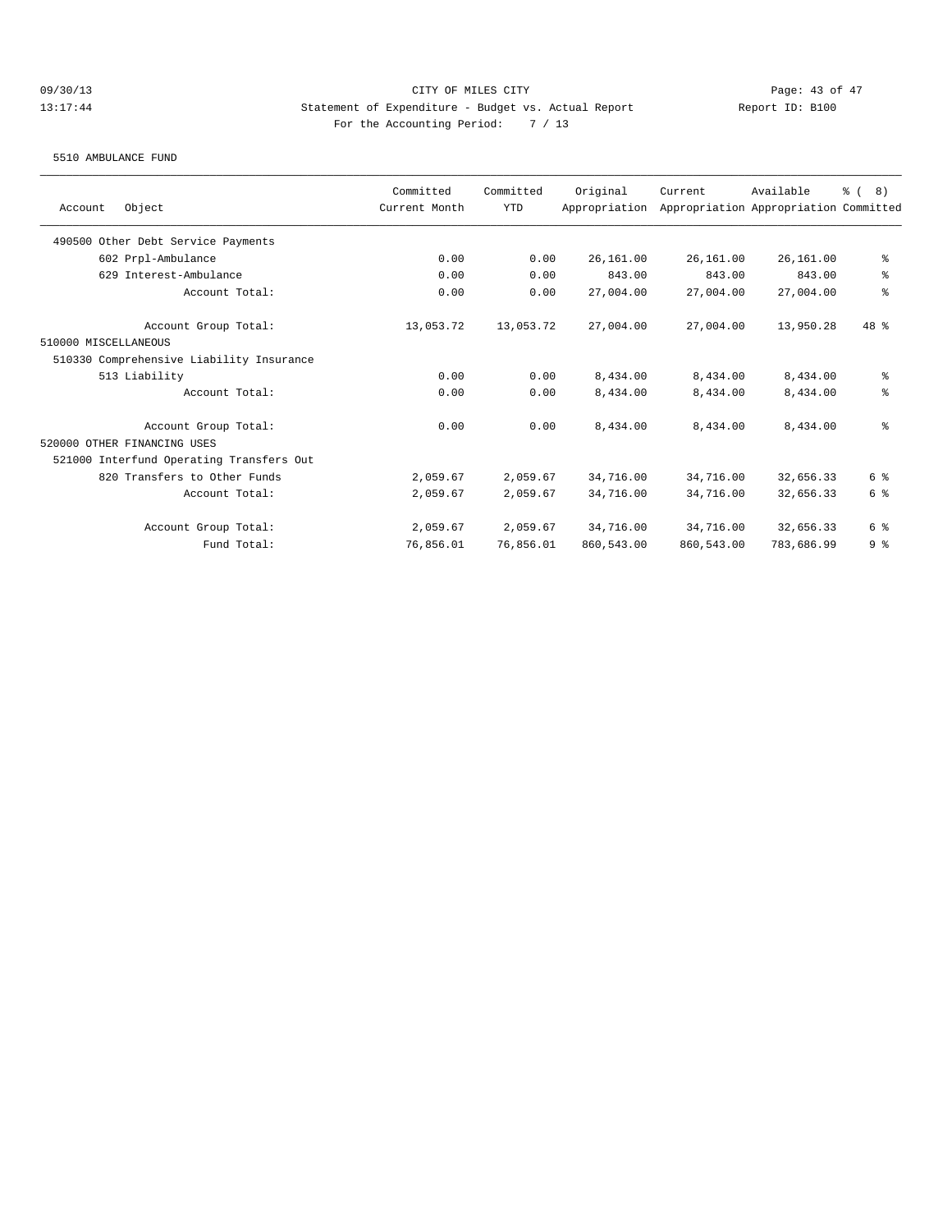CITY OF MILES CITY

Statement of Expenditure - Budget vs. Actual Report

Report ID: B100

For the Accounting Period: 7 / 13

09/30/13 13:17:44

5510 AMBULANCE FUND

| Account Object | Committed Current Month | Committed YTD | Original Appropriation | Current Appropriation | Available Appropriation | % ( 8) Committed |
|---|---|---|---|---|---|---|
| 490500 Other Debt Service Payments | | | | | | |
| 602 Prpl-Ambulance | 0.00 | 0.00 | 26,161.00 | 26,161.00 | 26,161.00 | % |
| 629 Interest-Ambulance | 0.00 | 0.00 | 843.00 | 843.00 | 843.00 | % |
| Account Total: | 0.00 | 0.00 | 27,004.00 | 27,004.00 | 27,004.00 | % |
| Account Group Total: | 13,053.72 | 13,053.72 | 27,004.00 | 27,004.00 | 13,950.28 | 48 % |
| 510000 MISCELLANEOUS | | | | | | |
| 510330 Comprehensive Liability Insurance | | | | | | |
| 513 Liability | 0.00 | 0.00 | 8,434.00 | 8,434.00 | 8,434.00 | % |
| Account Total: | 0.00 | 0.00 | 8,434.00 | 8,434.00 | 8,434.00 | % |
| Account Group Total: | 0.00 | 0.00 | 8,434.00 | 8,434.00 | 8,434.00 | % |
| 520000 OTHER FINANCING USES | | | | | | |
| 521000 Interfund Operating Transfers Out | | | | | | |
| 820 Transfers to Other Funds | 2,059.67 | 2,059.67 | 34,716.00 | 34,716.00 | 32,656.33 | 6 % |
| Account Total: | 2,059.67 | 2,059.67 | 34,716.00 | 34,716.00 | 32,656.33 | 6 % |
| Account Group Total: | 2,059.67 | 2,059.67 | 34,716.00 | 34,716.00 | 32,656.33 | 6 % |
| Fund Total: | 76,856.01 | 76,856.01 | 860,543.00 | 860,543.00 | 783,686.99 | 9 % |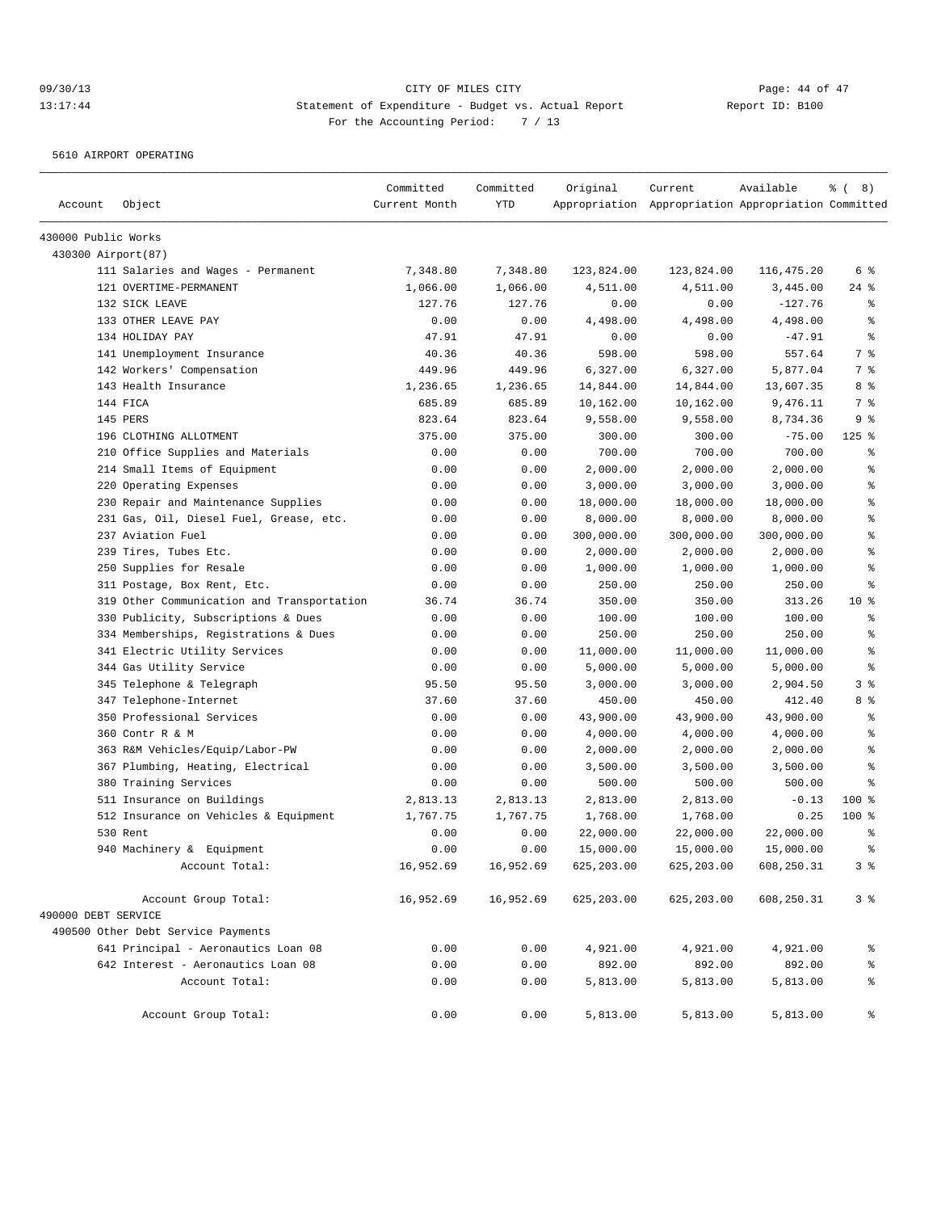CITY OF MILES CITY

Statement of Expenditure - Budget vs. Actual Report

For the Accounting Period: 7 / 13

09/30/13
13:17:44

Report ID: B100

5610 AIRPORT OPERATING

| Account | Object | Committed Current Month | Committed YTD | Original Appropriation | Current Appropriation | Available Appropriation | % ( 8) Committed |
|---|---|---|---|---|---|---|---|
| 430000 Public Works | | | | | | | |
| 430300 Airport(87) | | | | | | | |
| | 111 Salaries and Wages - Permanent | 7,348.80 | 7,348.80 | 123,824.00 | 123,824.00 | 116,475.20 | 6 % |
| | 121 OVERTIME-PERMANENT | 1,066.00 | 1,066.00 | 4,511.00 | 4,511.00 | 3,445.00 | 24 % |
| | 132 SICK LEAVE | 127.76 | 127.76 | 0.00 | 0.00 | -127.76 | % |
| | 133 OTHER LEAVE PAY | 0.00 | 0.00 | 4,498.00 | 4,498.00 | 4,498.00 | % |
| | 134 HOLIDAY PAY | 47.91 | 47.91 | 0.00 | 0.00 | -47.91 | % |
| | 141 Unemployment Insurance | 40.36 | 40.36 | 598.00 | 598.00 | 557.64 | 7 % |
| | 142 Workers' Compensation | 449.96 | 449.96 | 6,327.00 | 6,327.00 | 5,877.04 | 7 % |
| | 143 Health Insurance | 1,236.65 | 1,236.65 | 14,844.00 | 14,844.00 | 13,607.35 | 8 % |
| | 144 FICA | 685.89 | 685.89 | 10,162.00 | 10,162.00 | 9,476.11 | 7 % |
| | 145 PERS | 823.64 | 823.64 | 9,558.00 | 9,558.00 | 8,734.36 | 9 % |
| | 196 CLOTHING ALLOTMENT | 375.00 | 375.00 | 300.00 | 300.00 | -75.00 | 125 % |
| | 210 Office Supplies and Materials | 0.00 | 0.00 | 700.00 | 700.00 | 700.00 | % |
| | 214 Small Items of Equipment | 0.00 | 0.00 | 2,000.00 | 2,000.00 | 2,000.00 | % |
| | 220 Operating Expenses | 0.00 | 0.00 | 3,000.00 | 3,000.00 | 3,000.00 | % |
| | 230 Repair and Maintenance Supplies | 0.00 | 0.00 | 18,000.00 | 18,000.00 | 18,000.00 | % |
| | 231 Gas, Oil, Diesel Fuel, Grease, etc. | 0.00 | 0.00 | 8,000.00 | 8,000.00 | 8,000.00 | % |
| | 237 Aviation Fuel | 0.00 | 0.00 | 300,000.00 | 300,000.00 | 300,000.00 | % |
| | 239 Tires, Tubes Etc. | 0.00 | 0.00 | 2,000.00 | 2,000.00 | 2,000.00 | % |
| | 250 Supplies for Resale | 0.00 | 0.00 | 1,000.00 | 1,000.00 | 1,000.00 | % |
| | 311 Postage, Box Rent, Etc. | 0.00 | 0.00 | 250.00 | 250.00 | 250.00 | % |
| | 319 Other Communication and Transportation | 36.74 | 36.74 | 350.00 | 350.00 | 313.26 | 10 % |
| | 330 Publicity, Subscriptions & Dues | 0.00 | 0.00 | 100.00 | 100.00 | 100.00 | % |
| | 334 Memberships, Registrations & Dues | 0.00 | 0.00 | 250.00 | 250.00 | 250.00 | % |
| | 341 Electric Utility Services | 0.00 | 0.00 | 11,000.00 | 11,000.00 | 11,000.00 | % |
| | 344 Gas Utility Service | 0.00 | 0.00 | 5,000.00 | 5,000.00 | 5,000.00 | % |
| | 345 Telephone & Telegraph | 95.50 | 95.50 | 3,000.00 | 3,000.00 | 2,904.50 | 3 % |
| | 347 Telephone-Internet | 37.60 | 37.60 | 450.00 | 450.00 | 412.40 | 8 % |
| | 350 Professional Services | 0.00 | 0.00 | 43,900.00 | 43,900.00 | 43,900.00 | % |
| | 360 Contr R & M | 0.00 | 0.00 | 4,000.00 | 4,000.00 | 4,000.00 | % |
| | 363 R&M Vehicles/Equip/Labor-PW | 0.00 | 0.00 | 2,000.00 | 2,000.00 | 2,000.00 | % |
| | 367 Plumbing, Heating, Electrical | 0.00 | 0.00 | 3,500.00 | 3,500.00 | 3,500.00 | % |
| | 380 Training Services | 0.00 | 0.00 | 500.00 | 500.00 | 500.00 | % |
| | 511 Insurance on Buildings | 2,813.13 | 2,813.13 | 2,813.00 | 2,813.00 | -0.13 | 100 % |
| | 512 Insurance on Vehicles & Equipment | 1,767.75 | 1,767.75 | 1,768.00 | 1,768.00 | 0.25 | 100 % |
| | 530 Rent | 0.00 | 0.00 | 22,000.00 | 22,000.00 | 22,000.00 | % |
| | 940 Machinery & Equipment | 0.00 | 0.00 | 15,000.00 | 15,000.00 | 15,000.00 | % |
| | Account Total: | 16,952.69 | 16,952.69 | 625,203.00 | 625,203.00 | 608,250.31 | 3 % |
| | Account Group Total: | 16,952.69 | 16,952.69 | 625,203.00 | 625,203.00 | 608,250.31 | 3 % |
| 490000 DEBT SERVICE | | | | | | | |
| 490500 Other Debt Service Payments | | | | | | | |
| | 641 Principal - Aeronautics Loan 08 | 0.00 | 0.00 | 4,921.00 | 4,921.00 | 4,921.00 | % |
| | 642 Interest - Aeronautics Loan 08 | 0.00 | 0.00 | 892.00 | 892.00 | 892.00 | % |
| | Account Total: | 0.00 | 0.00 | 5,813.00 | 5,813.00 | 5,813.00 | % |
| | Account Group Total: | 0.00 | 0.00 | 5,813.00 | 5,813.00 | 5,813.00 | % |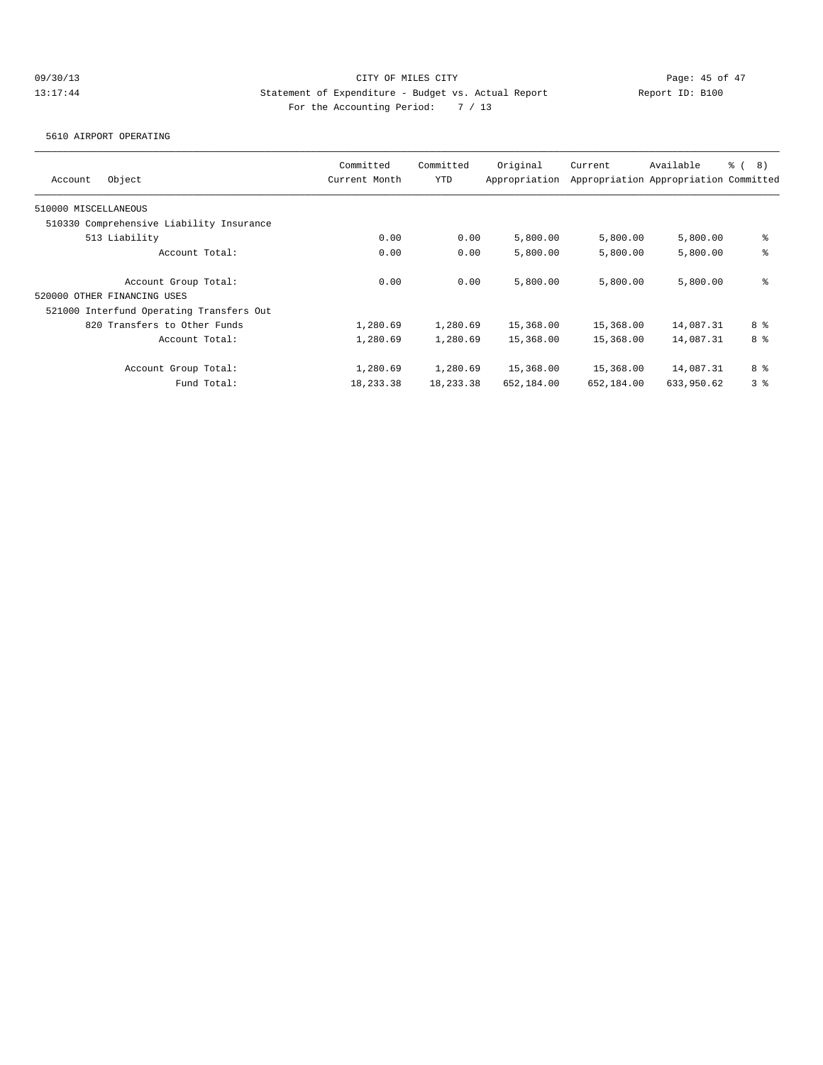CITY OF MILES CITY

Statement of Expenditure - Budget vs. Actual Report

Report ID: B100

For the Accounting Period: 7 / 13

09/30/13

13:17:44

5610 AIRPORT OPERATING

| Account Object | Committed Current Month | Committed YTD | Original Appropriation | Current Appropriation | Available Appropriation | % ( 8) Committed |
|---|---|---|---|---|---|---|
| 510000 MISCELLANEOUS | | | | | | |
| 510330 Comprehensive Liability Insurance | | | | | | |
| 513 Liability | 0.00 | 0.00 | 5,800.00 | 5,800.00 | 5,800.00 | % |
| Account Total: | 0.00 | 0.00 | 5,800.00 | 5,800.00 | 5,800.00 | % |
| Account Group Total: | 0.00 | 0.00 | 5,800.00 | 5,800.00 | 5,800.00 | % |
| 520000 OTHER FINANCING USES | | | | | | |
| 521000 Interfund Operating Transfers Out | | | | | | |
| 820 Transfers to Other Funds | 1,280.69 | 1,280.69 | 15,368.00 | 15,368.00 | 14,087.31 | 8 % |
| Account Total: | 1,280.69 | 1,280.69 | 15,368.00 | 15,368.00 | 14,087.31 | 8 % |
| Account Group Total: | 1,280.69 | 1,280.69 | 15,368.00 | 15,368.00 | 14,087.31 | 8 % |
| Fund Total: | 18,233.38 | 18,233.38 | 652,184.00 | 652,184.00 | 633,950.62 | 3 % |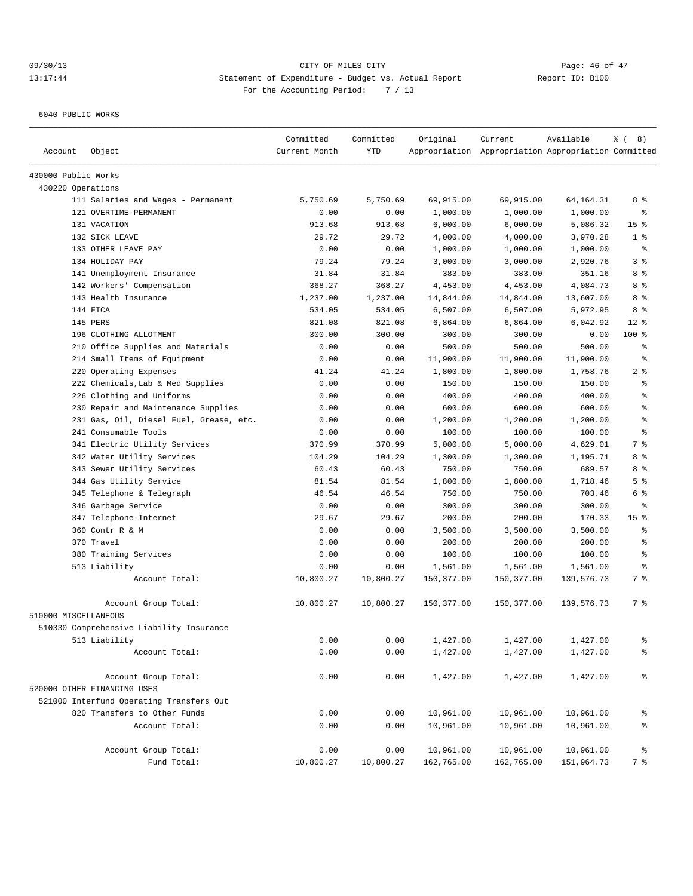CITY OF MILES CITY
Statement of Expenditure - Budget vs. Actual Report
Report ID: B100
For the Accounting Period: 7 / 13

09/30/13
13:17:44

6040 PUBLIC WORKS

| Account | Object | Committed Current Month | Committed YTD | Original Appropriation | Current Appropriation | Available Appropriation | % ( 8) Committed |
|---|---|---|---|---|---|---|---|
| 430000 Public Works | | | | | | | |
| 430220 Operations | | | | | | | |
| | 111 Salaries and Wages - Permanent | 5,750.69 | 5,750.69 | 69,915.00 | 69,915.00 | 64,164.31 | 8 % |
| | 121 OVERTIME-PERMANENT | 0.00 | 0.00 | 1,000.00 | 1,000.00 | 1,000.00 | % |
| | 131 VACATION | 913.68 | 913.68 | 6,000.00 | 6,000.00 | 5,086.32 | 15 % |
| | 132 SICK LEAVE | 29.72 | 29.72 | 4,000.00 | 4,000.00 | 3,970.28 | 1 % |
| | 133 OTHER LEAVE PAY | 0.00 | 0.00 | 1,000.00 | 1,000.00 | 1,000.00 | % |
| | 134 HOLIDAY PAY | 79.24 | 79.24 | 3,000.00 | 3,000.00 | 2,920.76 | 3 % |
| | 141 Unemployment Insurance | 31.84 | 31.84 | 383.00 | 383.00 | 351.16 | 8 % |
| | 142 Workers' Compensation | 368.27 | 368.27 | 4,453.00 | 4,453.00 | 4,084.73 | 8 % |
| | 143 Health Insurance | 1,237.00 | 1,237.00 | 14,844.00 | 14,844.00 | 13,607.00 | 8 % |
| | 144 FICA | 534.05 | 534.05 | 6,507.00 | 6,507.00 | 5,972.95 | 8 % |
| | 145 PERS | 821.08 | 821.08 | 6,864.00 | 6,864.00 | 6,042.92 | 12 % |
| | 196 CLOTHING ALLOTMENT | 300.00 | 300.00 | 300.00 | 300.00 | 0.00 | 100 % |
| | 210 Office Supplies and Materials | 0.00 | 0.00 | 500.00 | 500.00 | 500.00 | % |
| | 214 Small Items of Equipment | 0.00 | 0.00 | 11,900.00 | 11,900.00 | 11,900.00 | % |
| | 220 Operating Expenses | 41.24 | 41.24 | 1,800.00 | 1,800.00 | 1,758.76 | 2 % |
| | 222 Chemicals,Lab & Med Supplies | 0.00 | 0.00 | 150.00 | 150.00 | 150.00 | % |
| | 226 Clothing and Uniforms | 0.00 | 0.00 | 400.00 | 400.00 | 400.00 | % |
| | 230 Repair and Maintenance Supplies | 0.00 | 0.00 | 600.00 | 600.00 | 600.00 | % |
| | 231 Gas, Oil, Diesel Fuel, Grease, etc. | 0.00 | 0.00 | 1,200.00 | 1,200.00 | 1,200.00 | % |
| | 241 Consumable Tools | 0.00 | 0.00 | 100.00 | 100.00 | 100.00 | % |
| | 341 Electric Utility Services | 370.99 | 370.99 | 5,000.00 | 5,000.00 | 4,629.01 | 7 % |
| | 342 Water Utility Services | 104.29 | 104.29 | 1,300.00 | 1,300.00 | 1,195.71 | 8 % |
| | 343 Sewer Utility Services | 60.43 | 60.43 | 750.00 | 750.00 | 689.57 | 8 % |
| | 344 Gas Utility Service | 81.54 | 81.54 | 1,800.00 | 1,800.00 | 1,718.46 | 5 % |
| | 345 Telephone & Telegraph | 46.54 | 46.54 | 750.00 | 750.00 | 703.46 | 6 % |
| | 346 Garbage Service | 0.00 | 0.00 | 300.00 | 300.00 | 300.00 | % |
| | 347 Telephone-Internet | 29.67 | 29.67 | 200.00 | 200.00 | 170.33 | 15 % |
| | 360 Contr R & M | 0.00 | 0.00 | 3,500.00 | 3,500.00 | 3,500.00 | % |
| | 370 Travel | 0.00 | 0.00 | 200.00 | 200.00 | 200.00 | % |
| | 380 Training Services | 0.00 | 0.00 | 100.00 | 100.00 | 100.00 | % |
| | 513 Liability | 0.00 | 0.00 | 1,561.00 | 1,561.00 | 1,561.00 | % |
| | Account Total: | 10,800.27 | 10,800.27 | 150,377.00 | 150,377.00 | 139,576.73 | 7 % |
| | Account Group Total: | 10,800.27 | 10,800.27 | 150,377.00 | 150,377.00 | 139,576.73 | 7 % |
| 510000 MISCELLANEOUS | | | | | | | |
| 510330 Comprehensive Liability Insurance | | | | | | | |
| | 513 Liability | 0.00 | 0.00 | 1,427.00 | 1,427.00 | 1,427.00 | % |
| | Account Total: | 0.00 | 0.00 | 1,427.00 | 1,427.00 | 1,427.00 | % |
| | Account Group Total: | 0.00 | 0.00 | 1,427.00 | 1,427.00 | 1,427.00 | % |
| 520000 OTHER FINANCING USES | | | | | | | |
| 521000 Interfund Operating Transfers Out | | | | | | | |
| | 820 Transfers to Other Funds | 0.00 | 0.00 | 10,961.00 | 10,961.00 | 10,961.00 | % |
| | Account Total: | 0.00 | 0.00 | 10,961.00 | 10,961.00 | 10,961.00 | % |
| | Account Group Total: | 0.00 | 0.00 | 10,961.00 | 10,961.00 | 10,961.00 | % |
| | Fund Total: | 10,800.27 | 10,800.27 | 162,765.00 | 162,765.00 | 151,964.73 | 7 % |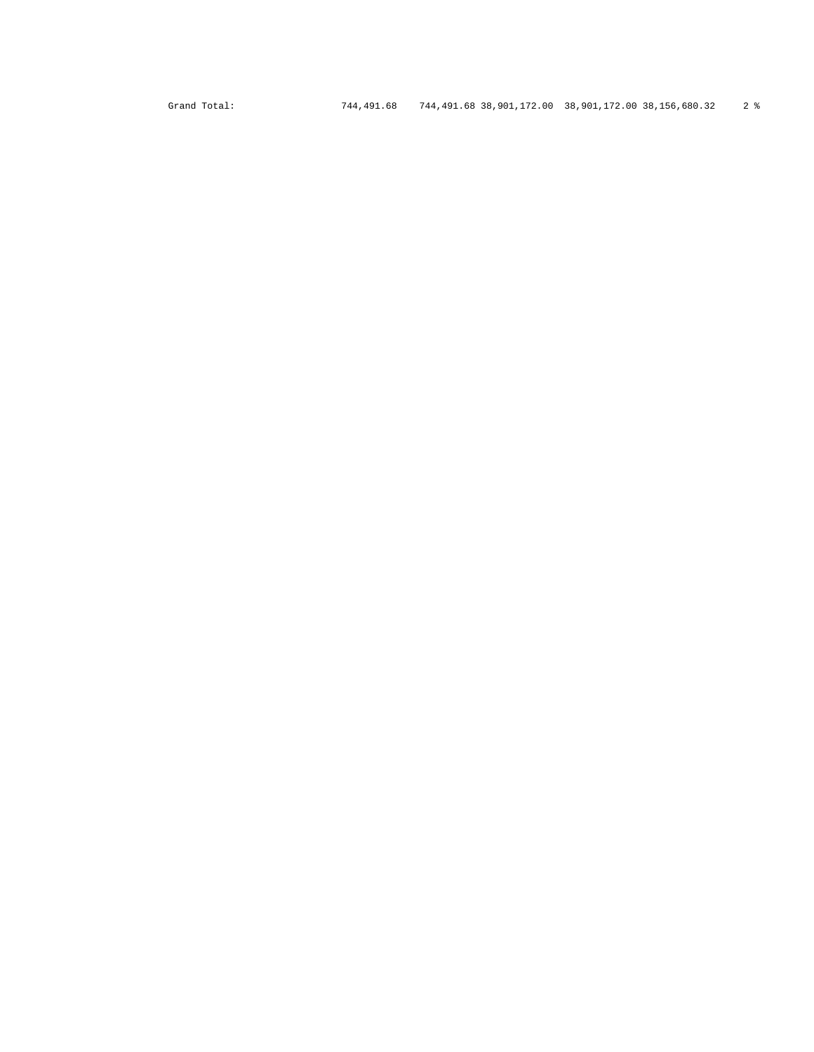| | | | | | | |
|---|---|---|---|---|---|---|
| Grand Total: | 744,491.68 | 744,491.68 | 38,901,172.00 | 38,901,172.00 | 38,156,680.32 | 2 % |